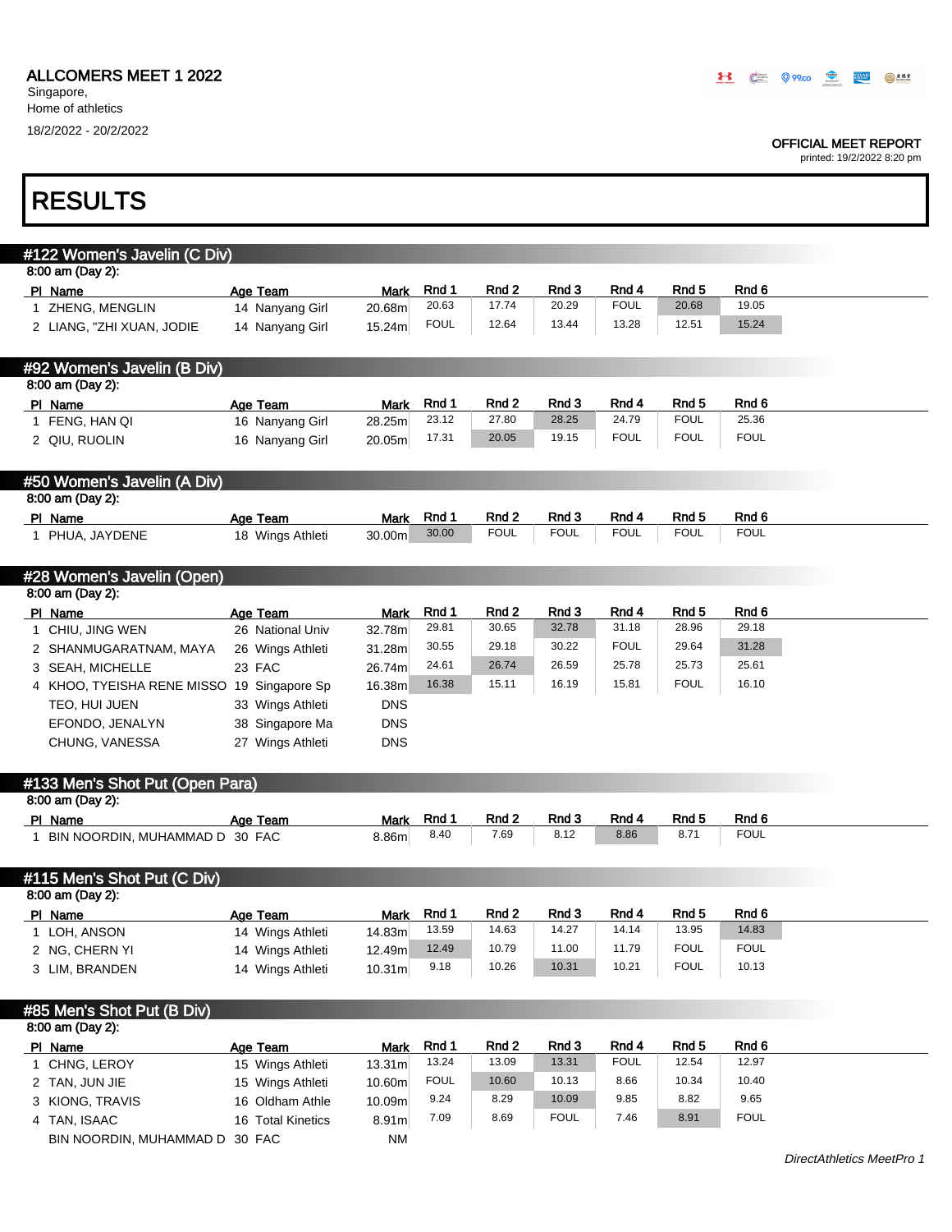ALLCOMERS MEET 1 2022

Singapore,
Home of athletics

18/2/2022 - 20/2/2022

OFFICIAL MEET REPORT
printed: 19/2/2022 8:20 pm

# RESULTS

## #122 Women's Javelin (C Div)

8:00 am (Day 2):

| Pl | Name | Age | Team | Mark | Rnd 1 | Rnd 2 | Rnd 3 | Rnd 4 | Rnd 5 | Rnd 6 |
|---|---|---|---|---|---|---|---|---|---|---|
| 1 | ZHENG, MENGLIN | 14 | Nanyang Girl | 20.68m | 20.63 | 17.74 | 20.29 | FOUL | 20.68 | 19.05 |
| 2 | LIANG, "ZHI XUAN, JODIE | 14 | Nanyang Girl | 15.24m | FOUL | 12.64 | 13.44 | 13.28 | 12.51 | 15.24 |

## #92 Women's Javelin (B Div)

8:00 am (Day 2):

| Pl | Name | Age | Team | Mark | Rnd 1 | Rnd 2 | Rnd 3 | Rnd 4 | Rnd 5 | Rnd 6 |
|---|---|---|---|---|---|---|---|---|---|---|
| 1 | FENG, HAN QI | 16 | Nanyang Girl | 28.25m | 23.12 | 27.80 | 28.25 | 24.79 | FOUL | 25.36 |
| 2 | QIU, RUOLIN | 16 | Nanyang Girl | 20.05m | 17.31 | 20.05 | 19.15 | FOUL | FOUL | FOUL |

## #50 Women's Javelin (A Div)

8:00 am (Day 2):

| Pl | Name | Age | Team | Mark | Rnd 1 | Rnd 2 | Rnd 3 | Rnd 4 | Rnd 5 | Rnd 6 |
|---|---|---|---|---|---|---|---|---|---|---|
| 1 | PHUA, JAYDENE | 18 | Wings Athleti | 30.00m | 30.00 | FOUL | FOUL | FOUL | FOUL | FOUL |

## #28 Women's Javelin (Open)

8:00 am (Day 2):

| Pl | Name | Age | Team | Mark | Rnd 1 | Rnd 2 | Rnd 3 | Rnd 4 | Rnd 5 | Rnd 6 |
|---|---|---|---|---|---|---|---|---|---|---|
| 1 | CHIU, JING WEN | 26 | National Univ | 32.78m | 29.81 | 30.65 | 32.78 | 31.18 | 28.96 | 29.18 |
| 2 | SHANMUGARATNAM, MAYA | 26 | Wings Athleti | 31.28m | 30.55 | 29.18 | 30.22 | FOUL | 29.64 | 31.28 |
| 3 | SEAH, MICHELLE | 23 | FAC | 26.74m | 24.61 | 26.74 | 26.59 | 25.78 | 25.73 | 25.61 |
| 4 | KHOO, TYEISHA RENE MISSO | 19 | Singapore Sp | 16.38m | 16.38 | 15.11 | 16.19 | 15.81 | FOUL | 16.10 |
| | TEO, HUI JUEN | 33 | Wings Athleti | DNS | | | | | | |
| | EFONDO, JENALYN | 38 | Singapore Ma | DNS | | | | | | |
| | CHUNG, VANESSA | 27 | Wings Athleti | DNS | | | | | | |

## #133 Men's Shot Put (Open Para)

8:00 am (Day 2):

| Pl | Name | Age | Team | Mark | Rnd 1 | Rnd 2 | Rnd 3 | Rnd 4 | Rnd 5 | Rnd 6 |
|---|---|---|---|---|---|---|---|---|---|---|
| 1 | BIN NOORDIN, MUHAMMAD D | 30 | FAC | 8.86m | 8.40 | 7.69 | 8.12 | 8.86 | 8.71 | FOUL |

## #115 Men's Shot Put (C Div)

8:00 am (Day 2):

| Pl | Name | Age | Team | Mark | Rnd 1 | Rnd 2 | Rnd 3 | Rnd 4 | Rnd 5 | Rnd 6 |
|---|---|---|---|---|---|---|---|---|---|---|
| 1 | LOH, ANSON | 14 | Wings Athleti | 14.83m | 13.59 | 14.63 | 14.27 | 14.14 | 13.95 | 14.83 |
| 2 | NG, CHERN YI | 14 | Wings Athleti | 12.49m | 12.49 | 10.79 | 11.00 | 11.79 | FOUL | FOUL |
| 3 | LIM, BRANDEN | 14 | Wings Athleti | 10.31m | 9.18 | 10.26 | 10.31 | 10.21 | FOUL | 10.13 |

## #85 Men's Shot Put (B Div)

8:00 am (Day 2):

| Pl | Name | Age | Team | Mark | Rnd 1 | Rnd 2 | Rnd 3 | Rnd 4 | Rnd 5 | Rnd 6 |
|---|---|---|---|---|---|---|---|---|---|---|
| 1 | CHNG, LEROY | 15 | Wings Athleti | 13.31m | 13.24 | 13.09 | 13.31 | FOUL | 12.54 | 12.97 |
| 2 | TAN, JUN JIE | 15 | Wings Athleti | 10.60m | FOUL | 10.60 | 10.13 | 8.66 | 10.34 | 10.40 |
| 3 | KIONG, TRAVIS | 16 | Oldham Athle | 10.09m | 9.24 | 8.29 | 10.09 | 9.85 | 8.82 | 9.65 |
| 4 | TAN, ISAAC | 16 | Total Kinetics | 8.91m | 7.09 | 8.69 | FOUL | 7.46 | 8.91 | FOUL |
| | BIN NOORDIN, MUHAMMAD D | 30 | FAC | NM | | | | | | |

*DirectAthletics MeetPro 1*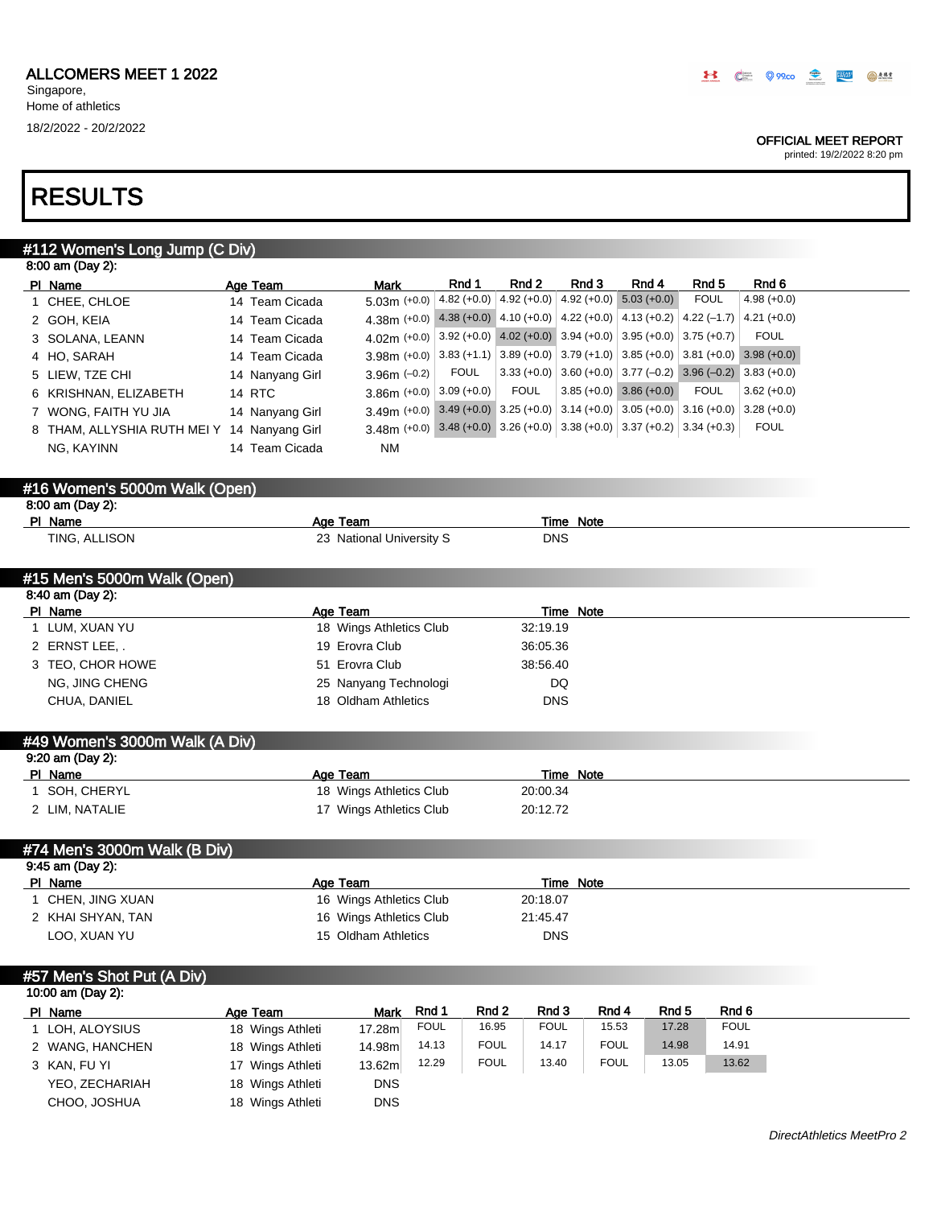ALLCOMERS MEET 1 2022
Singapore,
Home of athletics
18/2/2022 - 20/2/2022

OFFICIAL MEET REPORT
printed: 19/2/2022 8:20 pm

# RESULTS

## #112 Women's Long Jump (C Div)

8:00 am (Day 2):

| Pl | Name | Age | Team | Mark | Rnd 1 | Rnd 2 | Rnd 3 | Rnd 4 | Rnd 5 | Rnd 6 |
|---|---|---|---|---|---|---|---|---|---|---|
| 1 | CHEE, CHLOE | 14 | Team Cicada | 5.03m (+0.0) | 4.82 (+0.0) | 4.92 (+0.0) | 4.92 (+0.0) | 5.03 (+0.0) | FOUL | 4.98 (+0.0) |
| 2 | GOH, KEIA | 14 | Team Cicada | 4.38m (+0.0) | 4.38 (+0.0) | 4.10 (+0.0) | 4.22 (+0.0) | 4.13 (+0.2) | 4.22 (–1.7) | 4.21 (+0.0) |
| 3 | SOLANA, LEANN | 14 | Team Cicada | 4.02m (+0.0) | 3.92 (+0.0) | 4.02 (+0.0) | 3.94 (+0.0) | 3.95 (+0.0) | 3.75 (+0.7) | FOUL |
| 4 | HO, SARAH | 14 | Team Cicada | 3.98m (+0.0) | 3.83 (+1.1) | 3.89 (+0.0) | 3.79 (+1.0) | 3.85 (+0.0) | 3.81 (+0.0) | 3.98 (+0.0) |
| 5 | LIEW, TZE CHI | 14 | Nanyang Girl | 3.96m (–0.2) | FOUL | 3.33 (+0.0) | 3.60 (+0.0) | 3.77 (–0.2) | 3.96 (–0.2) | 3.83 (+0.0) |
| 6 | KRISHNAN, ELIZABETH | 14 | RTC | 3.86m (+0.0) | 3.09 (+0.0) | FOUL | 3.85 (+0.0) | 3.86 (+0.0) | FOUL | 3.62 (+0.0) |
| 7 | WONG, FAITH YU JIA | 14 | Nanyang Girl | 3.49m (+0.0) | 3.49 (+0.0) | 3.25 (+0.0) | 3.14 (+0.0) | 3.05 (+0.0) | 3.16 (+0.0) | 3.28 (+0.0) |
| 8 | THAM, ALLYSHIA RUTH MEI Y | 14 | Nanyang Girl | 3.48m (+0.0) | 3.48 (+0.0) | 3.26 (+0.0) | 3.38 (+0.0) | 3.37 (+0.2) | 3.34 (+0.3) | FOUL |
| | NG, KAYINN | 14 | Team Cicada | NM | | | | | | |

## #16 Women's 5000m Walk (Open)

8:00 am (Day 2):

| Pl | Name | Age | Team | Time | Note |
|---|---|---|---|---|---|
| | TING, ALLISON | 23 | National University S | DNS | |

## #15 Men's 5000m Walk (Open)

8:40 am (Day 2):

| Pl | Name | Age | Team | Time | Note |
|---|---|---|---|---|---|
| 1 | LUM, XUAN YU | 18 | Wings Athletics Club | 32:19.19 | |
| 2 | ERNST LEE, . | 19 | Erovra Club | 36:05.36 | |
| 3 | TEO, CHOR HOWE | 51 | Erovra Club | 38:56.40 | |
| | NG, JING CHENG | 25 | Nanyang Technologi | DQ | |
| | CHUA, DANIEL | 18 | Oldham Athletics | DNS | |

## #49 Women's 3000m Walk (A Div)

9:20 am (Day 2):

| Pl | Name | Age | Team | Time | Note |
|---|---|---|---|---|---|
| 1 | SOH, CHERYL | 18 | Wings Athletics Club | 20:00.34 | |
| 2 | LIM, NATALIE | 17 | Wings Athletics Club | 20:12.72 | |

## #74 Men's 3000m Walk (B Div)

9:45 am (Day 2):

| Pl | Name | Age | Team | Time | Note |
|---|---|---|---|---|---|
| 1 | CHEN, JING XUAN | 16 | Wings Athletics Club | 20:18.07 | |
| 2 | KHAI SHYAN, TAN | 16 | Wings Athletics Club | 21:45.47 | |
| | LOO, XUAN YU | 15 | Oldham Athletics | DNS | |

## #57 Men's Shot Put (A Div)

10:00 am (Day 2):

| Pl | Name | Age | Team | Mark | Rnd 1 | Rnd 2 | Rnd 3 | Rnd 4 | Rnd 5 | Rnd 6 |
|---|---|---|---|---|---|---|---|---|---|---|
| 1 | LOH, ALOYSIUS | 18 | Wings Athleti | 17.28m | FOUL | 16.95 | FOUL | 15.53 | 17.28 | FOUL |
| 2 | WANG, HANCHEN | 18 | Wings Athleti | 14.98m | 14.13 | FOUL | 14.17 | FOUL | 14.98 | 14.91 |
| 3 | KAN, FU YI | 17 | Wings Athleti | 13.62m | 12.29 | FOUL | 13.40 | FOUL | 13.05 | 13.62 |
| | YEO, ZECHARIAH | 18 | Wings Athleti | DNS | | | | | | |
| | CHOO, JOSHUA | 18 | Wings Athleti | DNS | | | | | | |

*DirectAthletics MeetPro 2*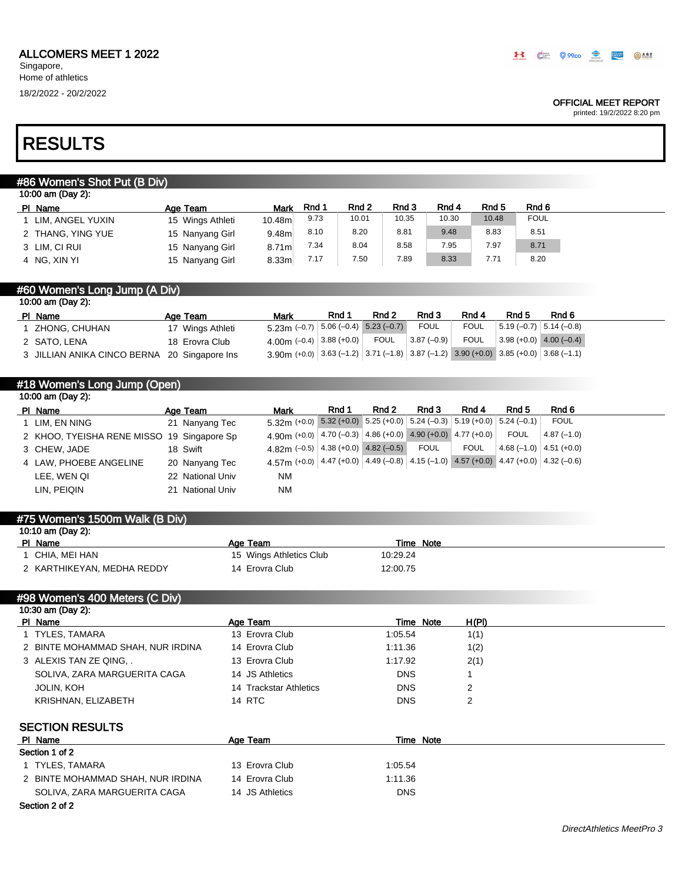ALLCOMERS MEET 1 2022
Singapore,
Home of athletics
18/2/2022 - 20/2/2022

OFFICIAL MEET REPORT
printed: 19/2/2022 8:20 pm

# RESULTS

## #86 Women's Shot Put (B Div)

10:00 am (Day 2):

| Pl | Name | Age | Team | Mark | Rnd 1 | Rnd 2 | Rnd 3 | Rnd 4 | Rnd 5 | Rnd 6 |
|---|---|---|---|---|---|---|---|---|---|---|
| 1 | LIM, ANGEL YUXIN | 15 | Wings Athleti | 10.48m | 9.73 | 10.01 | 10.35 | 10.30 | 10.48 | FOUL |
| 2 | THANG, YING YUE | 15 | Nanyang Girl | 9.48m | 8.10 | 8.20 | 8.81 | 9.48 | 8.83 | 8.51 |
| 3 | LIM, CI RUI | 15 | Nanyang Girl | 8.71m | 7.34 | 8.04 | 8.58 | 7.95 | 7.97 | 8.71 |
| 4 | NG, XIN YI | 15 | Nanyang Girl | 8.33m | 7.17 | 7.50 | 7.89 | 8.33 | 7.71 | 8.20 |

## #60 Women's Long Jump (A Div)

10:00 am (Day 2):

| Pl | Name | Age | Team | Mark | Rnd 1 | Rnd 2 | Rnd 3 | Rnd 4 | Rnd 5 | Rnd 6 |
|---|---|---|---|---|---|---|---|---|---|---|
| 1 | ZHONG, CHUHAN | 17 | Wings Athleti | 5.23m (–0.7) | 5.06 (–0.4) | 5.23 (–0.7) | FOUL | FOUL | 5.19 (–0.7) | 5.14 (–0.8) |
| 2 | SATO, LENA | 18 | Erovra Club | 4.00m (–0.4) | 3.88 (+0.0) | FOUL | 3.87 (–0.9) | FOUL | 3.98 (+0.0) | 4.00 (–0.4) |
| 3 | JILLIAN ANIKA CINCO BERNA | 20 | Singapore Ins | 3.90m (+0.0) | 3.63 (–1.2) | 3.71 (–1.8) | 3.87 (–1.2) | 3.90 (+0.0) | 3.85 (+0.0) | 3.68 (–1.1) |

## #18 Women's Long Jump (Open)

10:00 am (Day 2):

| Pl | Name | Age | Team | Mark | Rnd 1 | Rnd 2 | Rnd 3 | Rnd 4 | Rnd 5 | Rnd 6 |
|---|---|---|---|---|---|---|---|---|---|---|
| 1 | LIM, EN NING | 21 | Nanyang Tec | 5.32m (+0.0) | 5.32 (+0.0) | 5.25 (+0.0) | 5.24 (–0.3) | 5.19 (+0.0) | 5.24 (–0.1) | FOUL |
| 2 | KHOO, TYEISHA RENE MISSO | 19 | Singapore Sp | 4.90m (+0.0) | 4.70 (–0.3) | 4.86 (+0.0) | 4.90 (+0.0) | 4.77 (+0.0) | FOUL | 4.87 (–1.0) |
| 3 | CHEW, JADE | 18 | Swift | 4.82m (–0.5) | 4.38 (+0.0) | 4.82 (–0.5) | FOUL | FOUL | 4.68 (–1.0) | 4.51 (+0.0) |
| 4 | LAW, PHOEBE ANGELINE | 20 | Nanyang Tec | 4.57m (+0.0) | 4.47 (+0.0) | 4.49 (–0.8) | 4.15 (–1.0) | 4.57 (+0.0) | 4.47 (+0.0) | 4.32 (–0.6) |
| | LEE, WEN QI | 22 | National Univ | NM | | | | | | |
| | LIN, PEIQIN | 21 | National Univ | NM | | | | | | |

## #75 Women's 1500m Walk (B Div)

10:10 am (Day 2):

| Pl | Name | Age | Team | Time | Note |
|---|---|---|---|---|---|
| 1 | CHIA, MEI HAN | 15 | Wings Athletics Club | 10:29.24 | |
| 2 | KARTHIKEYAN, MEDHA REDDY | 14 | Erovra Club | 12:00.75 | |

## #98 Women's 400 Meters (C Div)

10:30 am (Day 2):

| Pl | Name | Age | Team | Time | Note | H(Pl) |
|---|---|---|---|---|---|---|
| 1 | TYLES, TAMARA | 13 | Erovra Club | 1:05.54 | | 1(1) |
| 2 | BINTE MOHAMMAD SHAH, NUR IRDINA | 14 | Erovra Club | 1:11.36 | | 1(2) |
| 3 | ALEXIS TAN ZE QING, . | 13 | Erovra Club | 1:17.92 | | 2(1) |
| | SOLIVA, ZARA MARGUERITA CAGA | 14 | JS Athletics | DNS | | 1 |
| | JOLIN, KOH | 14 | Trackstar Athletics | DNS | | 2 |
| | KRISHNAN, ELIZABETH | 14 | RTC | DNS | | 2 |

### SECTION RESULTS

| Pl | Name | Age | Team | Time | Note |
|---|---|---|---|---|---|
| Section 1 of 2 | | | | | |
| 1 | TYLES, TAMARA | 13 | Erovra Club | 1:05.54 | |
| 2 | BINTE MOHAMMAD SHAH, NUR IRDINA | 14 | Erovra Club | 1:11.36 | |
| | SOLIVA, ZARA MARGUERITA CAGA | 14 | JS Athletics | DNS | |
| Section 2 of 2 | | | | | |

*DirectAthletics MeetPro 3*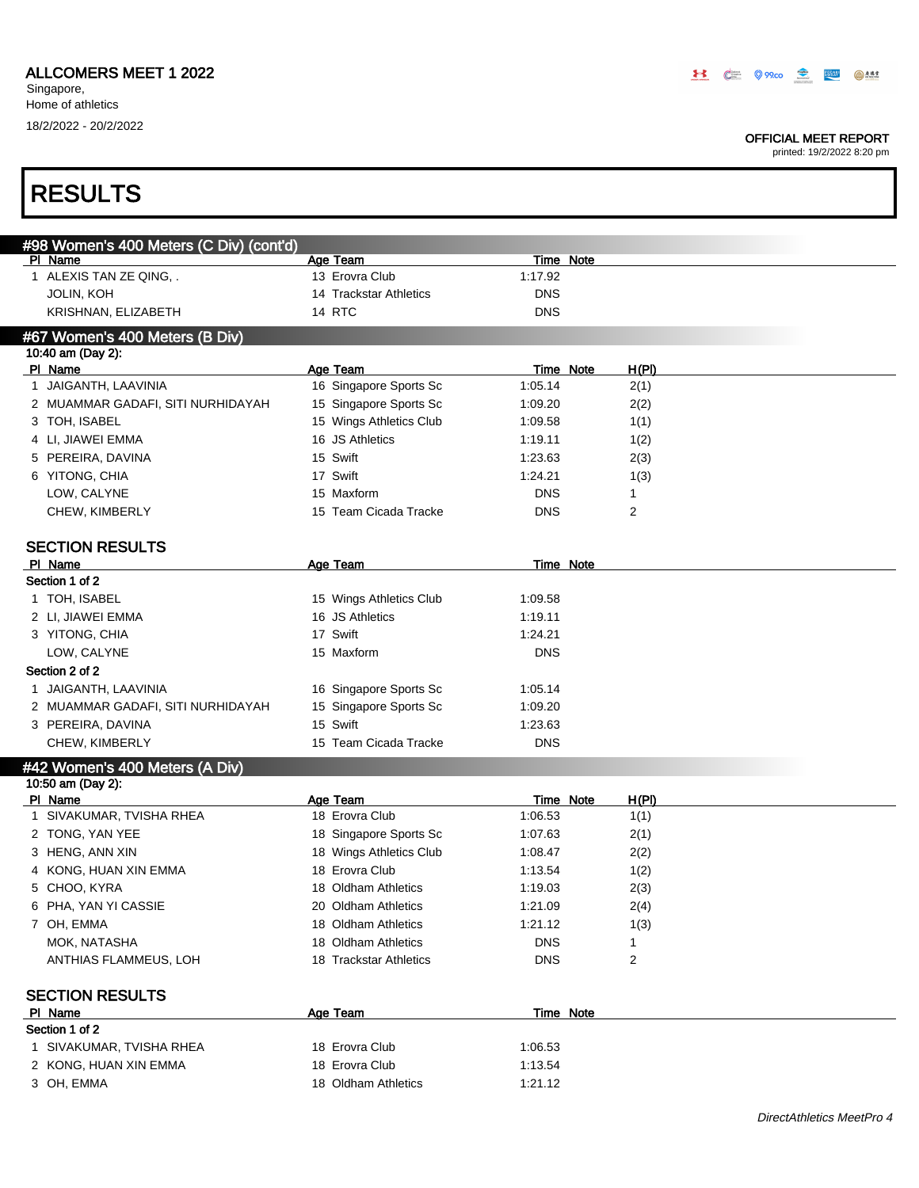# ALLCOMERS MEET 1 2022

Singapore,
Home of athletics

18/2/2022 - 20/2/2022

OFFICIAL MEET REPORT
printed: 19/2/2022 8:20 pm

# RESULTS

## #98 Women's 400 Meters (C Div) (cont'd)

| Pl | Name | Age | Team | Time | Note |
|---|---|---|---|---|---|
| 1 | ALEXIS TAN ZE QING, . | 13 | Erovra Club | 1:17.92 | |
| | JOLIN, KOH | 14 | Trackstar Athletics | DNS | |
| | KRISHNAN, ELIZABETH | 14 | RTC | DNS | |

## #67 Women's 400 Meters (B Div)

10:40 am (Day 2):

| Pl | Name | Age | Team | Time | Note | H(Pl) |
|---|---|---|---|---|---|---|
| 1 | JAIGANTH, LAAVINIA | 16 | Singapore Sports Sc | 1:05.14 | | 2(1) |
| 2 | MUAMMAR GADAFI, SITI NURHIDAYAH | 15 | Singapore Sports Sc | 1:09.20 | | 2(2) |
| 3 | TOH, ISABEL | 15 | Wings Athletics Club | 1:09.58 | | 1(1) |
| 4 | LI, JIAWEI EMMA | 16 | JS Athletics | 1:19.11 | | 1(2) |
| 5 | PEREIRA, DAVINA | 15 | Swift | 1:23.63 | | 2(3) |
| 6 | YITONG, CHIA | 17 | Swift | 1:24.21 | | 1(3) |
| | LOW, CALYNE | 15 | Maxform | DNS | | 1 |
| | CHEW, KIMBERLY | 15 | Team Cicada Tracke | DNS | | 2 |

### SECTION RESULTS

| Pl | Name | Age | Team | Time | Note |
|---|---|---|---|---|---|
| **Section 1 of 2** | | | | | |
| 1 | TOH, ISABEL | 15 | Wings Athletics Club | 1:09.58 | |
| 2 | LI, JIAWEI EMMA | 16 | JS Athletics | 1:19.11 | |
| 3 | YITONG, CHIA | 17 | Swift | 1:24.21 | |
| | LOW, CALYNE | 15 | Maxform | DNS | |
| **Section 2 of 2** | | | | | |
| 1 | JAIGANTH, LAAVINIA | 16 | Singapore Sports Sc | 1:05.14 | |
| 2 | MUAMMAR GADAFI, SITI NURHIDAYAH | 15 | Singapore Sports Sc | 1:09.20 | |
| 3 | PEREIRA, DAVINA | 15 | Swift | 1:23.63 | |
| | CHEW, KIMBERLY | 15 | Team Cicada Tracke | DNS | |

## #42 Women's 400 Meters (A Div)

10:50 am (Day 2):

| Pl | Name | Age | Team | Time | Note | H(Pl) |
|---|---|---|---|---|---|---|
| 1 | SIVAKUMAR, TVISHA RHEA | 18 | Erovra Club | 1:06.53 | | 1(1) |
| 2 | TONG, YAN YEE | 18 | Singapore Sports Sc | 1:07.63 | | 2(1) |
| 3 | HENG, ANN XIN | 18 | Wings Athletics Club | 1:08.47 | | 2(2) |
| 4 | KONG, HUAN XIN EMMA | 18 | Erovra Club | 1:13.54 | | 1(2) |
| 5 | CHOO, KYRA | 18 | Oldham Athletics | 1:19.03 | | 2(3) |
| 6 | PHA, YAN YI CASSIE | 20 | Oldham Athletics | 1:21.09 | | 2(4) |
| 7 | OH, EMMA | 18 | Oldham Athletics | 1:21.12 | | 1(3) |
| | MOK, NATASHA | 18 | Oldham Athletics | DNS | | 1 |
| | ANTHIAS FLAMMEUS, LOH | 18 | Trackstar Athletics | DNS | | 2 |

### SECTION RESULTS

| Pl | Name | Age | Team | Time | Note |
|---|---|---|---|---|---|
| **Section 1 of 2** | | | | | |
| 1 | SIVAKUMAR, TVISHA RHEA | 18 | Erovra Club | 1:06.53 | |
| 2 | KONG, HUAN XIN EMMA | 18 | Erovra Club | 1:13.54 | |
| 3 | OH, EMMA | 18 | Oldham Athletics | 1:21.12 | |

*DirectAthletics MeetPro 4*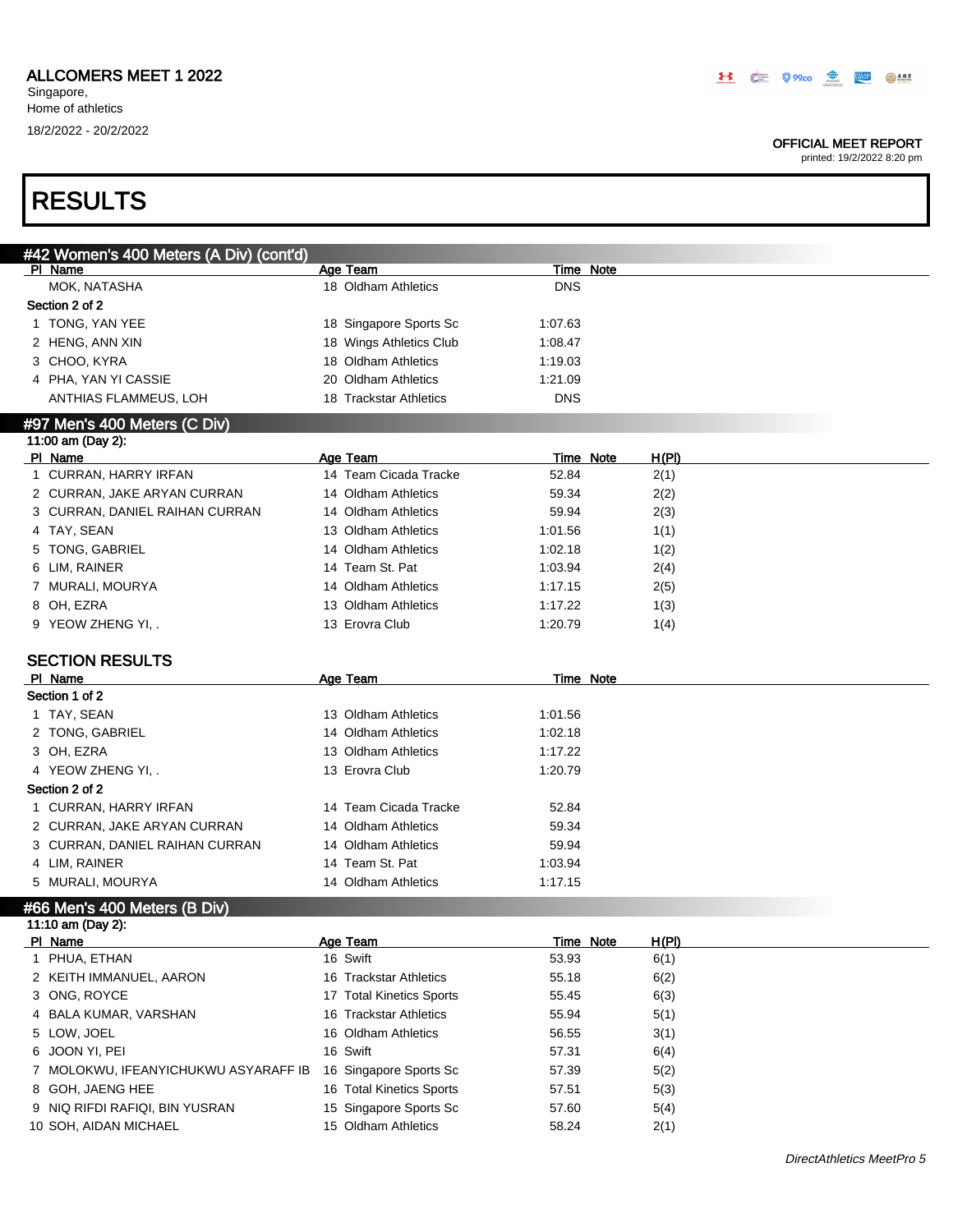ALLCOMERS MEET 1 2022
Singapore,
Home of athletics
18/2/2022 - 20/2/2022

OFFICIAL MEET REPORT
printed: 19/2/2022 8:20 pm

# RESULTS

## #42 Women's 400 Meters (A Div) (cont'd)

| Pl | Name | Age | Team | Time | Note |
|---|---|---|---|---|---|
| | MOK, NATASHA | 18 | Oldham Athletics | DNS | |
| **Section 2 of 2** | | | | | |
| 1 | TONG, YAN YEE | 18 | Singapore Sports Sc | 1:07.63 | |
| 2 | HENG, ANN XIN | 18 | Wings Athletics Club | 1:08.47 | |
| 3 | CHOO, KYRA | 18 | Oldham Athletics | 1:19.03 | |
| 4 | PHA, YAN YI CASSIE | 20 | Oldham Athletics | 1:21.09 | |
| | ANTHIAS FLAMMEUS, LOH | 18 | Trackstar Athletics | DNS | |

## #97 Men's 400 Meters (C Div)

11:00 am (Day 2):

| Pl | Name | Age | Team | Time | Note | H(Pl) |
|---|---|---|---|---|---|---|
| 1 | CURRAN, HARRY IRFAN | 14 | Team Cicada Tracke | 52.84 | | 2(1) |
| 2 | CURRAN, JAKE ARYAN CURRAN | 14 | Oldham Athletics | 59.34 | | 2(2) |
| 3 | CURRAN, DANIEL RAIHAN CURRAN | 14 | Oldham Athletics | 59.94 | | 2(3) |
| 4 | TAY, SEAN | 13 | Oldham Athletics | 1:01.56 | | 1(1) |
| 5 | TONG, GABRIEL | 14 | Oldham Athletics | 1:02.18 | | 1(2) |
| 6 | LIM, RAINER | 14 | Team St. Pat | 1:03.94 | | 2(4) |
| 7 | MURALI, MOURYA | 14 | Oldham Athletics | 1:17.15 | | 2(5) |
| 8 | OH, EZRA | 13 | Oldham Athletics | 1:17.22 | | 1(3) |
| 9 | YEOW ZHENG YI, . | 13 | Erovra Club | 1:20.79 | | 1(4) |

### SECTION RESULTS

| Pl | Name | Age | Team | Time | Note |
|---|---|---|---|---|---|
| **Section 1 of 2** | | | | | |
| 1 | TAY, SEAN | 13 | Oldham Athletics | 1:01.56 | |
| 2 | TONG, GABRIEL | 14 | Oldham Athletics | 1:02.18 | |
| 3 | OH, EZRA | 13 | Oldham Athletics | 1:17.22 | |
| 4 | YEOW ZHENG YI, . | 13 | Erovra Club | 1:20.79 | |
| **Section 2 of 2** | | | | | |
| 1 | CURRAN, HARRY IRFAN | 14 | Team Cicada Tracke | 52.84 | |
| 2 | CURRAN, JAKE ARYAN CURRAN | 14 | Oldham Athletics | 59.34 | |
| 3 | CURRAN, DANIEL RAIHAN CURRAN | 14 | Oldham Athletics | 59.94 | |
| 4 | LIM, RAINER | 14 | Team St. Pat | 1:03.94 | |
| 5 | MURALI, MOURYA | 14 | Oldham Athletics | 1:17.15 | |

## #66 Men's 400 Meters (B Div)

11:10 am (Day 2):

| Pl | Name | Age | Team | Time | Note | H(Pl) |
|---|---|---|---|---|---|---|
| 1 | PHUA, ETHAN | 16 | Swift | 53.93 | | 6(1) |
| 2 | KEITH IMMANUEL, AARON | 16 | Trackstar Athletics | 55.18 | | 6(2) |
| 3 | ONG, ROYCE | 17 | Total Kinetics Sports | 55.45 | | 6(3) |
| 4 | BALA KUMAR, VARSHAN | 16 | Trackstar Athletics | 55.94 | | 5(1) |
| 5 | LOW, JOEL | 16 | Oldham Athletics | 56.55 | | 3(1) |
| 6 | JOON YI, PEI | 16 | Swift | 57.31 | | 6(4) |
| 7 | MOLOKWU, IFEANYICHUKWU ASYARAFF IB | 16 | Singapore Sports Sc | 57.39 | | 5(2) |
| 8 | GOH, JAENG HEE | 16 | Total Kinetics Sports | 57.51 | | 5(3) |
| 9 | NIQ RIFDI RAFIQI, BIN YUSRAN | 15 | Singapore Sports Sc | 57.60 | | 5(4) |
| 10 | SOH, AIDAN MICHAEL | 15 | Oldham Athletics | 58.24 | | 2(1) |

*DirectAthletics MeetPro 5*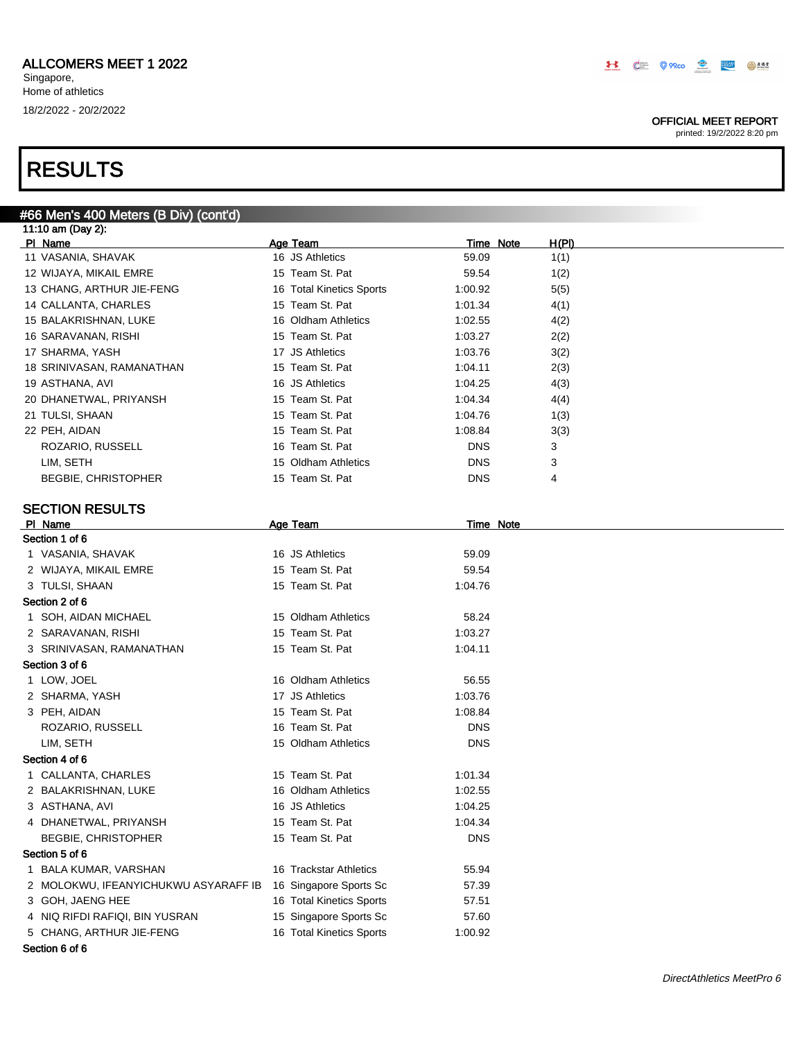ALLCOMERS MEET 1 2022
Singapore,
Home of athletics
18/2/2022 - 20/2/2022

OFFICIAL MEET REPORT
printed: 19/2/2022 8:20 pm

# RESULTS

## #66 Men's 400 Meters (B Div) (cont'd)

11:10 am (Day 2):

| Pl | Name | Age | Team | Time | Note | H(Pl) |
|---|---|---|---|---|---|---|
| 11 | VASANIA, SHAVAK | 16 | JS Athletics | 59.09 | | 1(1) |
| 12 | WIJAYA, MIKAIL EMRE | 15 | Team St. Pat | 59.54 | | 1(2) |
| 13 | CHANG, ARTHUR JIE-FENG | 16 | Total Kinetics Sports | 1:00.92 | | 5(5) |
| 14 | CALLANTA, CHARLES | 15 | Team St. Pat | 1:01.34 | | 4(1) |
| 15 | BALAKRISHNAN, LUKE | 16 | Oldham Athletics | 1:02.55 | | 4(2) |
| 16 | SARAVANAN, RISHI | 15 | Team St. Pat | 1:03.27 | | 2(2) |
| 17 | SHARMA, YASH | 17 | JS Athletics | 1:03.76 | | 3(2) |
| 18 | SRINIVASAN, RAMANATHAN | 15 | Team St. Pat | 1:04.11 | | 2(3) |
| 19 | ASTHANA, AVI | 16 | JS Athletics | 1:04.25 | | 4(3) |
| 20 | DHANETWAL, PRIYANSH | 15 | Team St. Pat | 1:04.34 | | 4(4) |
| 21 | TULSI, SHAAN | 15 | Team St. Pat | 1:04.76 | | 1(3) |
| 22 | PEH, AIDAN | 15 | Team St. Pat | 1:08.84 | | 3(3) |
| | ROZARIO, RUSSELL | 16 | Team St. Pat | DNS | | 3 |
| | LIM, SETH | 15 | Oldham Athletics | DNS | | 3 |
| | BEGBIE, CHRISTOPHER | 15 | Team St. Pat | DNS | | 4 |

### SECTION RESULTS

| Pl | Name | Age | Team | Time | Note |
|---|---|---|---|---|---|
| **Section 1 of 6** | | | | | |
| 1 | VASANIA, SHAVAK | 16 | JS Athletics | 59.09 | |
| 2 | WIJAYA, MIKAIL EMRE | 15 | Team St. Pat | 59.54 | |
| 3 | TULSI, SHAAN | 15 | Team St. Pat | 1:04.76 | |
| **Section 2 of 6** | | | | | |
| 1 | SOH, AIDAN MICHAEL | 15 | Oldham Athletics | 58.24 | |
| 2 | SARAVANAN, RISHI | 15 | Team St. Pat | 1:03.27 | |
| 3 | SRINIVASAN, RAMANATHAN | 15 | Team St. Pat | 1:04.11 | |
| **Section 3 of 6** | | | | | |
| 1 | LOW, JOEL | 16 | Oldham Athletics | 56.55 | |
| 2 | SHARMA, YASH | 17 | JS Athletics | 1:03.76 | |
| 3 | PEH, AIDAN | 15 | Team St. Pat | 1:08.84 | |
| | ROZARIO, RUSSELL | 16 | Team St. Pat | DNS | |
| | LIM, SETH | 15 | Oldham Athletics | DNS | |
| **Section 4 of 6** | | | | | |
| 1 | CALLANTA, CHARLES | 15 | Team St. Pat | 1:01.34 | |
| 2 | BALAKRISHNAN, LUKE | 16 | Oldham Athletics | 1:02.55 | |
| 3 | ASTHANA, AVI | 16 | JS Athletics | 1:04.25 | |
| 4 | DHANETWAL, PRIYANSH | 15 | Team St. Pat | 1:04.34 | |
| | BEGBIE, CHRISTOPHER | 15 | Team St. Pat | DNS | |
| **Section 5 of 6** | | | | | |
| 1 | BALA KUMAR, VARSHAN | 16 | Trackstar Athletics | 55.94 | |
| 2 | MOLOKWU, IFEANYICHUKWU ASYARAFF IB | 16 | Singapore Sports Sc | 57.39 | |
| 3 | GOH, JAENG HEE | 16 | Total Kinetics Sports | 57.51 | |
| 4 | NIQ RIFDI RAFIQI, BIN YUSRAN | 15 | Singapore Sports Sc | 57.60 | |
| 5 | CHANG, ARTHUR JIE-FENG | 16 | Total Kinetics Sports | 1:00.92 | |
| **Section 6 of 6** | | | | | |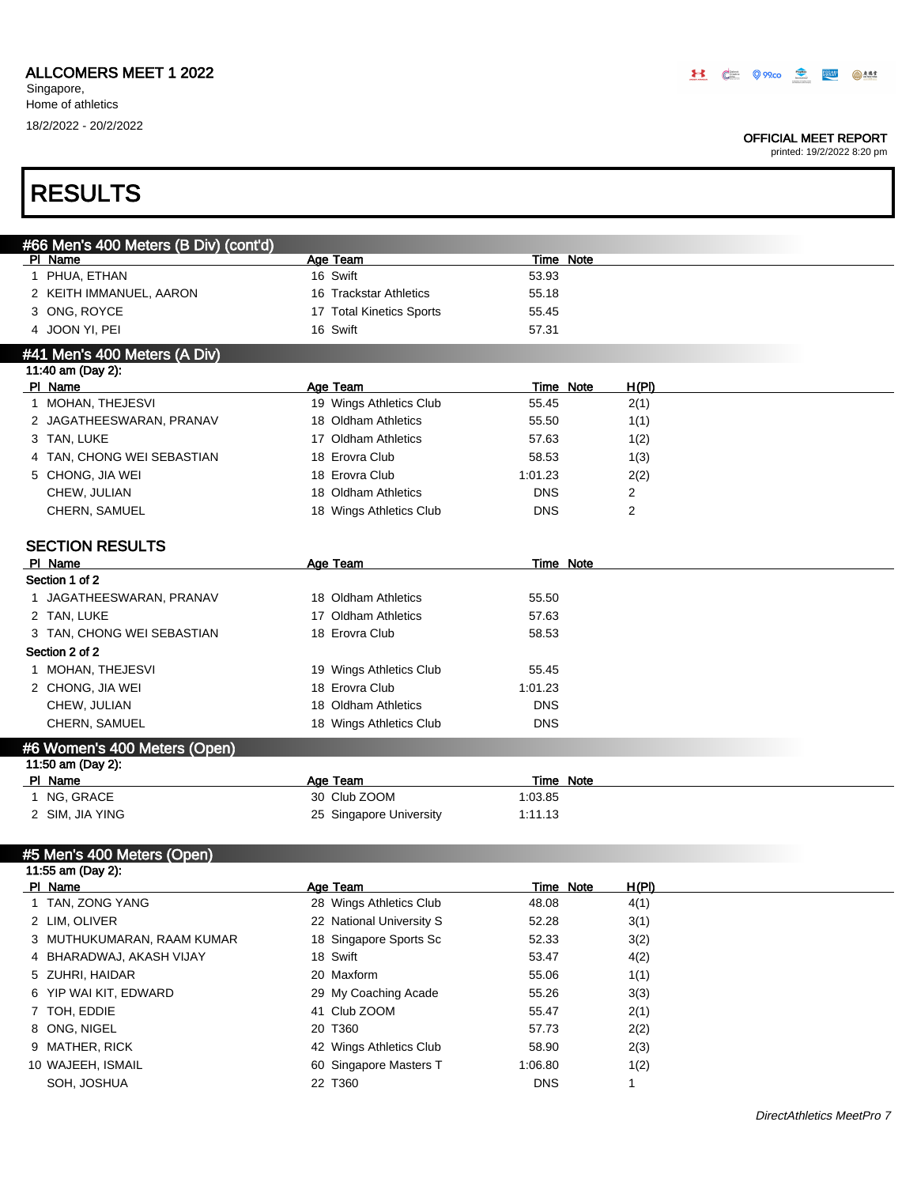# ALLCOMERS MEET 1 2022

Singapore,
Home of athletics

18/2/2022 - 20/2/2022

OFFICIAL MEET REPORT
printed: 19/2/2022 8:20 pm

# RESULTS

## #66 Men's 400 Meters (B Div) (cont'd)

| Pl | Name | Age | Team | Time | Note |
|---|---|---|---|---|---|
| 1 | PHUA, ETHAN | 16 | Swift | 53.93 | |
| 2 | KEITH IMMANUEL, AARON | 16 | Trackstar Athletics | 55.18 | |
| 3 | ONG, ROYCE | 17 | Total Kinetics Sports | 55.45 | |
| 4 | JOON YI, PEI | 16 | Swift | 57.31 | |

## #41 Men's 400 Meters (A Div)

11:40 am (Day 2):

| Pl | Name | Age | Team | Time | Note | H(Pl) |
|---|---|---|---|---|---|---|
| 1 | MOHAN, THEJESVI | 19 | Wings Athletics Club | 55.45 | | 2(1) |
| 2 | JAGATHEESWARAN, PRANAV | 18 | Oldham Athletics | 55.50 | | 1(1) |
| 3 | TAN, LUKE | 17 | Oldham Athletics | 57.63 | | 1(2) |
| 4 | TAN, CHONG WEI SEBASTIAN | 18 | Erovra Club | 58.53 | | 1(3) |
| 5 | CHONG, JIA WEI | 18 | Erovra Club | 1:01.23 | | 2(2) |
| | CHEW, JULIAN | 18 | Oldham Athletics | DNS | | 2 |
| | CHERN, SAMUEL | 18 | Wings Athletics Club | DNS | | 2 |

### SECTION RESULTS

| Pl | Name | Age | Team | Time | Note |
|---|---|---|---|---|---|
| **Section 1 of 2** | | | | | |
| 1 | JAGATHEESWARAN, PRANAV | 18 | Oldham Athletics | 55.50 | |
| 2 | TAN, LUKE | 17 | Oldham Athletics | 57.63 | |
| 3 | TAN, CHONG WEI SEBASTIAN | 18 | Erovra Club | 58.53 | |
| **Section 2 of 2** | | | | | |
| 1 | MOHAN, THEJESVI | 19 | Wings Athletics Club | 55.45 | |
| 2 | CHONG, JIA WEI | 18 | Erovra Club | 1:01.23 | |
| | CHEW, JULIAN | 18 | Oldham Athletics | DNS | |
| | CHERN, SAMUEL | 18 | Wings Athletics Club | DNS | |

## #6 Women's 400 Meters (Open)

11:50 am (Day 2):

| Pl | Name | Age | Team | Time | Note |
|---|---|---|---|---|---|
| 1 | NG, GRACE | 30 | Club ZOOM | 1:03.85 | |
| 2 | SIM, JIA YING | 25 | Singapore University | 1:11.13 | |

## #5 Men's 400 Meters (Open)

11:55 am (Day 2):

| Pl | Name | Age | Team | Time | Note | H(Pl) |
|---|---|---|---|---|---|---|
| 1 | TAN, ZONG YANG | 28 | Wings Athletics Club | 48.08 | | 4(1) |
| 2 | LIM, OLIVER | 22 | National University S | 52.28 | | 3(1) |
| 3 | MUTHUKUMARAN, RAAM KUMAR | 18 | Singapore Sports Sc | 52.33 | | 3(2) |
| 4 | BHARADWAJ, AKASH VIJAY | 18 | Swift | 53.47 | | 4(2) |
| 5 | ZUHRI, HAIDAR | 20 | Maxform | 55.06 | | 1(1) |
| 6 | YIP WAI KIT, EDWARD | 29 | My Coaching Acade | 55.26 | | 3(3) |
| 7 | TOH, EDDIE | 41 | Club ZOOM | 55.47 | | 2(1) |
| 8 | ONG, NIGEL | 20 | T360 | 57.73 | | 2(2) |
| 9 | MATHER, RICK | 42 | Wings Athletics Club | 58.90 | | 2(3) |
| 10 | WAJEEH, ISMAIL | 60 | Singapore Masters T | 1:06.80 | | 1(2) |
| | SOH, JOSHUA | 22 | T360 | DNS | | 1 |

*DirectAthletics MeetPro 7*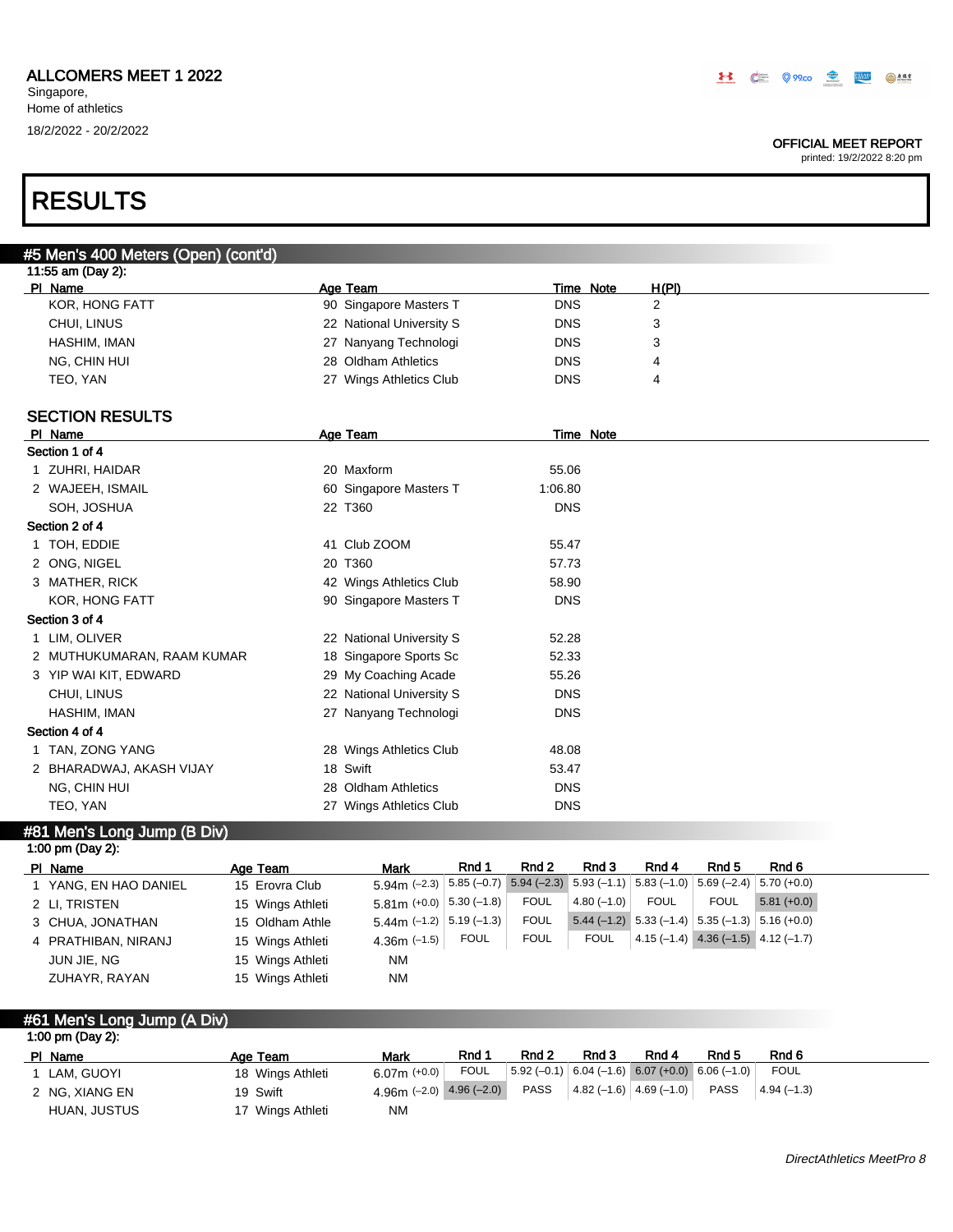ALLCOMERS MEET 1 2022
Singapore,
Home of athletics
18/2/2022 - 20/2/2022

OFFICIAL MEET REPORT
printed: 19/2/2022 8:20 pm

# RESULTS

## #5 Men's 400 Meters (Open) (cont'd)

11:55 am (Day 2):

| Pl | Name | Age | Team | Time | Note | H(Pl) |
|---|---|---|---|---|---|---|
| | KOR, HONG FATT | 90 | Singapore Masters T | DNS | | 2 |
| | CHUI, LINUS | 22 | National University S | DNS | | 3 |
| | HASHIM, IMAN | 27 | Nanyang Technologi | DNS | | 3 |
| | NG, CHIN HUI | 28 | Oldham Athletics | DNS | | 4 |
| | TEO, YAN | 27 | Wings Athletics Club | DNS | | 4 |

### SECTION RESULTS

| Pl | Name | Age | Team | Time | Note |
|---|---|---|---|---|---|
| **Section 1 of 4** | | | | | |
| 1 | ZUHRI, HAIDAR | 20 | Maxform | 55.06 | |
| 2 | WAJEEH, ISMAIL | 60 | Singapore Masters T | 1:06.80 | |
| | SOH, JOSHUA | 22 | T360 | DNS | |
| **Section 2 of 4** | | | | | |
| 1 | TOH, EDDIE | 41 | Club ZOOM | 55.47 | |
| 2 | ONG, NIGEL | 20 | T360 | 57.73 | |
| 3 | MATHER, RICK | 42 | Wings Athletics Club | 58.90 | |
| | KOR, HONG FATT | 90 | Singapore Masters T | DNS | |
| **Section 3 of 4** | | | | | |
| 1 | LIM, OLIVER | 22 | National University S | 52.28 | |
| 2 | MUTHUKUMARAN, RAAM KUMAR | 18 | Singapore Sports Sc | 52.33 | |
| 3 | YIP WAI KIT, EDWARD | 29 | My Coaching Acade | 55.26 | |
| | CHUI, LINUS | 22 | National University S | DNS | |
| | HASHIM, IMAN | 27 | Nanyang Technologi | DNS | |
| **Section 4 of 4** | | | | | |
| 1 | TAN, ZONG YANG | 28 | Wings Athletics Club | 48.08 | |
| 2 | BHARADWAJ, AKASH VIJAY | 18 | Swift | 53.47 | |
| | NG, CHIN HUI | 28 | Oldham Athletics | DNS | |
| | TEO, YAN | 27 | Wings Athletics Club | DNS | |

## #81 Men's Long Jump (B Div)

1:00 pm (Day 2):

| Pl | Name | Age | Team | Mark | Rnd 1 | Rnd 2 | Rnd 3 | Rnd 4 | Rnd 5 | Rnd 6 |
|---|---|---|---|---|---|---|---|---|---|---|
| 1 | YANG, EN HAO DANIEL | 15 | Erovra Club | 5.94m (−2.3) | 5.85 (−0.7) | 5.94 (−2.3) | 5.93 (−1.1) | 5.83 (−1.0) | 5.69 (−2.4) | 5.70 (+0.0) |
| 2 | LI, TRISTEN | 15 | Wings Athleti | 5.81m (+0.0) | 5.30 (−1.8) | FOUL | 4.80 (−1.0) | FOUL | FOUL | 5.81 (+0.0) |
| 3 | CHUA, JONATHAN | 15 | Oldham Athle | 5.44m (−1.2) | 5.19 (−1.3) | FOUL | 5.44 (−1.2) | 5.33 (−1.4) | 5.35 (−1.3) | 5.16 (+0.0) |
| 4 | PRATHIBAN, NIRANJ | 15 | Wings Athleti | 4.36m (−1.5) | FOUL | FOUL | FOUL | 4.15 (−1.4) | 4.36 (−1.5) | 4.12 (−1.7) |
| | JUN JIE, NG | 15 | Wings Athleti | NM | | | | | | |
| | ZUHAYR, RAYAN | 15 | Wings Athleti | NM | | | | | | |

## #61 Men's Long Jump (A Div)

1:00 pm (Day 2):

| Pl | Name | Age | Team | Mark | Rnd 1 | Rnd 2 | Rnd 3 | Rnd 4 | Rnd 5 | Rnd 6 |
|---|---|---|---|---|---|---|---|---|---|---|
| 1 | LAM, GUOYI | 18 | Wings Athleti | 6.07m (+0.0) | FOUL | 5.92 (−0.1) | 6.04 (−1.6) | 6.07 (+0.0) | 6.06 (−1.0) | FOUL |
| 2 | NG, XIANG EN | 19 | Swift | 4.96m (−2.0) | 4.96 (−2.0) | PASS | 4.82 (−1.6) | 4.69 (−1.0) | PASS | 4.94 (−1.3) |
| | HUAN, JUSTUS | 17 | Wings Athleti | NM | | | | | | |

*DirectAthletics MeetPro 8*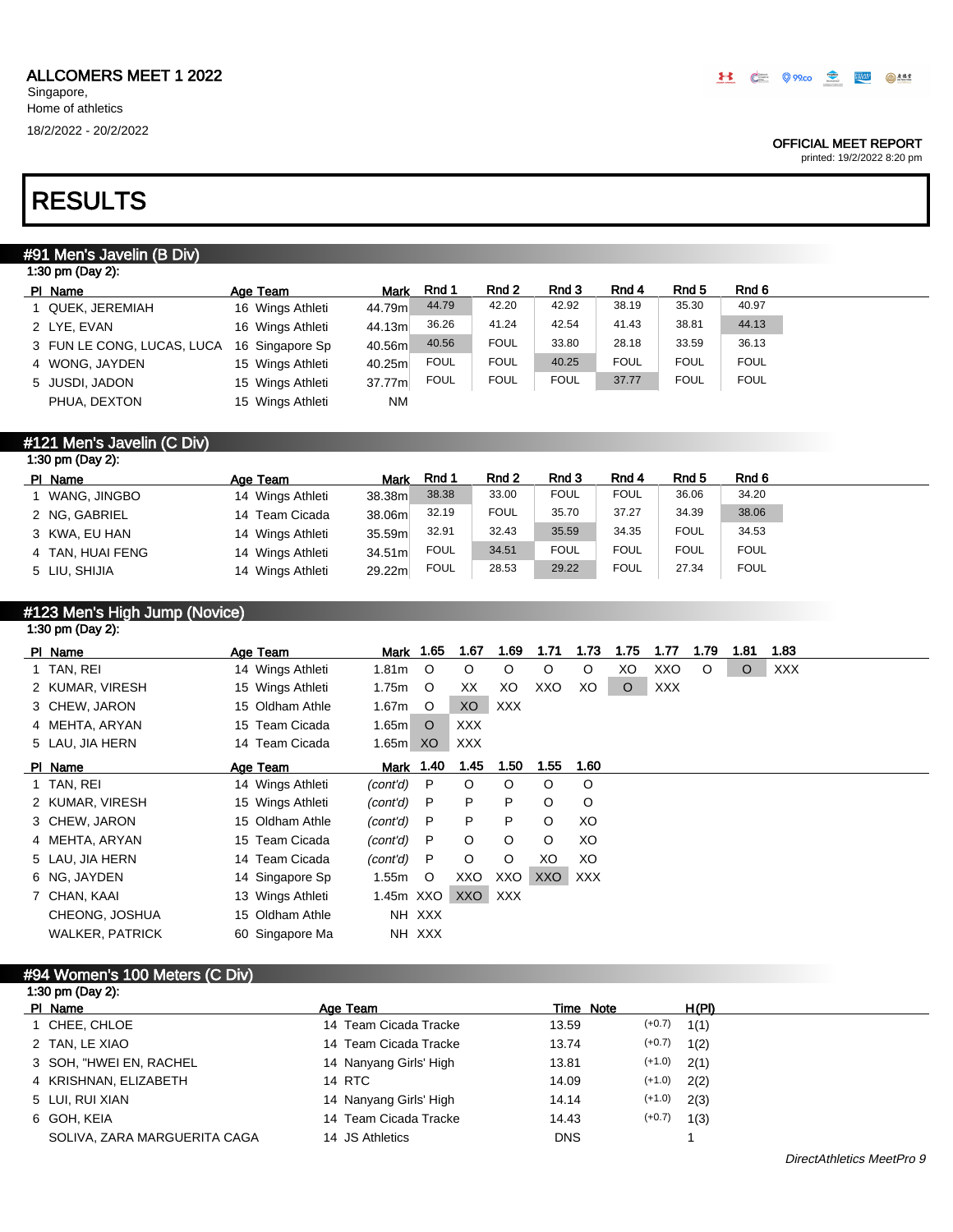ALLCOMERS MEET 1 2022
Singapore,
Home of athletics
18/2/2022 - 20/2/2022

OFFICIAL MEET REPORT
printed: 19/2/2022 8:20 pm

# RESULTS

## #91 Men's Javelin (B Div)

1:30 pm (Day 2):

| Pl | Name | Age | Team | Mark | Rnd 1 | Rnd 2 | Rnd 3 | Rnd 4 | Rnd 5 | Rnd 6 |
|---|---|---|---|---|---|---|---|---|---|---|
| 1 | QUEK, JEREMIAH | 16 | Wings Athleti | 44.79m | 44.79 | 42.20 | 42.92 | 38.19 | 35.30 | 40.97 |
| 2 | LYE, EVAN | 16 | Wings Athleti | 44.13m | 36.26 | 41.24 | 42.54 | 41.43 | 38.81 | 44.13 |
| 3 | FUN LE CONG, LUCAS, LUCA | 16 | Singapore Sp | 40.56m | 40.56 | FOUL | 33.80 | 28.18 | 33.59 | 36.13 |
| 4 | WONG, JAYDEN | 15 | Wings Athleti | 40.25m | FOUL | FOUL | 40.25 | FOUL | FOUL | FOUL |
| 5 | JUSDI, JADON | 15 | Wings Athleti | 37.77m | FOUL | FOUL | FOUL | 37.77 | FOUL | FOUL |
| | PHUA, DEXTON | 15 | Wings Athleti | NM | | | | | | |

## #121 Men's Javelin (C Div)

1:30 pm (Day 2):

| Pl | Name | Age | Team | Mark | Rnd 1 | Rnd 2 | Rnd 3 | Rnd 4 | Rnd 5 | Rnd 6 |
|---|---|---|---|---|---|---|---|---|---|---|
| 1 | WANG, JINGBO | 14 | Wings Athleti | 38.38m | 38.38 | 33.00 | FOUL | FOUL | 36.06 | 34.20 |
| 2 | NG, GABRIEL | 14 | Team Cicada | 38.06m | 32.19 | FOUL | 35.70 | 37.27 | 34.39 | 38.06 |
| 3 | KWA, EU HAN | 14 | Wings Athleti | 35.59m | 32.91 | 32.43 | 35.59 | 34.35 | FOUL | 34.53 |
| 4 | TAN, HUAI FENG | 14 | Wings Athleti | 34.51m | FOUL | 34.51 | FOUL | FOUL | FOUL | FOUL |
| 5 | LIU, SHIJIA | 14 | Wings Athleti | 29.22m | FOUL | 28.53 | 29.22 | FOUL | 27.34 | FOUL |

## #123 Men's High Jump (Novice)

1:30 pm (Day 2):

| Pl | Name | Age | Team | Mark | 1.65 | 1.67 | 1.69 | 1.71 | 1.73 | 1.75 | 1.77 | 1.79 | 1.81 | 1.83 |
|---|---|---|---|---|---|---|---|---|---|---|---|---|---|---|
| 1 | TAN, REI | 14 | Wings Athleti | 1.81m | O | O | O | O | O | XO | XXO | O | O | XXX |
| 2 | KUMAR, VIRESH | 15 | Wings Athleti | 1.75m | O | XX | XO | XXO | XO | O | XXX | | | |
| 3 | CHEW, JARON | 15 | Oldham Athle | 1.67m | O | XO | XXX | | | | | | | |
| 4 | MEHTA, ARYAN | 15 | Team Cicada | 1.65m | O | XXX | | | | | | | | |
| 5 | LAU, JIA HERN | 14 | Team Cicada | 1.65m | XO | XXX | | | | | | | | |

| Pl | Name | Age | Team | Mark | 1.40 | 1.45 | 1.50 | 1.55 | 1.60 |
|---|---|---|---|---|---|---|---|---|---|
| 1 | TAN, REI | 14 | Wings Athleti | *(cont'd)* | P | O | O | O | O |
| 2 | KUMAR, VIRESH | 15 | Wings Athleti | *(cont'd)* | P | P | P | O | O |
| 3 | CHEW, JARON | 15 | Oldham Athle | *(cont'd)* | P | P | P | O | XO |
| 4 | MEHTA, ARYAN | 15 | Team Cicada | *(cont'd)* | P | O | O | O | XO |
| 5 | LAU, JIA HERN | 14 | Team Cicada | *(cont'd)* | P | O | O | XO | XO |
| 6 | NG, JAYDEN | 14 | Singapore Sp | 1.55m | O | XXO | XXO | XXO | XXX |
| 7 | CHAN, KAAI | 13 | Wings Athleti | 1.45m | XXO | XXO | XXX | | |
| | CHEONG, JOSHUA | 15 | Oldham Athle | NH | XXX | | | | |
| | WALKER, PATRICK | 60 | Singapore Ma | NH | XXX | | | | |

## #94 Women's 100 Meters (C Div)

1:30 pm (Day 2):

| Pl | Name | Age | Team | Time | Note | | H(Pl) |
|---|---|---|---|---|---|---|---|
| 1 | CHEE, CHLOE | 14 | Team Cicada Tracke | 13.59 | | (+0.7) | 1(1) |
| 2 | TAN, LE XIAO | 14 | Team Cicada Tracke | 13.74 | | (+0.7) | 1(2) |
| 3 | SOH, "HWEI EN, RACHEL | 14 | Nanyang Girls' High | 13.81 | | (+1.0) | 2(1) |
| 4 | KRISHNAN, ELIZABETH | 14 | RTC | 14.09 | | (+1.0) | 2(2) |
| 5 | LUI, RUI XIAN | 14 | Nanyang Girls' High | 14.14 | | (+1.0) | 2(3) |
| 6 | GOH, KEIA | 14 | Team Cicada Tracke | 14.43 | | (+0.7) | 1(3) |
| | SOLIVA, ZARA MARGUERITA CAGA | 14 | JS Athletics | DNS | | | 1 |

*DirectAthletics MeetPro 9*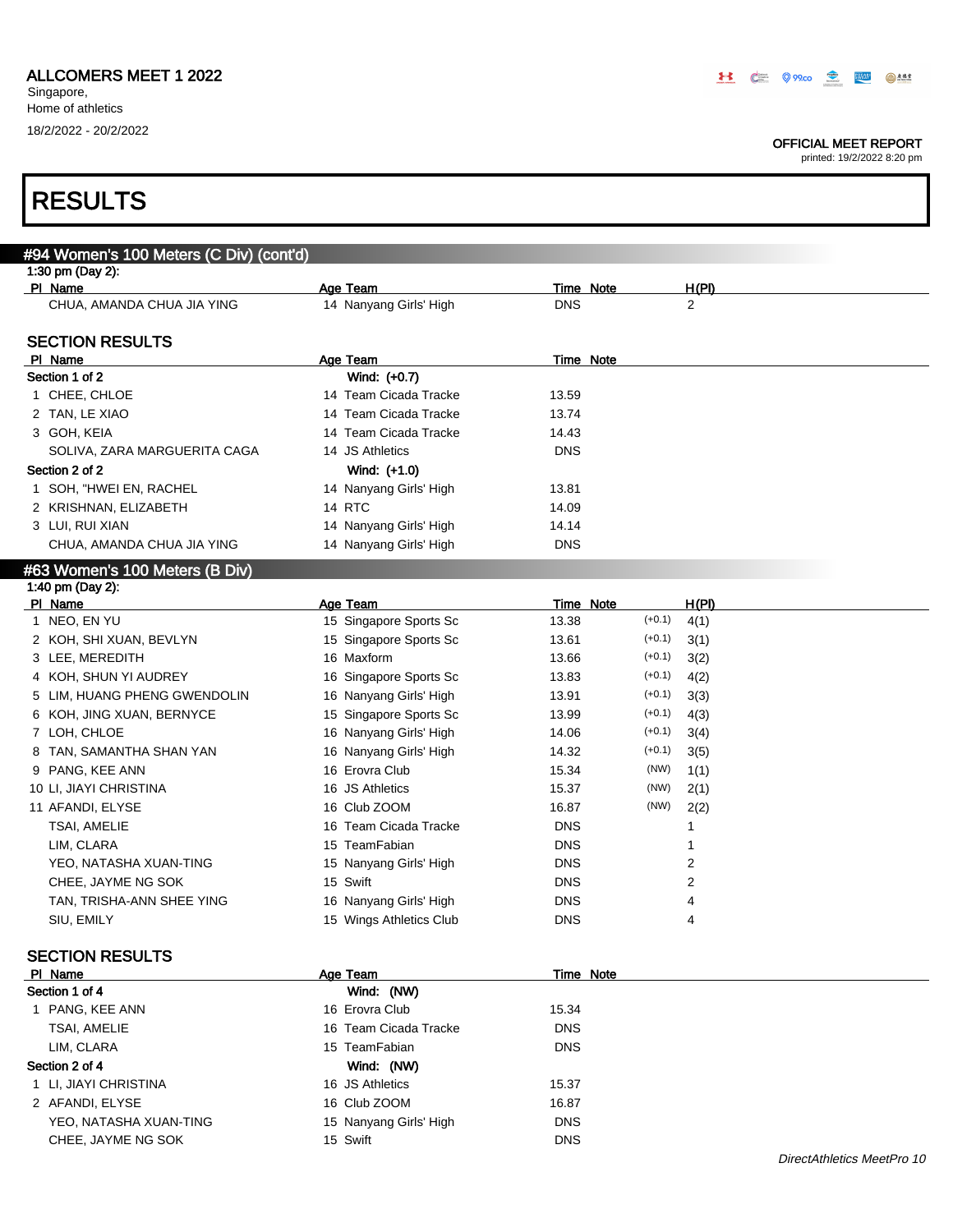ALLCOMERS MEET 1 2022
Singapore,
Home of athletics
18/2/2022 - 20/2/2022

OFFICIAL MEET REPORT
printed: 19/2/2022 8:20 pm

# RESULTS

## #94 Women's 100 Meters (C Div) (cont'd)

1:30 pm (Day 2):

| Pl | Name | Age | Team | Time | Note | H(Pl) |
|---|---|---|---|---|---|---|
| | CHUA, AMANDA CHUA JIA YING | 14 | Nanyang Girls' High | DNS | | 2 |

### SECTION RESULTS

| Pl | Name | Age | Team | Time | Note |
|---|---|---|---|---|---|
| **Section 1 of 2** | | | **Wind: (+0.7)** | | |
| 1 | CHEE, CHLOE | 14 | Team Cicada Tracke | 13.59 | |
| 2 | TAN, LE XIAO | 14 | Team Cicada Tracke | 13.74 | |
| 3 | GOH, KEIA | 14 | Team Cicada Tracke | 14.43 | |
| | SOLIVA, ZARA MARGUERITA CAGA | 14 | JS Athletics | DNS | |
| **Section 2 of 2** | | | **Wind: (+1.0)** | | |
| 1 | SOH, "HWEI EN, RACHEL | 14 | Nanyang Girls' High | 13.81 | |
| 2 | KRISHNAN, ELIZABETH | 14 | RTC | 14.09 | |
| 3 | LUI, RUI XIAN | 14 | Nanyang Girls' High | 14.14 | |
| | CHUA, AMANDA CHUA JIA YING | 14 | Nanyang Girls' High | DNS | |

## #63 Women's 100 Meters (B Div)

1:40 pm (Day 2):

| Pl | Name | Age | Team | Time | Note | H(Pl) |
|---|---|---|---|---|---|---|
| 1 | NEO, EN YU | 15 | Singapore Sports Sc | 13.38 | (+0.1) | 4(1) |
| 2 | KOH, SHI XUAN, BEVLYN | 15 | Singapore Sports Sc | 13.61 | (+0.1) | 3(1) |
| 3 | LEE, MEREDITH | 16 | Maxform | 13.66 | (+0.1) | 3(2) |
| 4 | KOH, SHUN YI AUDREY | 16 | Singapore Sports Sc | 13.83 | (+0.1) | 4(2) |
| 5 | LIM, HUANG PHENG GWENDOLIN | 16 | Nanyang Girls' High | 13.91 | (+0.1) | 3(3) |
| 6 | KOH, JING XUAN, BERNYCE | 15 | Singapore Sports Sc | 13.99 | (+0.1) | 4(3) |
| 7 | LOH, CHLOE | 16 | Nanyang Girls' High | 14.06 | (+0.1) | 3(4) |
| 8 | TAN, SAMANTHA SHAN YAN | 16 | Nanyang Girls' High | 14.32 | (+0.1) | 3(5) |
| 9 | PANG, KEE ANN | 16 | Erovra Club | 15.34 | (NW) | 1(1) |
| 10 | LI, JIAYI CHRISTINA | 16 | JS Athletics | 15.37 | (NW) | 2(1) |
| 11 | AFANDI, ELYSE | 16 | Club ZOOM | 16.87 | (NW) | 2(2) |
| | TSAI, AMELIE | 16 | Team Cicada Tracke | DNS | | 1 |
| | LIM, CLARA | 15 | TeamFabian | DNS | | 1 |
| | YEO, NATASHA XUAN-TING | 15 | Nanyang Girls' High | DNS | | 2 |
| | CHEE, JAYME NG SOK | 15 | Swift | DNS | | 2 |
| | TAN, TRISHA-ANN SHEE YING | 16 | Nanyang Girls' High | DNS | | 4 |
| | SIU, EMILY | 15 | Wings Athletics Club | DNS | | 4 |

### SECTION RESULTS

| Pl | Name | Age | Team | Time | Note |
|---|---|---|---|---|---|
| **Section 1 of 4** | | | **Wind: (NW)** | | |
| 1 | PANG, KEE ANN | 16 | Erovra Club | 15.34 | |
| | TSAI, AMELIE | 16 | Team Cicada Tracke | DNS | |
| | LIM, CLARA | 15 | TeamFabian | DNS | |
| **Section 2 of 4** | | | **Wind: (NW)** | | |
| 1 | LI, JIAYI CHRISTINA | 16 | JS Athletics | 15.37 | |
| 2 | AFANDI, ELYSE | 16 | Club ZOOM | 16.87 | |
| | YEO, NATASHA XUAN-TING | 15 | Nanyang Girls' High | DNS | |
| | CHEE, JAYME NG SOK | 15 | Swift | DNS | |

*DirectAthletics MeetPro 10*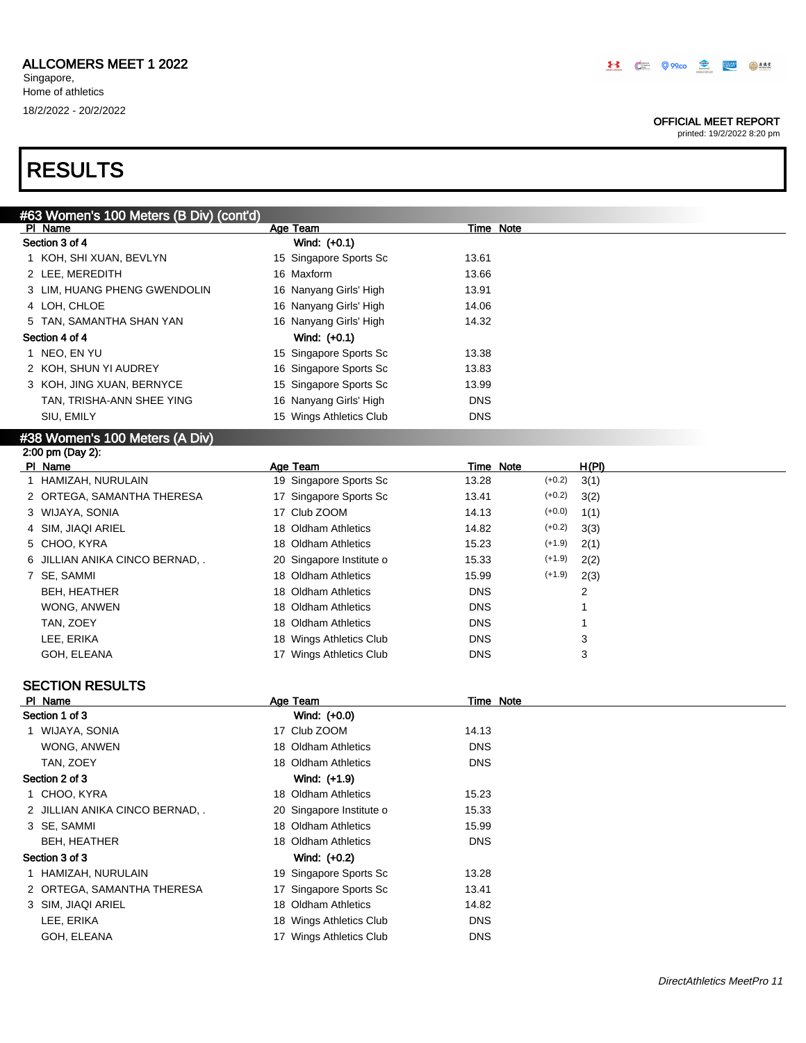# ALLCOMERS MEET 1 2022

Singapore,
Home of athletics
18/2/2022 - 20/2/2022

OFFICIAL MEET REPORT
printed: 19/2/2022 8:20 pm

# RESULTS

## #63 Women's 100 Meters (B Div) (cont'd)

| Pl | Name | Age | Team | Time | Note |
|---|---|---|---|---|---|
| **Section 3 of 4** | | | **Wind: (+0.1)** | | |
| 1 | KOH, SHI XUAN, BEVLYN | 15 | Singapore Sports Sc | 13.61 | |
| 2 | LEE, MEREDITH | 16 | Maxform | 13.66 | |
| 3 | LIM, HUANG PHENG GWENDOLIN | 16 | Nanyang Girls' High | 13.91 | |
| 4 | LOH, CHLOE | 16 | Nanyang Girls' High | 14.06 | |
| 5 | TAN, SAMANTHA SHAN YAN | 16 | Nanyang Girls' High | 14.32 | |
| **Section 4 of 4** | | | **Wind: (+0.1)** | | |
| 1 | NEO, EN YU | 15 | Singapore Sports Sc | 13.38 | |
| 2 | KOH, SHUN YI AUDREY | 16 | Singapore Sports Sc | 13.83 | |
| 3 | KOH, JING XUAN, BERNYCE | 15 | Singapore Sports Sc | 13.99 | |
| | TAN, TRISHA-ANN SHEE YING | 16 | Nanyang Girls' High | DNS | |
| | SIU, EMILY | 15 | Wings Athletics Club | DNS | |

## #38 Women's 100 Meters (A Div)

2:00 pm (Day 2):

| Pl | Name | Age | Team | Time | Note | | H(Pl) |
|---|---|---|---|---|---|---|---|
| 1 | HAMIZAH, NURULAIN | 19 | Singapore Sports Sc | 13.28 | | (+0.2) | 3(1) |
| 2 | ORTEGA, SAMANTHA THERESA | 17 | Singapore Sports Sc | 13.41 | | (+0.2) | 3(2) |
| 3 | WIJAYA, SONIA | 17 | Club ZOOM | 14.13 | | (+0.0) | 1(1) |
| 4 | SIM, JIAQI ARIEL | 18 | Oldham Athletics | 14.82 | | (+0.2) | 3(3) |
| 5 | CHOO, KYRA | 18 | Oldham Athletics | 15.23 | | (+1.9) | 2(1) |
| 6 | JILLIAN ANIKA CINCO BERNAD, . | 20 | Singapore Institute o | 15.33 | | (+1.9) | 2(2) |
| 7 | SE, SAMMI | 18 | Oldham Athletics | 15.99 | | (+1.9) | 2(3) |
| | BEH, HEATHER | 18 | Oldham Athletics | DNS | | | 2 |
| | WONG, ANWEN | 18 | Oldham Athletics | DNS | | | 1 |
| | TAN, ZOEY | 18 | Oldham Athletics | DNS | | | 1 |
| | LEE, ERIKA | 18 | Wings Athletics Club | DNS | | | 3 |
| | GOH, ELEANA | 17 | Wings Athletics Club | DNS | | | 3 |

### SECTION RESULTS

| Pl | Name | Age | Team | Time | Note |
|---|---|---|---|---|---|
| **Section 1 of 3** | | | **Wind: (+0.0)** | | |
| 1 | WIJAYA, SONIA | 17 | Club ZOOM | 14.13 | |
| | WONG, ANWEN | 18 | Oldham Athletics | DNS | |
| | TAN, ZOEY | 18 | Oldham Athletics | DNS | |
| **Section 2 of 3** | | | **Wind: (+1.9)** | | |
| 1 | CHOO, KYRA | 18 | Oldham Athletics | 15.23 | |
| 2 | JILLIAN ANIKA CINCO BERNAD, . | 20 | Singapore Institute o | 15.33 | |
| 3 | SE, SAMMI | 18 | Oldham Athletics | 15.99 | |
| | BEH, HEATHER | 18 | Oldham Athletics | DNS | |
| **Section 3 of 3** | | | **Wind: (+0.2)** | | |
| 1 | HAMIZAH, NURULAIN | 19 | Singapore Sports Sc | 13.28 | |
| 2 | ORTEGA, SAMANTHA THERESA | 17 | Singapore Sports Sc | 13.41 | |
| 3 | SIM, JIAQI ARIEL | 18 | Oldham Athletics | 14.82 | |
| | LEE, ERIKA | 18 | Wings Athletics Club | DNS | |
| | GOH, ELEANA | 17 | Wings Athletics Club | DNS | |

*DirectAthletics MeetPro 11*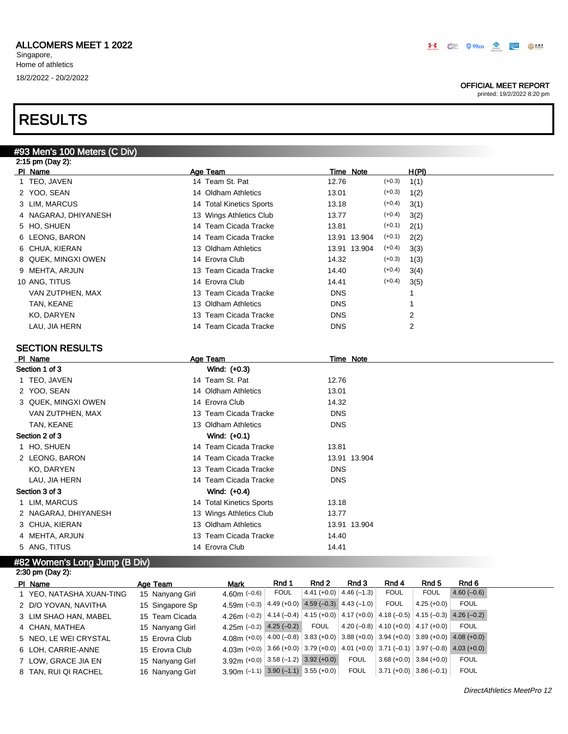ALLCOMERS MEET 1 2022

Singapore,
Home of athletics

18/2/2022 - 20/2/2022

OFFICIAL MEET REPORT
printed: 19/2/2022 8:20 pm

# RESULTS

## #93 Men's 100 Meters (C Div)

2:15 pm (Day 2):

| Pl | Name | Age | Team | Time | Note | Wind | H(Pl) |
|---|---|---|---|---|---|---|---|
| 1 | TEO, JAVEN | 14 | Team St. Pat | 12.76 | | (+0.3) | 1(1) |
| 2 | YOO, SEAN | 14 | Oldham Athletics | 13.01 | | (+0.3) | 1(2) |
| 3 | LIM, MARCUS | 14 | Total Kinetics Sports | 13.18 | | (+0.4) | 3(1) |
| 4 | NAGARAJ, DHIYANESH | 13 | Wings Athletics Club | 13.77 | | (+0.4) | 3(2) |
| 5 | HO, SHUEN | 14 | Team Cicada Tracke | 13.81 | | (+0.1) | 2(1) |
| 6 | LEONG, BARON | 14 | Team Cicada Tracke | 13.91 | 13.904 | (+0.1) | 2(2) |
| 6 | CHUA, KIERAN | 13 | Oldham Athletics | 13.91 | 13.904 | (+0.4) | 3(3) |
| 8 | QUEK, MINGXI OWEN | 14 | Erovra Club | 14.32 | | (+0.3) | 1(3) |
| 9 | MEHTA, ARJUN | 13 | Team Cicada Tracke | 14.40 | | (+0.4) | 3(4) |
| 10 | ANG, TITUS | 14 | Erovra Club | 14.41 | | (+0.4) | 3(5) |
| | VAN ZUTPHEN, MAX | 13 | Team Cicada Tracke | DNS | | | 1 |
| | TAN, KEANE | 13 | Oldham Athletics | DNS | | | 1 |
| | KO, DARYEN | 13 | Team Cicada Tracke | DNS | | | 2 |
| | LAU, JIA HERN | 14 | Team Cicada Tracke | DNS | | | 2 |

### SECTION RESULTS

| Pl | Name | Age | Team | Time | Note |
|---|---|---|---|---|---|
| **Section 1 of 3** | | | Wind: (+0.3) | | |
| 1 | TEO, JAVEN | 14 | Team St. Pat | 12.76 | |
| 2 | YOO, SEAN | 14 | Oldham Athletics | 13.01 | |
| 3 | QUEK, MINGXI OWEN | 14 | Erovra Club | 14.32 | |
| | VAN ZUTPHEN, MAX | 13 | Team Cicada Tracke | DNS | |
| | TAN, KEANE | 13 | Oldham Athletics | DNS | |
| **Section 2 of 3** | | | Wind: (+0.1) | | |
| 1 | HO, SHUEN | 14 | Team Cicada Tracke | 13.81 | |
| 2 | LEONG, BARON | 14 | Team Cicada Tracke | 13.91 | 13.904 |
| | KO, DARYEN | 13 | Team Cicada Tracke | DNS | |
| | LAU, JIA HERN | 14 | Team Cicada Tracke | DNS | |
| **Section 3 of 3** | | | Wind: (+0.4) | | |
| 1 | LIM, MARCUS | 14 | Total Kinetics Sports | 13.18 | |
| 2 | NAGARAJ, DHIYANESH | 13 | Wings Athletics Club | 13.77 | |
| 3 | CHUA, KIERAN | 13 | Oldham Athletics | 13.91 | 13.904 |
| 4 | MEHTA, ARJUN | 13 | Team Cicada Tracke | 14.40 | |
| 5 | ANG, TITUS | 14 | Erovra Club | 14.41 | |

## #82 Women's Long Jump (B Div)

2:30 pm (Day 2):

| Pl | Name | Age | Team | Mark | Rnd 1 | Rnd 2 | Rnd 3 | Rnd 4 | Rnd 5 | Rnd 6 |
|---|---|---|---|---|---|---|---|---|---|---|
| 1 | YEO, NATASHA XUAN-TING | 15 | Nanyang Girl | 4.60m (–0.6) | FOUL | 4.41 (+0.0) | 4.46 (–1.3) | FOUL | FOUL | 4.60 (–0.6) |
| 2 | D/O YOVAN, NAVITHA | 15 | Singapore Sp | 4.59m (–0.3) | 4.49 (+0.0) | 4.59 (–0.3) | 4.43 (–1.0) | FOUL | 4.25 (+0.0) | FOUL |
| 3 | LIM SHAO HAN, MABEL | 15 | Team Cicada | 4.26m (–0.2) | 4.14 (–0.4) | 4.15 (+0.0) | 4.17 (+0.0) | 4.18 (–0.5) | 4.15 (–0.3) | 4.26 (–0.2) |
| 4 | CHAN, MATHEA | 15 | Nanyang Girl | 4.25m (–0.2) | 4.25 (–0.2) | FOUL | 4.20 (–0.8) | 4.10 (+0.0) | 4.17 (+0.0) | FOUL |
| 5 | NEO, LE WEI CRYSTAL | 15 | Erovra Club | 4.08m (+0.0) | 4.00 (–0.8) | 3.83 (+0.0) | 3.88 (+0.0) | 3.94 (+0.0) | 3.89 (+0.0) | 4.08 (+0.0) |
| 6 | LOH, CARRIE-ANNE | 15 | Erovra Club | 4.03m (+0.0) | 3.66 (+0.0) | 3.79 (+0.0) | 4.01 (+0.0) | 3.71 (–0.1) | 3.97 (–0.8) | 4.03 (+0.0) |
| 7 | LOW, GRACE JIA EN | 15 | Nanyang Girl | 3.92m (+0.0) | 3.58 (–1.2) | 3.92 (+0.0) | FOUL | 3.68 (+0.0) | 3.84 (+0.0) | FOUL |
| 8 | TAN, RUI QI RACHEL | 16 | Nanyang Girl | 3.90m (–1.1) | 3.90 (–1.1) | 3.55 (+0.0) | FOUL | 3.71 (+0.0) | 3.86 (–0.1) | FOUL |

*DirectAthletics MeetPro 12*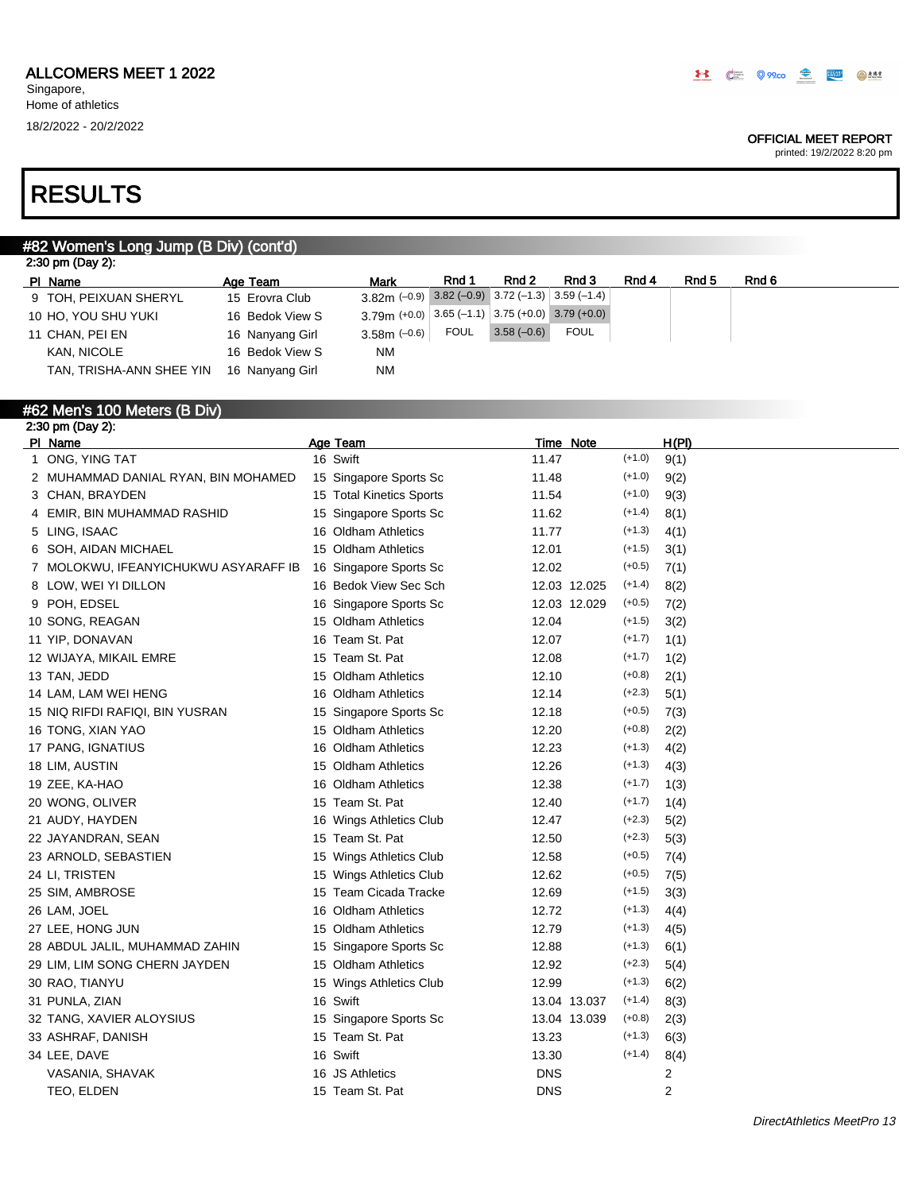ALLCOMERS MEET 1 2022
Singapore,
Home of athletics
18/2/2022 - 20/2/2022

OFFICIAL MEET REPORT
printed: 19/2/2022 8:20 pm

# RESULTS

## #82 Women's Long Jump (B Div) (cont'd)

2:30 pm (Day 2):

| Pl | Name | Age | Team | Mark | Rnd 1 | Rnd 2 | Rnd 3 | Rnd 4 | Rnd 5 | Rnd 6 |
|---|---|---|---|---|---|---|---|---|---|---|
| 9 | TOH, PEIXUAN SHERYL | 15 | Erovra Club | 3.82m (–0.9) | 3.82 (–0.9) | 3.72 (–1.3) | 3.59 (–1.4) | | | |
| 10 | HO, YOU SHU YUKI | 16 | Bedok View S | 3.79m (+0.0) | 3.65 (–1.1) | 3.75 (+0.0) | 3.79 (+0.0) | | | |
| 11 | CHAN, PEI EN | 16 | Nanyang Girl | 3.58m (–0.6) | FOUL | 3.58 (–0.6) | FOUL | | | |
| | KAN, NICOLE | 16 | Bedok View S | NM | | | | | | |
| | TAN, TRISHA-ANN SHEE YIN | 16 | Nanyang Girl | NM | | | | | | |

## #62 Men's 100 Meters (B Div)

2:30 pm (Day 2):

| Pl | Name | Age | Team | Time | Note | Wind | H(Pl) |
|---|---|---|---|---|---|---|---|
| 1 | ONG, YING TAT | 16 | Swift | 11.47 | | (+1.0) | 9(1) |
| 2 | MUHAMMAD DANIAL RYAN, BIN MOHAMED | 15 | Singapore Sports Sc | 11.48 | | (+1.0) | 9(2) |
| 3 | CHAN, BRAYDEN | 15 | Total Kinetics Sports | 11.54 | | (+1.0) | 9(3) |
| 4 | EMIR, BIN MUHAMMAD RASHID | 15 | Singapore Sports Sc | 11.62 | | (+1.4) | 8(1) |
| 5 | LING, ISAAC | 16 | Oldham Athletics | 11.77 | | (+1.3) | 4(1) |
| 6 | SOH, AIDAN MICHAEL | 15 | Oldham Athletics | 12.01 | | (+1.5) | 3(1) |
| 7 | MOLOKWU, IFEANYICHUKWU ASYARAFF IB | 16 | Singapore Sports Sc | 12.02 | | (+0.5) | 7(1) |
| 8 | LOW, WEI YI DILLON | 16 | Bedok View Sec Sch | 12.03 | 12.025 | (+1.4) | 8(2) |
| 9 | POH, EDSEL | 16 | Singapore Sports Sc | 12.03 | 12.029 | (+0.5) | 7(2) |
| 10 | SONG, REAGAN | 15 | Oldham Athletics | 12.04 | | (+1.5) | 3(2) |
| 11 | YIP, DONAVAN | 16 | Team St. Pat | 12.07 | | (+1.7) | 1(1) |
| 12 | WIJAYA, MIKAIL EMRE | 15 | Team St. Pat | 12.08 | | (+1.7) | 1(2) |
| 13 | TAN, JEDD | 15 | Oldham Athletics | 12.10 | | (+0.8) | 2(1) |
| 14 | LAM, LAM WEI HENG | 16 | Oldham Athletics | 12.14 | | (+2.3) | 5(1) |
| 15 | NIQ RIFDI RAFIQI, BIN YUSRAN | 15 | Singapore Sports Sc | 12.18 | | (+0.5) | 7(3) |
| 16 | TONG, XIAN YAO | 15 | Oldham Athletics | 12.20 | | (+0.8) | 2(2) |
| 17 | PANG, IGNATIUS | 16 | Oldham Athletics | 12.23 | | (+1.3) | 4(2) |
| 18 | LIM, AUSTIN | 15 | Oldham Athletics | 12.26 | | (+1.3) | 4(3) |
| 19 | ZEE, KA-HAO | 16 | Oldham Athletics | 12.38 | | (+1.7) | 1(3) |
| 20 | WONG, OLIVER | 15 | Team St. Pat | 12.40 | | (+1.7) | 1(4) |
| 21 | AUDY, HAYDEN | 16 | Wings Athletics Club | 12.47 | | (+2.3) | 5(2) |
| 22 | JAYANDRAN, SEAN | 15 | Team St. Pat | 12.50 | | (+2.3) | 5(3) |
| 23 | ARNOLD, SEBASTIEN | 15 | Wings Athletics Club | 12.58 | | (+0.5) | 7(4) |
| 24 | LI, TRISTEN | 15 | Wings Athletics Club | 12.62 | | (+0.5) | 7(5) |
| 25 | SIM, AMBROSE | 15 | Team Cicada Tracke | 12.69 | | (+1.5) | 3(3) |
| 26 | LAM, JOEL | 16 | Oldham Athletics | 12.72 | | (+1.3) | 4(4) |
| 27 | LEE, HONG JUN | 15 | Oldham Athletics | 12.79 | | (+1.3) | 4(5) |
| 28 | ABDUL JALIL, MUHAMMAD ZAHIN | 15 | Singapore Sports Sc | 12.88 | | (+1.3) | 6(1) |
| 29 | LIM, LIM SONG CHERN JAYDEN | 15 | Oldham Athletics | 12.92 | | (+2.3) | 5(4) |
| 30 | RAO, TIANYU | 15 | Wings Athletics Club | 12.99 | | (+1.3) | 6(2) |
| 31 | PUNLA, ZIAN | 16 | Swift | 13.04 | 13.037 | (+1.4) | 8(3) |
| 32 | TANG, XAVIER ALOYSIUS | 15 | Singapore Sports Sc | 13.04 | 13.039 | (+0.8) | 2(3) |
| 33 | ASHRAF, DANISH | 15 | Team St. Pat | 13.23 | | (+1.3) | 6(3) |
| 34 | LEE, DAVE | 16 | Swift | 13.30 | | (+1.4) | 8(4) |
| | VASANIA, SHAVAK | 16 | JS Athletics | DNS | | | 2 |
| | TEO, ELDEN | 15 | Team St. Pat | DNS | | | 2 |

*DirectAthletics MeetPro 13*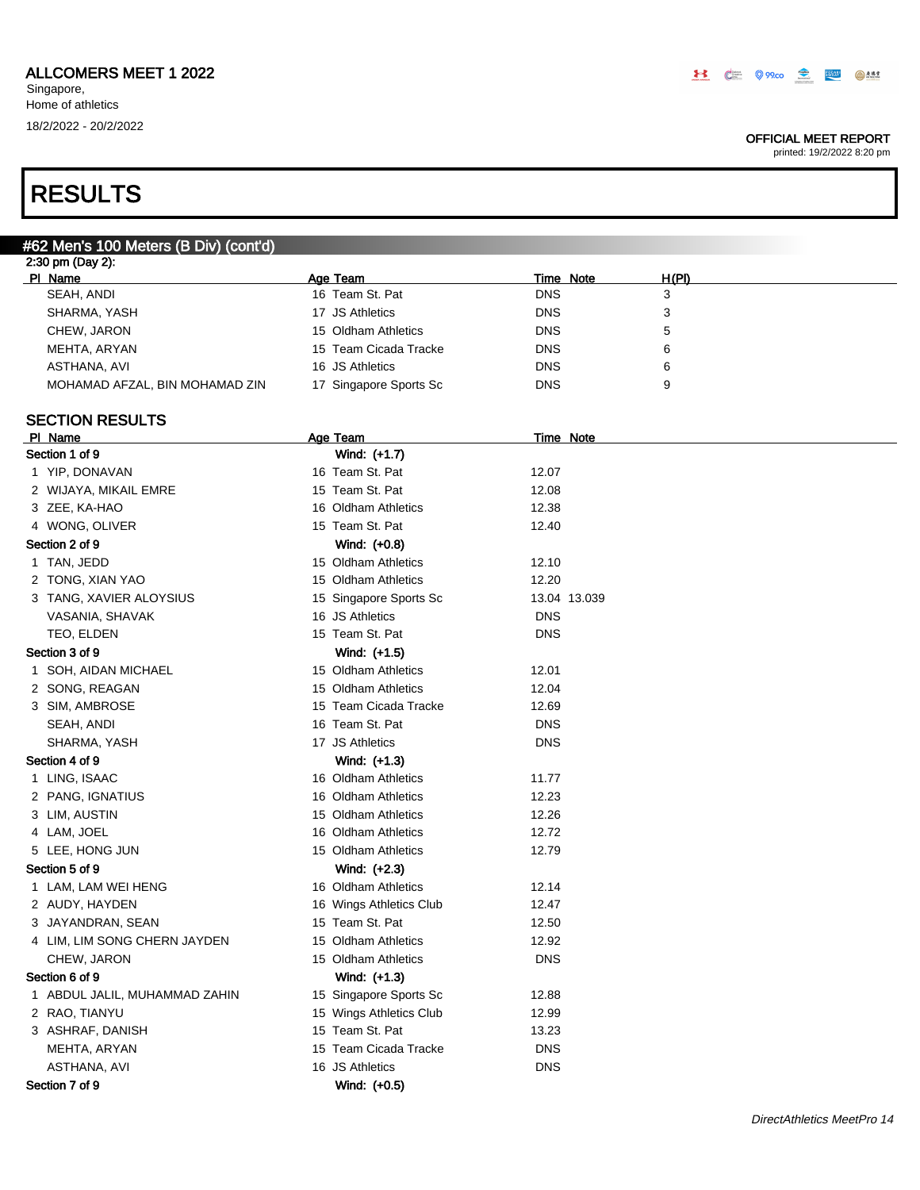# RESULTS

## #62 Men's 100 Meters (B Div) (cont'd)

2:30 pm (Day 2):

| Pl | Name | Age | Team | Time | Note | H(Pl) |
|---|---|---|---|---|---|---|
| | SEAH, ANDI | 16 | Team St. Pat | DNS | | 3 |
| | SHARMA, YASH | 17 | JS Athletics | DNS | | 3 |
| | CHEW, JARON | 15 | Oldham Athletics | DNS | | 5 |
| | MEHTA, ARYAN | 15 | Team Cicada Tracke | DNS | | 6 |
| | ASTHANA, AVI | 16 | JS Athletics | DNS | | 6 |
| | MOHAMAD AFZAL, BIN MOHAMAD ZIN | 17 | Singapore Sports Sc | DNS | | 9 |

## SECTION RESULTS

| Pl | Name | Age | Team | Time | Note |
|---|---|---|---|---|---|
| **Section 1 of 9** | | | Wind: (+1.7) | | |
| 1 | YIP, DONAVAN | 16 | Team St. Pat | 12.07 | |
| 2 | WIJAYA, MIKAIL EMRE | 15 | Team St. Pat | 12.08 | |
| 3 | ZEE, KA-HAO | 16 | Oldham Athletics | 12.38 | |
| 4 | WONG, OLIVER | 15 | Team St. Pat | 12.40 | |
| **Section 2 of 9** | | | Wind: (+0.8) | | |
| 1 | TAN, JEDD | 15 | Oldham Athletics | 12.10 | |
| 2 | TONG, XIAN YAO | 15 | Oldham Athletics | 12.20 | |
| 3 | TANG, XAVIER ALOYSIUS | 15 | Singapore Sports Sc | 13.04 | 13.039 |
| | VASANIA, SHAVAK | 16 | JS Athletics | DNS | |
| | TEO, ELDEN | 15 | Team St. Pat | DNS | |
| **Section 3 of 9** | | | Wind: (+1.5) | | |
| 1 | SOH, AIDAN MICHAEL | 15 | Oldham Athletics | 12.01 | |
| 2 | SONG, REAGAN | 15 | Oldham Athletics | 12.04 | |
| 3 | SIM, AMBROSE | 15 | Team Cicada Tracke | 12.69 | |
| | SEAH, ANDI | 16 | Team St. Pat | DNS | |
| | SHARMA, YASH | 17 | JS Athletics | DNS | |
| **Section 4 of 9** | | | Wind: (+1.3) | | |
| 1 | LING, ISAAC | 16 | Oldham Athletics | 11.77 | |
| 2 | PANG, IGNATIUS | 16 | Oldham Athletics | 12.23 | |
| 3 | LIM, AUSTIN | 15 | Oldham Athletics | 12.26 | |
| 4 | LAM, JOEL | 16 | Oldham Athletics | 12.72 | |
| 5 | LEE, HONG JUN | 15 | Oldham Athletics | 12.79 | |
| **Section 5 of 9** | | | Wind: (+2.3) | | |
| 1 | LAM, LAM WEI HENG | 16 | Oldham Athletics | 12.14 | |
| 2 | AUDY, HAYDEN | 16 | Wings Athletics Club | 12.47 | |
| 3 | JAYANDRAN, SEAN | 15 | Team St. Pat | 12.50 | |
| 4 | LIM, LIM SONG CHERN JAYDEN | 15 | Oldham Athletics | 12.92 | |
| | CHEW, JARON | 15 | Oldham Athletics | DNS | |
| **Section 6 of 9** | | | Wind: (+1.3) | | |
| 1 | ABDUL JALIL, MUHAMMAD ZAHIN | 15 | Singapore Sports Sc | 12.88 | |
| 2 | RAO, TIANYU | 15 | Wings Athletics Club | 12.99 | |
| 3 | ASHRAF, DANISH | 15 | Team St. Pat | 13.23 | |
| | MEHTA, ARYAN | 15 | Team Cicada Tracke | DNS | |
| | ASTHANA, AVI | 16 | JS Athletics | DNS | |
| **Section 7 of 9** | | | Wind: (+0.5) | | |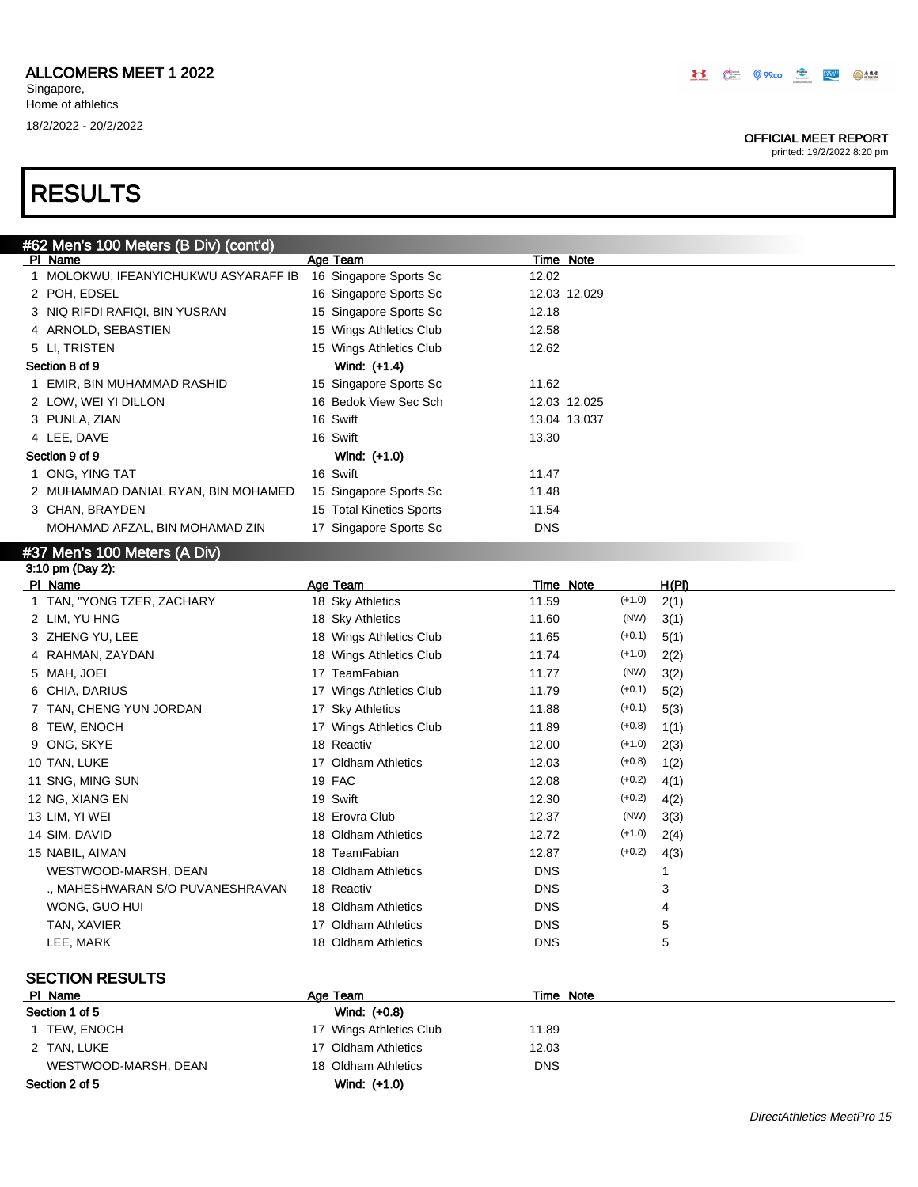# RESULTS

## #62 Men's 100 Meters (B Div) (cont'd)

| Pl | Name | Age | Team | Time | Note |
|---|---|---|---|---|---|
| 1 | MOLOKWU, IFEANYICHUKWU ASYARAFF IB | 16 | Singapore Sports Sc | 12.02 | |
| 2 | POH, EDSEL | 16 | Singapore Sports Sc | 12.03 | 12.029 |
| 3 | NIQ RIFDI RAFIQI, BIN YUSRAN | 15 | Singapore Sports Sc | 12.18 | |
| 4 | ARNOLD, SEBASTIEN | 15 | Wings Athletics Club | 12.58 | |
| 5 | LI, TRISTEN | 15 | Wings Athletics Club | 12.62 | |
| **Section 8 of 9** | | | **Wind: (+1.4)** | | |
| 1 | EMIR, BIN MUHAMMAD RASHID | 15 | Singapore Sports Sc | 11.62 | |
| 2 | LOW, WEI YI DILLON | 16 | Bedok View Sec Sch | 12.03 | 12.025 |
| 3 | PUNLA, ZIAN | 16 | Swift | 13.04 | 13.037 |
| 4 | LEE, DAVE | 16 | Swift | 13.30 | |
| **Section 9 of 9** | | | **Wind: (+1.0)** | | |
| 1 | ONG, YING TAT | 16 | Swift | 11.47 | |
| 2 | MUHAMMAD DANIAL RYAN, BIN MOHAMED | 15 | Singapore Sports Sc | 11.48 | |
| 3 | CHAN, BRAYDEN | 15 | Total Kinetics Sports | 11.54 | |
| | MOHAMAD AFZAL, BIN MOHAMAD ZIN | 17 | Singapore Sports Sc | DNS | |

## #37 Men's 100 Meters (A Div)

3:10 pm (Day 2):

| Pl | Name | Age | Team | Time | Note | Wind | H(Pl) |
|---|---|---|---|---|---|---|---|
| 1 | TAN, "YONG TZER, ZACHARY | 18 | Sky Athletics | 11.59 | | (+1.0) | 2(1) |
| 2 | LIM, YU HNG | 18 | Sky Athletics | 11.60 | | (NW) | 3(1) |
| 3 | ZHENG YU, LEE | 18 | Wings Athletics Club | 11.65 | | (+0.1) | 5(1) |
| 4 | RAHMAN, ZAYDAN | 18 | Wings Athletics Club | 11.74 | | (+1.0) | 2(2) |
| 5 | MAH, JOEI | 17 | TeamFabian | 11.77 | | (NW) | 3(2) |
| 6 | CHIA, DARIUS | 17 | Wings Athletics Club | 11.79 | | (+0.1) | 5(2) |
| 7 | TAN, CHENG YUN JORDAN | 17 | Sky Athletics | 11.88 | | (+0.1) | 5(3) |
| 8 | TEW, ENOCH | 17 | Wings Athletics Club | 11.89 | | (+0.8) | 1(1) |
| 9 | ONG, SKYE | 18 | Reactiv | 12.00 | | (+1.0) | 2(3) |
| 10 | TAN, LUKE | 17 | Oldham Athletics | 12.03 | | (+0.8) | 1(2) |
| 11 | SNG, MING SUN | 19 | FAC | 12.08 | | (+0.2) | 4(1) |
| 12 | NG, XIANG EN | 19 | Swift | 12.30 | | (+0.2) | 4(2) |
| 13 | LIM, YI WEI | 18 | Erovra Club | 12.37 | | (NW) | 3(3) |
| 14 | SIM, DAVID | 18 | Oldham Athletics | 12.72 | | (+1.0) | 2(4) |
| 15 | NABIL, AIMAN | 18 | TeamFabian | 12.87 | | (+0.2) | 4(3) |
| | WESTWOOD-MARSH, DEAN | 18 | Oldham Athletics | DNS | | | 1 |
| | ., MAHESHWARAN S/O PUVANESHRAVAN | 18 | Reactiv | DNS | | | 3 |
| | WONG, GUO HUI | 18 | Oldham Athletics | DNS | | | 4 |
| | TAN, XAVIER | 17 | Oldham Athletics | DNS | | | 5 |
| | LEE, MARK | 18 | Oldham Athletics | DNS | | | 5 |

### SECTION RESULTS

| Pl | Name | Age | Team | Time | Note |
|---|---|---|---|---|---|
| **Section 1 of 5** | | | **Wind: (+0.8)** | | |
| 1 | TEW, ENOCH | 17 | Wings Athletics Club | 11.89 | |
| 2 | TAN, LUKE | 17 | Oldham Athletics | 12.03 | |
| | WESTWOOD-MARSH, DEAN | 18 | Oldham Athletics | DNS | |
| **Section 2 of 5** | | | **Wind: (+1.0)** | | |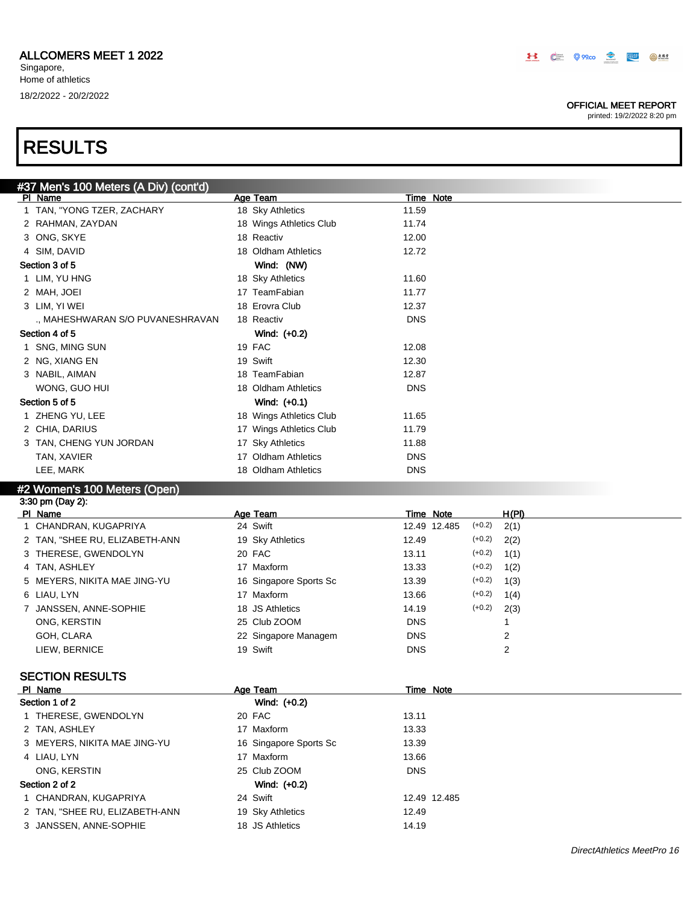ALLCOMERS MEET 1 2022
Singapore,
Home of athletics
18/2/2022 - 20/2/2022

OFFICIAL MEET REPORT
printed: 19/2/2022 8:20 pm

# RESULTS

## #37 Men's 100 Meters (A Div) (cont'd)

| Pl | Name | Age | Team | Time | Note |
|---|---|---|---|---|---|
| 1 | TAN, "YONG TZER, ZACHARY | 18 | Sky Athletics | 11.59 | |
| 2 | RAHMAN, ZAYDAN | 18 | Wings Athletics Club | 11.74 | |
| 3 | ONG, SKYE | 18 | Reactiv | 12.00 | |
| 4 | SIM, DAVID | 18 | Oldham Athletics | 12.72 | |
| **Section 3 of 5** | | | **Wind: (NW)** | | |
| 1 | LIM, YU HNG | 18 | Sky Athletics | 11.60 | |
| 2 | MAH, JOEI | 17 | TeamFabian | 11.77 | |
| 3 | LIM, YI WEI | 18 | Erovra Club | 12.37 | |
| | ., MAHESHWARAN S/O PUVANESHRAVAN | 18 | Reactiv | DNS | |
| **Section 4 of 5** | | | **Wind: (+0.2)** | | |
| 1 | SNG, MING SUN | 19 | FAC | 12.08 | |
| 2 | NG, XIANG EN | 19 | Swift | 12.30 | |
| 3 | NABIL, AIMAN | 18 | TeamFabian | 12.87 | |
| | WONG, GUO HUI | 18 | Oldham Athletics | DNS | |
| **Section 5 of 5** | | | **Wind: (+0.1)** | | |
| 1 | ZHENG YU, LEE | 18 | Wings Athletics Club | 11.65 | |
| 2 | CHIA, DARIUS | 17 | Wings Athletics Club | 11.79 | |
| 3 | TAN, CHENG YUN JORDAN | 17 | Sky Athletics | 11.88 | |
| | TAN, XAVIER | 17 | Oldham Athletics | DNS | |
| | LEE, MARK | 18 | Oldham Athletics | DNS | |

## #2 Women's 100 Meters (Open)

3:30 pm (Day 2):

| Pl | Name | Age | Team | Time | Note | Wind | H(Pl) |
|---|---|---|---|---|---|---|---|
| 1 | CHANDRAN, KUGAPRIYA | 24 | Swift | 12.49 | 12.485 | (+0.2) | 2(1) |
| 2 | TAN, "SHEE RU, ELIZABETH-ANN | 19 | Sky Athletics | 12.49 | | (+0.2) | 2(2) |
| 3 | THERESE, GWENDOLYN | 20 | FAC | 13.11 | | (+0.2) | 1(1) |
| 4 | TAN, ASHLEY | 17 | Maxform | 13.33 | | (+0.2) | 1(2) |
| 5 | MEYERS, NIKITA MAE JING-YU | 16 | Singapore Sports Sc | 13.39 | | (+0.2) | 1(3) |
| 6 | LIAU, LYN | 17 | Maxform | 13.66 | | (+0.2) | 1(4) |
| 7 | JANSSEN, ANNE-SOPHIE | 18 | JS Athletics | 14.19 | | (+0.2) | 2(3) |
| | ONG, KERSTIN | 25 | Club ZOOM | DNS | | | 1 |
| | GOH, CLARA | 22 | Singapore Managem | DNS | | | 2 |
| | LIEW, BERNICE | 19 | Swift | DNS | | | 2 |

### SECTION RESULTS

| Pl | Name | Age | Team | Time | Note |
|---|---|---|---|---|---|
| **Section 1 of 2** | | | **Wind: (+0.2)** | | |
| 1 | THERESE, GWENDOLYN | 20 | FAC | 13.11 | |
| 2 | TAN, ASHLEY | 17 | Maxform | 13.33 | |
| 3 | MEYERS, NIKITA MAE JING-YU | 16 | Singapore Sports Sc | 13.39 | |
| 4 | LIAU, LYN | 17 | Maxform | 13.66 | |
| | ONG, KERSTIN | 25 | Club ZOOM | DNS | |
| **Section 2 of 2** | | | **Wind: (+0.2)** | | |
| 1 | CHANDRAN, KUGAPRIYA | 24 | Swift | 12.49 | 12.485 |
| 2 | TAN, "SHEE RU, ELIZABETH-ANN | 19 | Sky Athletics | 12.49 | |
| 3 | JANSSEN, ANNE-SOPHIE | 18 | JS Athletics | 14.19 | |

*DirectAthletics MeetPro 16*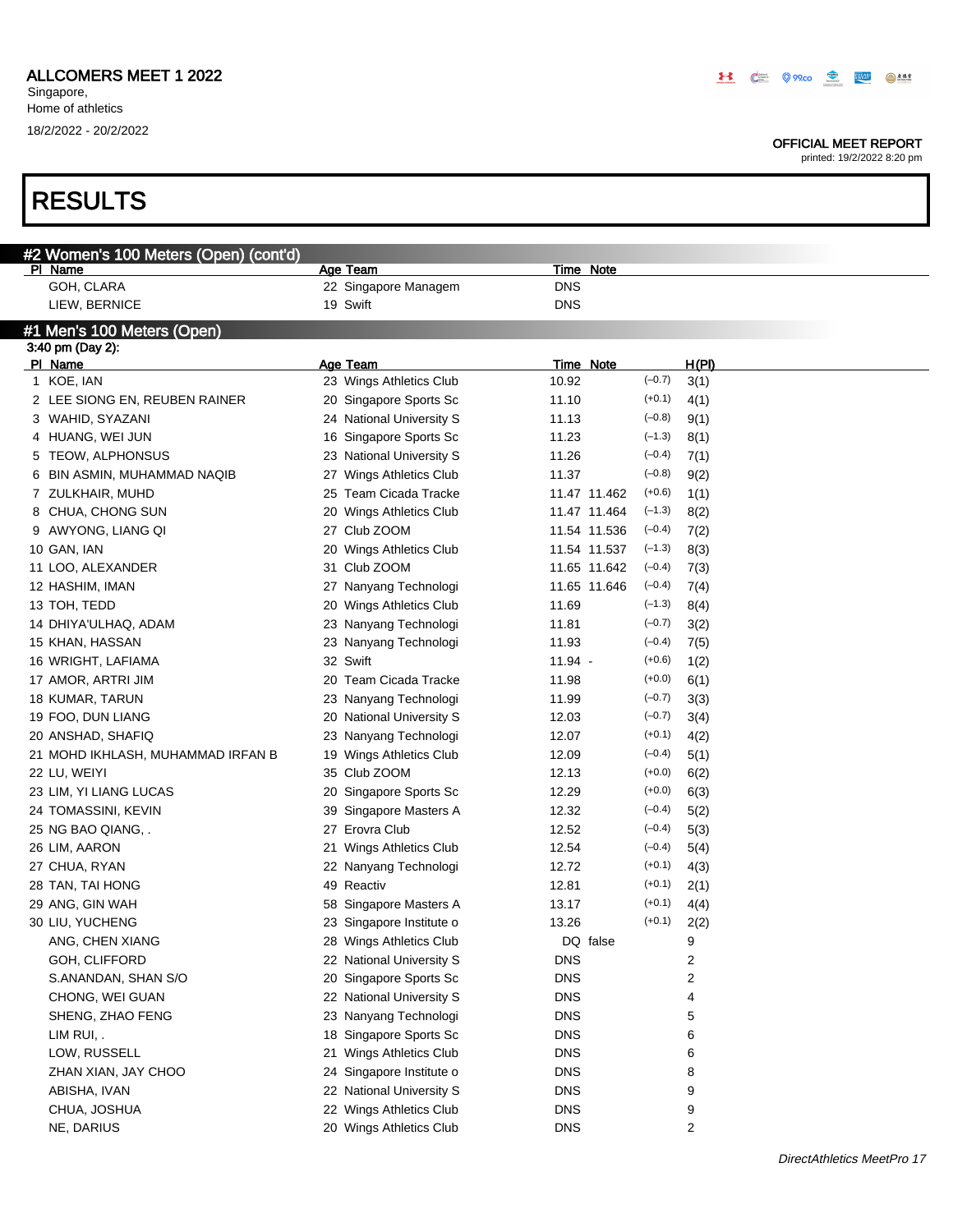## ALLCOMERS MEET 1 2022

Singapore,
Home of athletics
18/2/2022 - 20/2/2022

OFFICIAL MEET REPORT
printed: 19/2/2022 8:20 pm

# RESULTS

### #2 Women's 100 Meters (Open) (cont'd)

| Pl | Name | Age | Team | Time | Note |
|---|---|---|---|---|---|
| | GOH, CLARA | 22 | Singapore Managem | DNS | |
| | LIEW, BERNICE | 19 | Swift | DNS | |

### #1 Men's 100 Meters (Open)

3:40 pm (Day 2):

| Pl | Name | Age | Team | Time | Note | Wind | H(Pl) |
|---|---|---|---|---|---|---|---|
| 1 | KOE, IAN | 23 | Wings Athletics Club | 10.92 | | (−0.7) | 3(1) |
| 2 | LEE SIONG EN, REUBEN RAINER | 20 | Singapore Sports Sc | 11.10 | | (+0.1) | 4(1) |
| 3 | WAHID, SYAZANI | 24 | National University S | 11.13 | | (−0.8) | 9(1) |
| 4 | HUANG, WEI JUN | 16 | Singapore Sports Sc | 11.23 | | (−1.3) | 8(1) |
| 5 | TEOW, ALPHONSUS | 23 | National University S | 11.26 | | (−0.4) | 7(1) |
| 6 | BIN ASMIN, MUHAMMAD NAQIB | 27 | Wings Athletics Club | 11.37 | | (−0.8) | 9(2) |
| 7 | ZULKHAIR, MUHD | 25 | Team Cicada Tracke | 11.47 | 11.462 | (+0.6) | 1(1) |
| 8 | CHUA, CHONG SUN | 20 | Wings Athletics Club | 11.47 | 11.464 | (−1.3) | 8(2) |
| 9 | AWYONG, LIANG QI | 27 | Club ZOOM | 11.54 | 11.536 | (−0.4) | 7(2) |
| 10 | GAN, IAN | 20 | Wings Athletics Club | 11.54 | 11.537 | (−1.3) | 8(3) |
| 11 | LOO, ALEXANDER | 31 | Club ZOOM | 11.65 | 11.642 | (−0.4) | 7(3) |
| 12 | HASHIM, IMAN | 27 | Nanyang Technologi | 11.65 | 11.646 | (−0.4) | 7(4) |
| 13 | TOH, TEDD | 20 | Wings Athletics Club | 11.69 | | (−1.3) | 8(4) |
| 14 | DHIYA'ULHAQ, ADAM | 23 | Nanyang Technologi | 11.81 | | (−0.7) | 3(2) |
| 15 | KHAN, HASSAN | 23 | Nanyang Technologi | 11.93 | | (−0.4) | 7(5) |
| 16 | WRIGHT, LAFIAMA | 32 | Swift | 11.94 | - | (+0.6) | 1(2) |
| 17 | AMOR, ARTRI JIM | 20 | Team Cicada Tracke | 11.98 | | (+0.0) | 6(1) |
| 18 | KUMAR, TARUN | 23 | Nanyang Technologi | 11.99 | | (−0.7) | 3(3) |
| 19 | FOO, DUN LIANG | 20 | National University S | 12.03 | | (−0.7) | 3(4) |
| 20 | ANSHAD, SHAFIQ | 23 | Nanyang Technologi | 12.07 | | (+0.1) | 4(2) |
| 21 | MOHD IKHLASH, MUHAMMAD IRFAN B | 19 | Wings Athletics Club | 12.09 | | (−0.4) | 5(1) |
| 22 | LU, WEIYI | 35 | Club ZOOM | 12.13 | | (+0.0) | 6(2) |
| 23 | LIM, YI LIANG LUCAS | 20 | Singapore Sports Sc | 12.29 | | (+0.0) | 6(3) |
| 24 | TOMASSINI, KEVIN | 39 | Singapore Masters A | 12.32 | | (−0.4) | 5(2) |
| 25 | NG BAO QIANG, . | 27 | Erovra Club | 12.52 | | (−0.4) | 5(3) |
| 26 | LIM, AARON | 21 | Wings Athletics Club | 12.54 | | (−0.4) | 5(4) |
| 27 | CHUA, RYAN | 22 | Nanyang Technologi | 12.72 | | (+0.1) | 4(3) |
| 28 | TAN, TAI HONG | 49 | Reactiv | 12.81 | | (+0.1) | 2(1) |
| 29 | ANG, GIN WAH | 58 | Singapore Masters A | 13.17 | | (+0.1) | 4(4) |
| 30 | LIU, YUCHENG | 23 | Singapore Institute o | 13.26 | | (+0.1) | 2(2) |
| | ANG, CHEN XIANG | 28 | Wings Athletics Club | DQ | false | | 9 |
| | GOH, CLIFFORD | 22 | National University S | DNS | | | 2 |
| | S.ANANDAN, SHAN S/O | 20 | Singapore Sports Sc | DNS | | | 2 |
| | CHONG, WEI GUAN | 22 | National University S | DNS | | | 4 |
| | SHENG, ZHAO FENG | 23 | Nanyang Technologi | DNS | | | 5 |
| | LIM RUI, . | 18 | Singapore Sports Sc | DNS | | | 6 |
| | LOW, RUSSELL | 21 | Wings Athletics Club | DNS | | | 6 |
| | ZHAN XIAN, JAY CHOO | 24 | Singapore Institute o | DNS | | | 8 |
| | ABISHA, IVAN | 22 | National University S | DNS | | | 9 |
| | CHUA, JOSHUA | 22 | Wings Athletics Club | DNS | | | 9 |
| | NE, DARIUS | 20 | Wings Athletics Club | DNS | | | 2 |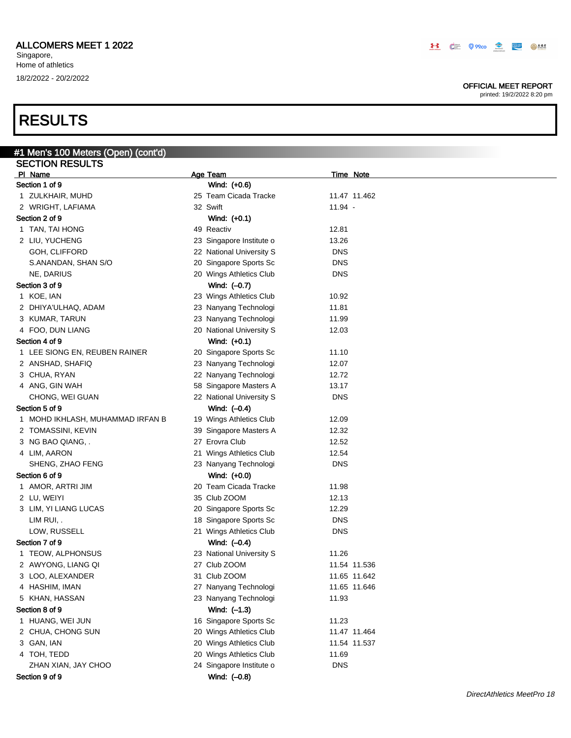ALLCOMERS MEET 1 2022
Singapore,
Home of athletics
18/2/2022 - 20/2/2022

OFFICIAL MEET REPORT
printed: 19/2/2022 8:20 pm

# RESULTS

## #1 Men's 100 Meters (Open) (cont'd)

### SECTION RESULTS

| Pl | Name | Age | Team | Time | Note |
|---|---|---|---|---|---|
| **Section 1 of 9** | | | **Wind: (+0.6)** | | |
| 1 | ZULKHAIR, MUHD | 25 | Team Cicada Tracke | 11.47 | 11.462 |
| 2 | WRIGHT, LAFIAMA | 32 | Swift | 11.94 | - |
| **Section 2 of 9** | | | **Wind: (+0.1)** | | |
| 1 | TAN, TAI HONG | 49 | Reactiv | 12.81 | |
| 2 | LIU, YUCHENG | 23 | Singapore Institute o | 13.26 | |
| | GOH, CLIFFORD | 22 | National University S | DNS | |
| | S.ANANDAN, SHAN S/O | 20 | Singapore Sports Sc | DNS | |
| | NE, DARIUS | 20 | Wings Athletics Club | DNS | |
| **Section 3 of 9** | | | **Wind: (–0.7)** | | |
| 1 | KOE, IAN | 23 | Wings Athletics Club | 10.92 | |
| 2 | DHIYA'ULHAQ, ADAM | 23 | Nanyang Technologi | 11.81 | |
| 3 | KUMAR, TARUN | 23 | Nanyang Technologi | 11.99 | |
| 4 | FOO, DUN LIANG | 20 | National University S | 12.03 | |
| **Section 4 of 9** | | | **Wind: (+0.1)** | | |
| 1 | LEE SIONG EN, REUBEN RAINER | 20 | Singapore Sports Sc | 11.10 | |
| 2 | ANSHAD, SHAFIQ | 23 | Nanyang Technologi | 12.07 | |
| 3 | CHUA, RYAN | 22 | Nanyang Technologi | 12.72 | |
| 4 | ANG, GIN WAH | 58 | Singapore Masters A | 13.17 | |
| | CHONG, WEI GUAN | 22 | National University S | DNS | |
| **Section 5 of 9** | | | **Wind: (–0.4)** | | |
| 1 | MOHD IKHLASH, MUHAMMAD IRFAN B | 19 | Wings Athletics Club | 12.09 | |
| 2 | TOMASSINI, KEVIN | 39 | Singapore Masters A | 12.32 | |
| 3 | NG BAO QIANG, . | 27 | Erovra Club | 12.52 | |
| 4 | LIM, AARON | 21 | Wings Athletics Club | 12.54 | |
| | SHENG, ZHAO FENG | 23 | Nanyang Technologi | DNS | |
| **Section 6 of 9** | | | **Wind: (+0.0)** | | |
| 1 | AMOR, ARTRI JIM | 20 | Team Cicada Tracke | 11.98 | |
| 2 | LU, WEIYI | 35 | Club ZOOM | 12.13 | |
| 3 | LIM, YI LIANG LUCAS | 20 | Singapore Sports Sc | 12.29 | |
| | LIM RUI, . | 18 | Singapore Sports Sc | DNS | |
| | LOW, RUSSELL | 21 | Wings Athletics Club | DNS | |
| **Section 7 of 9** | | | **Wind: (–0.4)** | | |
| 1 | TEOW, ALPHONSUS | 23 | National University S | 11.26 | |
| 2 | AWYONG, LIANG QI | 27 | Club ZOOM | 11.54 | 11.536 |
| 3 | LOO, ALEXANDER | 31 | Club ZOOM | 11.65 | 11.642 |
| 4 | HASHIM, IMAN | 27 | Nanyang Technologi | 11.65 | 11.646 |
| 5 | KHAN, HASSAN | 23 | Nanyang Technologi | 11.93 | |
| **Section 8 of 9** | | | **Wind: (–1.3)** | | |
| 1 | HUANG, WEI JUN | 16 | Singapore Sports Sc | 11.23 | |
| 2 | CHUA, CHONG SUN | 20 | Wings Athletics Club | 11.47 | 11.464 |
| 3 | GAN, IAN | 20 | Wings Athletics Club | 11.54 | 11.537 |
| 4 | TOH, TEDD | 20 | Wings Athletics Club | 11.69 | |
| | ZHAN XIAN, JAY CHOO | 24 | Singapore Institute o | DNS | |
| **Section 9 of 9** | | | **Wind: (–0.8)** | | |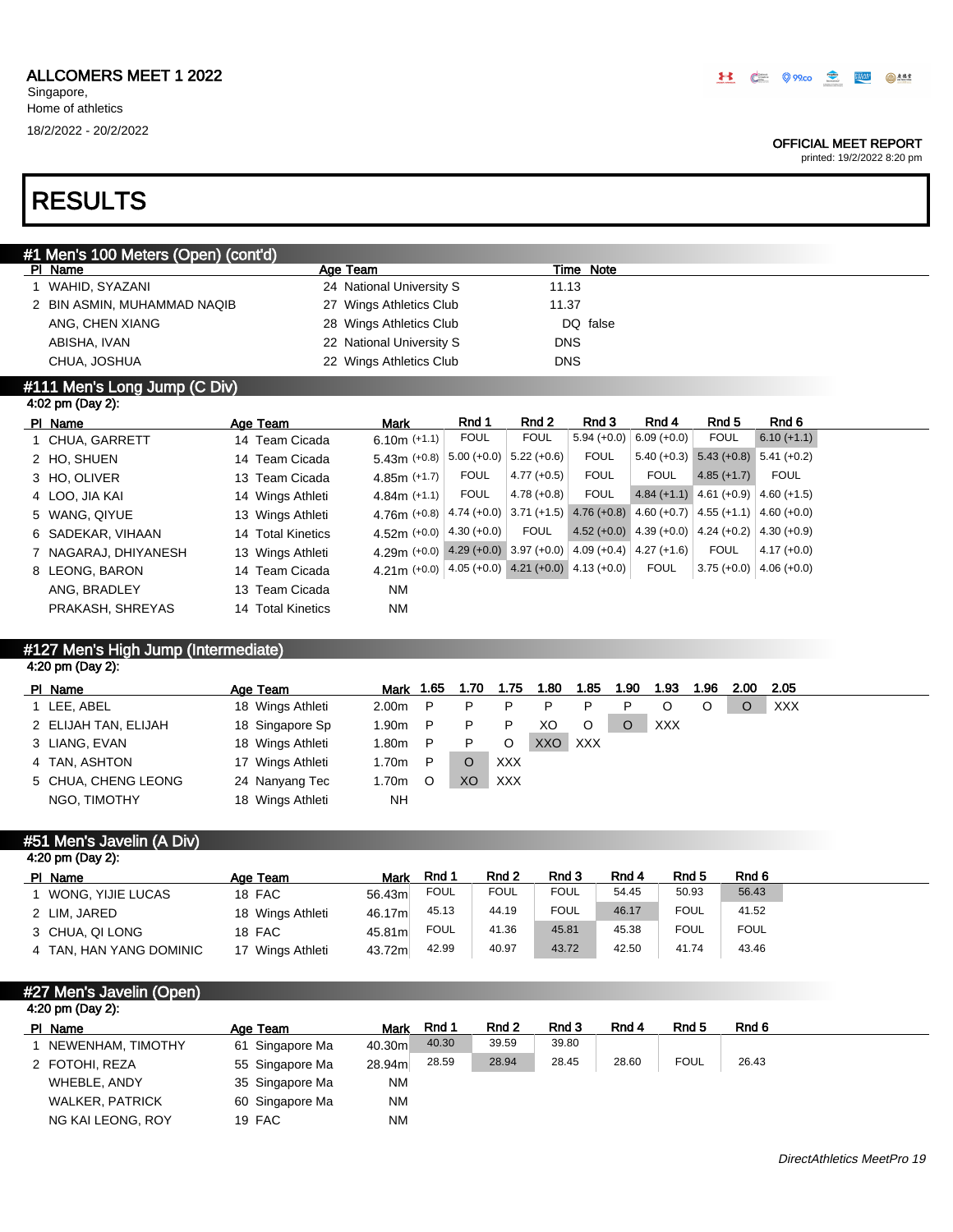# ALLCOMERS MEET 1 2022

Singapore,
Home of athletics
18/2/2022 - 20/2/2022

OFFICIAL MEET REPORT
printed: 19/2/2022 8:20 pm

# RESULTS

## #1 Men's 100 Meters (Open) (cont'd)

| Pl | Name | Age | Team | Time | Note |
|---|---|---|---|---|---|
| 1 | WAHID, SYAZANI | 24 | National University S | 11.13 | |
| 2 | BIN ASMIN, MUHAMMAD NAQIB | 27 | Wings Athletics Club | 11.37 | |
| | ANG, CHEN XIANG | 28 | Wings Athletics Club | DQ | false |
| | ABISHA, IVAN | 22 | National University S | DNS | |
| | CHUA, JOSHUA | 22 | Wings Athletics Club | DNS | |

## #111 Men's Long Jump (C Div)

4:02 pm (Day 2):

| Pl | Name | Age | Team | Mark | Rnd 1 | Rnd 2 | Rnd 3 | Rnd 4 | Rnd 5 | Rnd 6 |
|---|---|---|---|---|---|---|---|---|---|---|
| 1 | CHUA, GARRETT | 14 | Team Cicada | 6.10m (+1.1) | FOUL | FOUL | 5.94 (+0.0) | 6.09 (+0.0) | FOUL | 6.10 (+1.1) |
| 2 | HO, SHUEN | 14 | Team Cicada | 5.43m (+0.8) | 5.00 (+0.0) | 5.22 (+0.6) | FOUL | 5.40 (+0.3) | 5.43 (+0.8) | 5.41 (+0.2) |
| 3 | HO, OLIVER | 13 | Team Cicada | 4.85m (+1.7) | FOUL | 4.77 (+0.5) | FOUL | FOUL | 4.85 (+1.7) | FOUL |
| 4 | LOO, JIA KAI | 14 | Wings Athleti | 4.84m (+1.1) | FOUL | 4.78 (+0.8) | FOUL | 4.84 (+1.1) | 4.61 (+0.9) | 4.60 (+1.5) |
| 5 | WANG, QIYUE | 13 | Wings Athleti | 4.76m (+0.8) | 4.74 (+0.0) | 3.71 (+1.5) | 4.76 (+0.8) | 4.60 (+0.7) | 4.55 (+1.1) | 4.60 (+0.0) |
| 6 | SADEKAR, VIHAAN | 14 | Total Kinetics | 4.52m (+0.0) | 4.30 (+0.0) | FOUL | 4.52 (+0.0) | 4.39 (+0.0) | 4.24 (+0.2) | 4.30 (+0.9) |
| 7 | NAGARAJ, DHIYANESH | 13 | Wings Athleti | 4.29m (+0.0) | 4.29 (+0.0) | 3.97 (+0.0) | 4.09 (+0.4) | 4.27 (+1.6) | FOUL | 4.17 (+0.0) |
| 8 | LEONG, BARON | 14 | Team Cicada | 4.21m (+0.0) | 4.05 (+0.0) | 4.21 (+0.0) | 4.13 (+0.0) | FOUL | 3.75 (+0.0) | 4.06 (+0.0) |
| | ANG, BRADLEY | 13 | Team Cicada | NM | | | | | | |
| | PRAKASH, SHREYAS | 14 | Total Kinetics | NM | | | | | | |

## #127 Men's High Jump (Intermediate)

4:20 pm (Day 2):

| Pl | Name | Age | Team | Mark | 1.65 | 1.70 | 1.75 | 1.80 | 1.85 | 1.90 | 1.93 | 1.96 | 2.00 | 2.05 |
|---|---|---|---|---|---|---|---|---|---|---|---|---|---|---|
| 1 | LEE, ABEL | 18 | Wings Athleti | 2.00m | P | P | P | P | P | P | O | O | O | XXX |
| 2 | ELIJAH TAN, ELIJAH | 18 | Singapore Sp | 1.90m | P | P | P | XO | O | O | XXX | | | |
| 3 | LIANG, EVAN | 18 | Wings Athleti | 1.80m | P | P | O | XXO | XXX | | | | | |
| 4 | TAN, ASHTON | 17 | Wings Athleti | 1.70m | P | O | XXX | | | | | | | |
| 5 | CHUA, CHENG LEONG | 24 | Nanyang Tec | 1.70m | O | XO | XXX | | | | | | | |
| | NGO, TIMOTHY | 18 | Wings Athleti | NH | | | | | | | | | | |

## #51 Men's Javelin (A Div)

4:20 pm (Day 2):

| Pl | Name | Age | Team | Mark | Rnd 1 | Rnd 2 | Rnd 3 | Rnd 4 | Rnd 5 | Rnd 6 |
|---|---|---|---|---|---|---|---|---|---|---|
| 1 | WONG, YIJIE LUCAS | 18 | FAC | 56.43m | FOUL | FOUL | FOUL | 54.45 | 50.93 | 56.43 |
| 2 | LIM, JARED | 18 | Wings Athleti | 46.17m | 45.13 | 44.19 | FOUL | 46.17 | FOUL | 41.52 |
| 3 | CHUA, QI LONG | 18 | FAC | 45.81m | FOUL | 41.36 | 45.81 | 45.38 | FOUL | FOUL |
| 4 | TAN, HAN YANG DOMINIC | 17 | Wings Athleti | 43.72m | 42.99 | 40.97 | 43.72 | 42.50 | 41.74 | 43.46 |

## #27 Men's Javelin (Open)

4:20 pm (Day 2):

| Pl | Name | Age | Team | Mark | Rnd 1 | Rnd 2 | Rnd 3 | Rnd 4 | Rnd 5 | Rnd 6 |
|---|---|---|---|---|---|---|---|---|---|---|
| 1 | NEWENHAM, TIMOTHY | 61 | Singapore Ma | 40.30m | 40.30 | 39.59 | 39.80 | | | |
| 2 | FOTOHI, REZA | 55 | Singapore Ma | 28.94m | 28.59 | 28.94 | 28.45 | 28.60 | FOUL | 26.43 |
| | WHEBLE, ANDY | 35 | Singapore Ma | NM | | | | | | |
| | WALKER, PATRICK | 60 | Singapore Ma | NM | | | | | | |
| | NG KAI LEONG, ROY | 19 | FAC | NM | | | | | | |

*DirectAthletics MeetPro 19*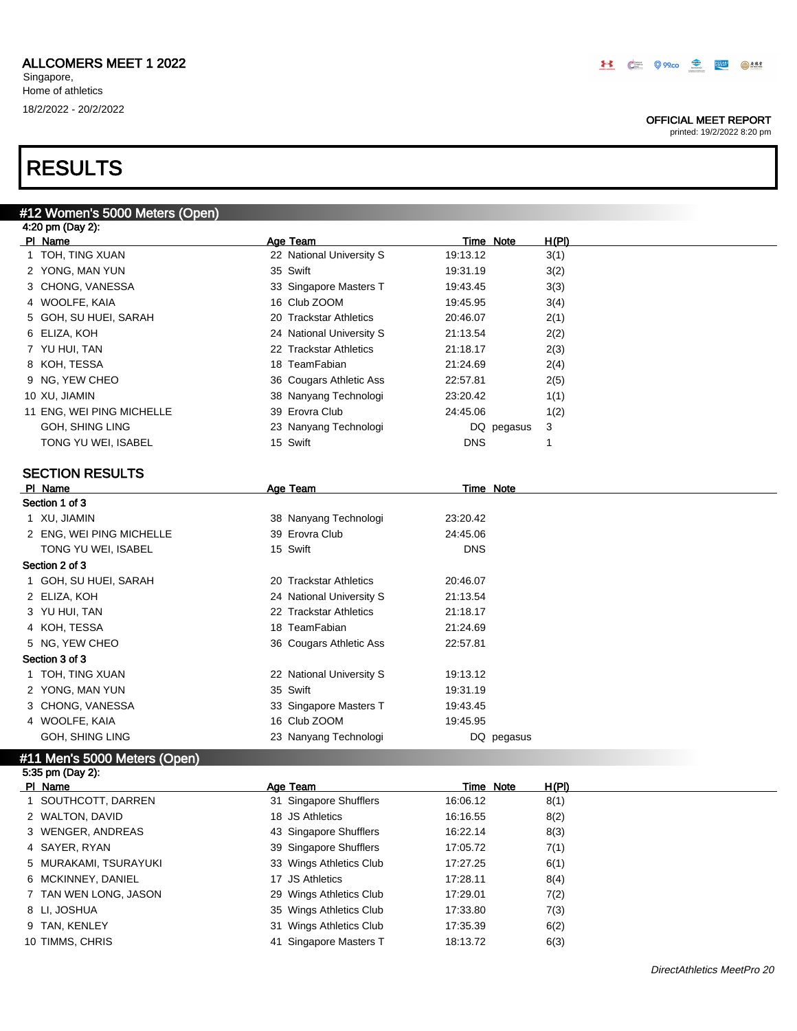# ALLCOMERS MEET 1 2022

Singapore,
Home of athletics
18/2/2022 - 20/2/2022

OFFICIAL MEET REPORT
printed: 19/2/2022 8:20 pm

# RESULTS

## #12 Women's 5000 Meters (Open)

4:20 pm (Day 2):

| Pl | Name | Age | Team | Time | Note | H(Pl) |
|---|---|---|---|---|---|---|
| 1 | TOH, TING XUAN | 22 | National University S | 19:13.12 | | 3(1) |
| 2 | YONG, MAN YUN | 35 | Swift | 19:31.19 | | 3(2) |
| 3 | CHONG, VANESSA | 33 | Singapore Masters T | 19:43.45 | | 3(3) |
| 4 | WOOLFE, KAIA | 16 | Club ZOOM | 19:45.95 | | 3(4) |
| 5 | GOH, SU HUEI, SARAH | 20 | Trackstar Athletics | 20:46.07 | | 2(1) |
| 6 | ELIZA, KOH | 24 | National University S | 21:13.54 | | 2(2) |
| 7 | YU HUI, TAN | 22 | Trackstar Athletics | 21:18.17 | | 2(3) |
| 8 | KOH, TESSA | 18 | TeamFabian | 21:24.69 | | 2(4) |
| 9 | NG, YEW CHEO | 36 | Cougars Athletic Ass | 22:57.81 | | 2(5) |
| 10 | XU, JIAMIN | 38 | Nanyang Technologi | 23:20.42 | | 1(1) |
| 11 | ENG, WEI PING MICHELLE | 39 | Erovra Club | 24:45.06 | | 1(2) |
| | GOH, SHING LING | 23 | Nanyang Technologi | DQ | pegasus | 3 |
| | TONG YU WEI, ISABEL | 15 | Swift | DNS | | 1 |

### SECTION RESULTS

| Pl | Name | Age | Team | Time | Note |
|---|---|---|---|---|---|
| **Section 1 of 3** | | | | | |
| 1 | XU, JIAMIN | 38 | Nanyang Technologi | 23:20.42 | |
| 2 | ENG, WEI PING MICHELLE | 39 | Erovra Club | 24:45.06 | |
| | TONG YU WEI, ISABEL | 15 | Swift | DNS | |
| **Section 2 of 3** | | | | | |
| 1 | GOH, SU HUEI, SARAH | 20 | Trackstar Athletics | 20:46.07 | |
| 2 | ELIZA, KOH | 24 | National University S | 21:13.54 | |
| 3 | YU HUI, TAN | 22 | Trackstar Athletics | 21:18.17 | |
| 4 | KOH, TESSA | 18 | TeamFabian | 21:24.69 | |
| 5 | NG, YEW CHEO | 36 | Cougars Athletic Ass | 22:57.81 | |
| **Section 3 of 3** | | | | | |
| 1 | TOH, TING XUAN | 22 | National University S | 19:13.12 | |
| 2 | YONG, MAN YUN | 35 | Swift | 19:31.19 | |
| 3 | CHONG, VANESSA | 33 | Singapore Masters T | 19:43.45 | |
| 4 | WOOLFE, KAIA | 16 | Club ZOOM | 19:45.95 | |
| | GOH, SHING LING | 23 | Nanyang Technologi | DQ | pegasus |

## #11 Men's 5000 Meters (Open)

5:35 pm (Day 2):

| Pl | Name | Age | Team | Time | Note | H(Pl) |
|---|---|---|---|---|---|---|
| 1 | SOUTHCOTT, DARREN | 31 | Singapore Shufflers | 16:06.12 | | 8(1) |
| 2 | WALTON, DAVID | 18 | JS Athletics | 16:16.55 | | 8(2) |
| 3 | WENGER, ANDREAS | 43 | Singapore Shufflers | 16:22.14 | | 8(3) |
| 4 | SAYER, RYAN | 39 | Singapore Shufflers | 17:05.72 | | 7(1) |
| 5 | MURAKAMI, TSURAYUKI | 33 | Wings Athletics Club | 17:27.25 | | 6(1) |
| 6 | MCKINNEY, DANIEL | 17 | JS Athletics | 17:28.11 | | 8(4) |
| 7 | TAN WEN LONG, JASON | 29 | Wings Athletics Club | 17:29.01 | | 7(2) |
| 8 | LI, JOSHUA | 35 | Wings Athletics Club | 17:33.80 | | 7(3) |
| 9 | TAN, KENLEY | 31 | Wings Athletics Club | 17:35.39 | | 6(2) |
| 10 | TIMMS, CHRIS | 41 | Singapore Masters T | 18:13.72 | | 6(3) |

*DirectAthletics MeetPro 20*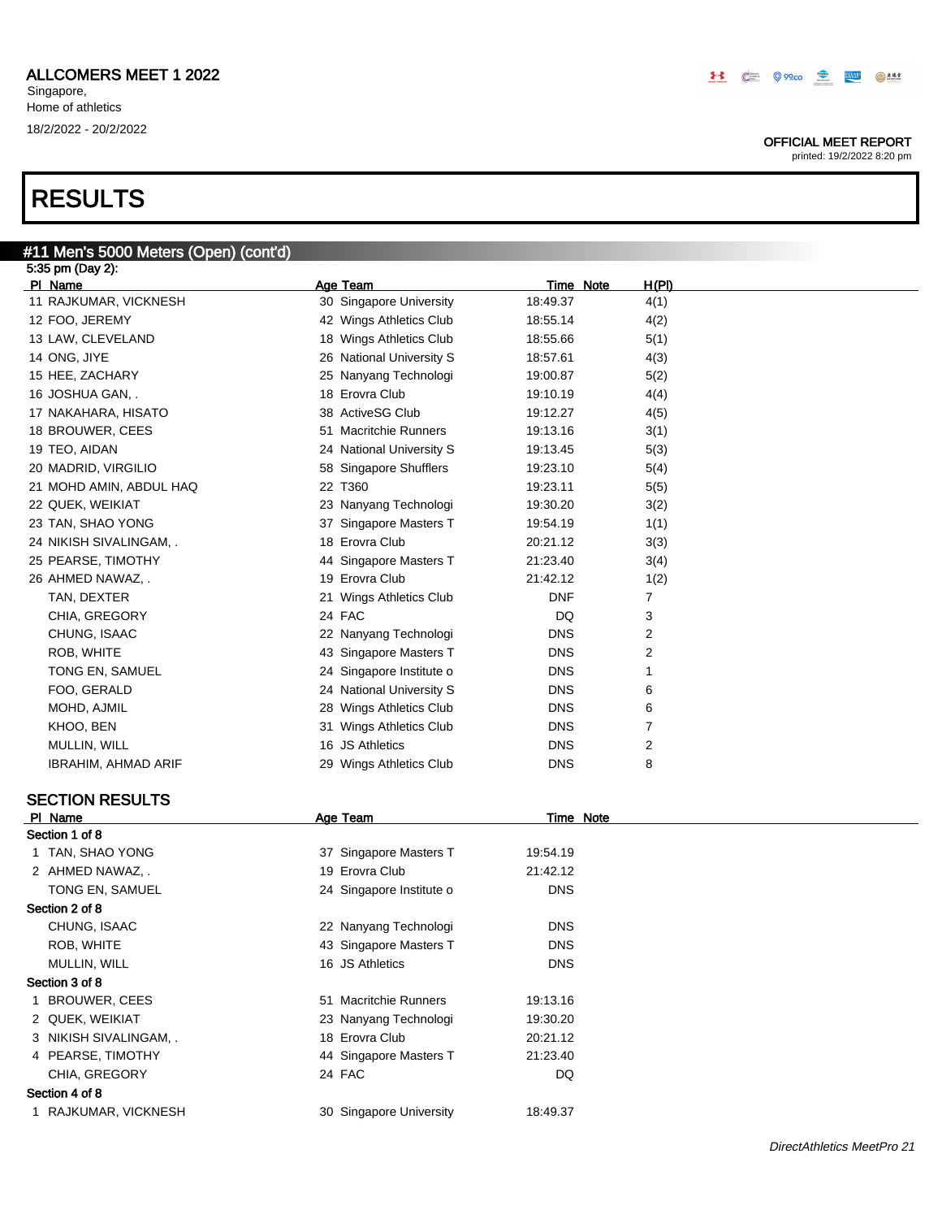# RESULTS

## #11 Men's 5000 Meters (Open) (cont'd)

5:35 pm (Day 2):

| Pl | Name | Age | Team | Time | Note | H(Pl) |
|---|---|---|---|---|---|---|
| 11 | RAJKUMAR, VICKNESH | 30 | Singapore University | 18:49.37 | | 4(1) |
| 12 | FOO, JEREMY | 42 | Wings Athletics Club | 18:55.14 | | 4(2) |
| 13 | LAW, CLEVELAND | 18 | Wings Athletics Club | 18:55.66 | | 5(1) |
| 14 | ONG, JIYE | 26 | National University S | 18:57.61 | | 4(3) |
| 15 | HEE, ZACHARY | 25 | Nanyang Technologi | 19:00.87 | | 5(2) |
| 16 | JOSHUA GAN, . | 18 | Erovra Club | 19:10.19 | | 4(4) |
| 17 | NAKAHARA, HISATO | 38 | ActiveSG Club | 19:12.27 | | 4(5) |
| 18 | BROUWER, CEES | 51 | Macritchie Runners | 19:13.16 | | 3(1) |
| 19 | TEO, AIDAN | 24 | National University S | 19:13.45 | | 5(3) |
| 20 | MADRID, VIRGILIO | 58 | Singapore Shufflers | 19:23.10 | | 5(4) |
| 21 | MOHD AMIN, ABDUL HAQ | 22 | T360 | 19:23.11 | | 5(5) |
| 22 | QUEK, WEIKIAT | 23 | Nanyang Technologi | 19:30.20 | | 3(2) |
| 23 | TAN, SHAO YONG | 37 | Singapore Masters T | 19:54.19 | | 1(1) |
| 24 | NIKISH SIVALINGAM, . | 18 | Erovra Club | 20:21.12 | | 3(3) |
| 25 | PEARSE, TIMOTHY | 44 | Singapore Masters T | 21:23.40 | | 3(4) |
| 26 | AHMED NAWAZ, . | 19 | Erovra Club | 21:42.12 | | 1(2) |
| | TAN, DEXTER | 21 | Wings Athletics Club | DNF | | 7 |
| | CHIA, GREGORY | 24 | FAC | DQ | | 3 |
| | CHUNG, ISAAC | 22 | Nanyang Technologi | DNS | | 2 |
| | ROB, WHITE | 43 | Singapore Masters T | DNS | | 2 |
| | TONG EN, SAMUEL | 24 | Singapore Institute o | DNS | | 1 |
| | FOO, GERALD | 24 | National University S | DNS | | 6 |
| | MOHD, AJMIL | 28 | Wings Athletics Club | DNS | | 6 |
| | KHOO, BEN | 31 | Wings Athletics Club | DNS | | 7 |
| | MULLIN, WILL | 16 | JS Athletics | DNS | | 2 |
| | IBRAHIM, AHMAD ARIF | 29 | Wings Athletics Club | DNS | | 8 |

### SECTION RESULTS

| Pl | Name | Age | Team | Time | Note |
|---|---|---|---|---|---|
| **Section 1 of 8** | | | | | |
| 1 | TAN, SHAO YONG | 37 | Singapore Masters T | 19:54.19 | |
| 2 | AHMED NAWAZ, . | 19 | Erovra Club | 21:42.12 | |
| | TONG EN, SAMUEL | 24 | Singapore Institute o | DNS | |
| **Section 2 of 8** | | | | | |
| | CHUNG, ISAAC | 22 | Nanyang Technologi | DNS | |
| | ROB, WHITE | 43 | Singapore Masters T | DNS | |
| | MULLIN, WILL | 16 | JS Athletics | DNS | |
| **Section 3 of 8** | | | | | |
| 1 | BROUWER, CEES | 51 | Macritchie Runners | 19:13.16 | |
| 2 | QUEK, WEIKIAT | 23 | Nanyang Technologi | 19:30.20 | |
| 3 | NIKISH SIVALINGAM, . | 18 | Erovra Club | 20:21.12 | |
| 4 | PEARSE, TIMOTHY | 44 | Singapore Masters T | 21:23.40 | |
| | CHIA, GREGORY | 24 | FAC | DQ | |
| **Section 4 of 8** | | | | | |
| 1 | RAJKUMAR, VICKNESH | 30 | Singapore University | 18:49.37 | |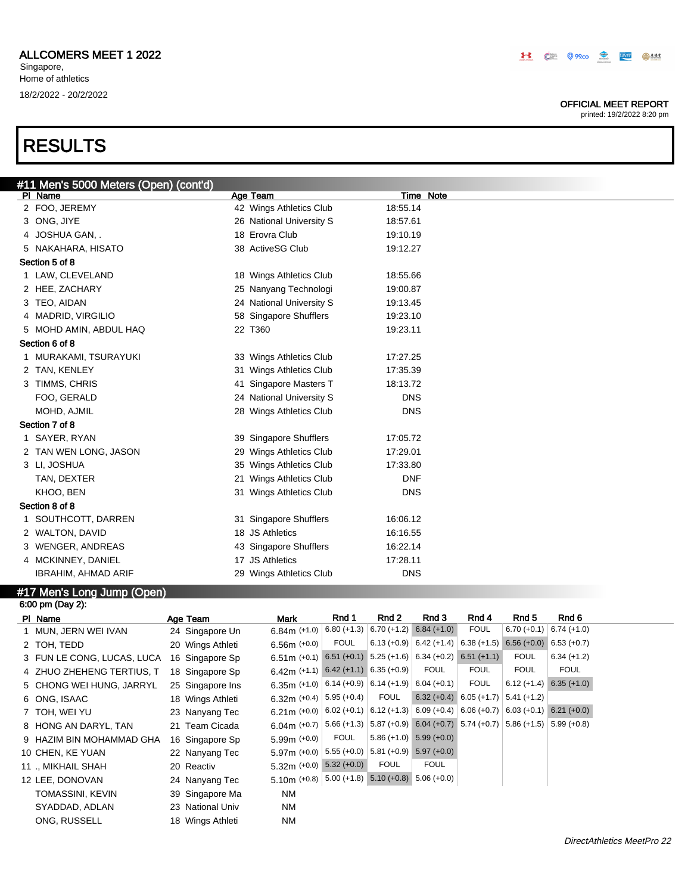ALLCOMERS MEET 1 2022

Singapore,
Home of athletics

18/2/2022 - 20/2/2022

OFFICIAL MEET REPORT
printed: 19/2/2022 8:20 pm

# RESULTS

## #11 Men's 5000 Meters (Open) (cont'd)

| Pl | Name | Age | Team | Time | Note |
|---|---|---|---|---|---|
| 2 | FOO, JEREMY | 42 | Wings Athletics Club | 18:55.14 | |
| 3 | ONG, JIYE | 26 | National University S | 18:57.61 | |
| 4 | JOSHUA GAN, . | 18 | Erovra Club | 19:10.19 | |
| 5 | NAKAHARA, HISATO | 38 | ActiveSG Club | 19:12.27 | |
| **Section 5 of 8** | | | | | |
| 1 | LAW, CLEVELAND | 18 | Wings Athletics Club | 18:55.66 | |
| 2 | HEE, ZACHARY | 25 | Nanyang Technologi | 19:00.87 | |
| 3 | TEO, AIDAN | 24 | National University S | 19:13.45 | |
| 4 | MADRID, VIRGILIO | 58 | Singapore Shufflers | 19:23.10 | |
| 5 | MOHD AMIN, ABDUL HAQ | 22 | T360 | 19:23.11 | |
| **Section 6 of 8** | | | | | |
| 1 | MURAKAMI, TSURAYUKI | 33 | Wings Athletics Club | 17:27.25 | |
| 2 | TAN, KENLEY | 31 | Wings Athletics Club | 17:35.39 | |
| 3 | TIMMS, CHRIS | 41 | Singapore Masters T | 18:13.72 | |
| | FOO, GERALD | 24 | National University S | DNS | |
| | MOHD, AJMIL | 28 | Wings Athletics Club | DNS | |
| **Section 7 of 8** | | | | | |
| 1 | SAYER, RYAN | 39 | Singapore Shufflers | 17:05.72 | |
| 2 | TAN WEN LONG, JASON | 29 | Wings Athletics Club | 17:29.01 | |
| 3 | LI, JOSHUA | 35 | Wings Athletics Club | 17:33.80 | |
| | TAN, DEXTER | 21 | Wings Athletics Club | DNF | |
| | KHOO, BEN | 31 | Wings Athletics Club | DNS | |
| **Section 8 of 8** | | | | | |
| 1 | SOUTHCOTT, DARREN | 31 | Singapore Shufflers | 16:06.12 | |
| 2 | WALTON, DAVID | 18 | JS Athletics | 16:16.55 | |
| 3 | WENGER, ANDREAS | 43 | Singapore Shufflers | 16:22.14 | |
| 4 | MCKINNEY, DANIEL | 17 | JS Athletics | 17:28.11 | |
| | IBRAHIM, AHMAD ARIF | 29 | Wings Athletics Club | DNS | |

## #17 Men's Long Jump (Open)

6:00 pm (Day 2):

| Pl | Name | Age | Team | Mark | Rnd 1 | Rnd 2 | Rnd 3 | Rnd 4 | Rnd 5 | Rnd 6 |
|---|---|---|---|---|---|---|---|---|---|---|
| 1 | MUN, JERN WEI IVAN | 24 | Singapore Un | 6.84m (+1.0) | 6.80 (+1.3) | 6.70 (+1.2) | 6.84 (+1.0) | FOUL | 6.70 (+0.1) | 6.74 (+1.0) |
| 2 | TOH, TEDD | 20 | Wings Athleti | 6.56m (+0.0) | FOUL | 6.13 (+0.9) | 6.42 (+1.4) | 6.38 (+1.5) | 6.56 (+0.0) | 6.53 (+0.7) |
| 3 | FUN LE CONG, LUCAS, LUCA | 16 | Singapore Sp | 6.51m (+0.1) | 6.51 (+0.1) | 5.25 (+1.6) | 6.34 (+0.2) | 6.51 (+1.1) | FOUL | 6.34 (+1.2) |
| 4 | ZHUO ZHEHENG TERTIUS, T | 18 | Singapore Sp | 6.42m (+1.1) | 6.42 (+1.1) | 6.35 (+0.9) | FOUL | FOUL | FOUL | FOUL |
| 5 | CHONG WEI HUNG, JARRYL | 25 | Singapore Ins | 6.35m (+1.0) | 6.14 (+0.9) | 6.14 (+1.9) | 6.04 (+0.1) | FOUL | 6.12 (+1.4) | 6.35 (+1.0) |
| 6 | ONG, ISAAC | 18 | Wings Athleti | 6.32m (+0.4) | 5.95 (+0.4) | FOUL | 6.32 (+0.4) | 6.05 (+1.7) | 5.41 (+1.2) | |
| 7 | TOH, WEI YU | 23 | Nanyang Tec | 6.21m (+0.0) | 6.02 (+0.1) | 6.12 (+1.3) | 6.09 (+0.4) | 6.06 (+0.7) | 6.03 (+0.1) | 6.21 (+0.0) |
| 8 | HONG AN DARYL, TAN | 21 | Team Cicada | 6.04m (+0.7) | 5.66 (+1.3) | 5.87 (+0.9) | 6.04 (+0.7) | 5.74 (+0.7) | 5.86 (+1.5) | 5.99 (+0.8) |
| 9 | HAZIM BIN MOHAMMAD GHA | 16 | Singapore Sp | 5.99m (+0.0) | FOUL | 5.86 (+1.0) | 5.99 (+0.0) | | | |
| 10 | CHEN, KE YUAN | 22 | Nanyang Tec | 5.97m (+0.0) | 5.55 (+0.0) | 5.81 (+0.9) | 5.97 (+0.0) | | | |
| 11 | ., MIKHAIL SHAH | 20 | Reactiv | 5.32m (+0.0) | 5.32 (+0.0) | FOUL | FOUL | | | |
| 12 | LEE, DONOVAN | 24 | Nanyang Tec | 5.10m (+0.8) | 5.00 (+1.8) | 5.10 (+0.8) | 5.06 (+0.0) | | | |
| | TOMASSINI, KEVIN | 39 | Singapore Ma | NM | | | | | | |
| | SYADDAD, ADLAN | 23 | National Univ | NM | | | | | | |
| | ONG, RUSSELL | 18 | Wings Athleti | NM | | | | | | |

*DirectAthletics MeetPro 22*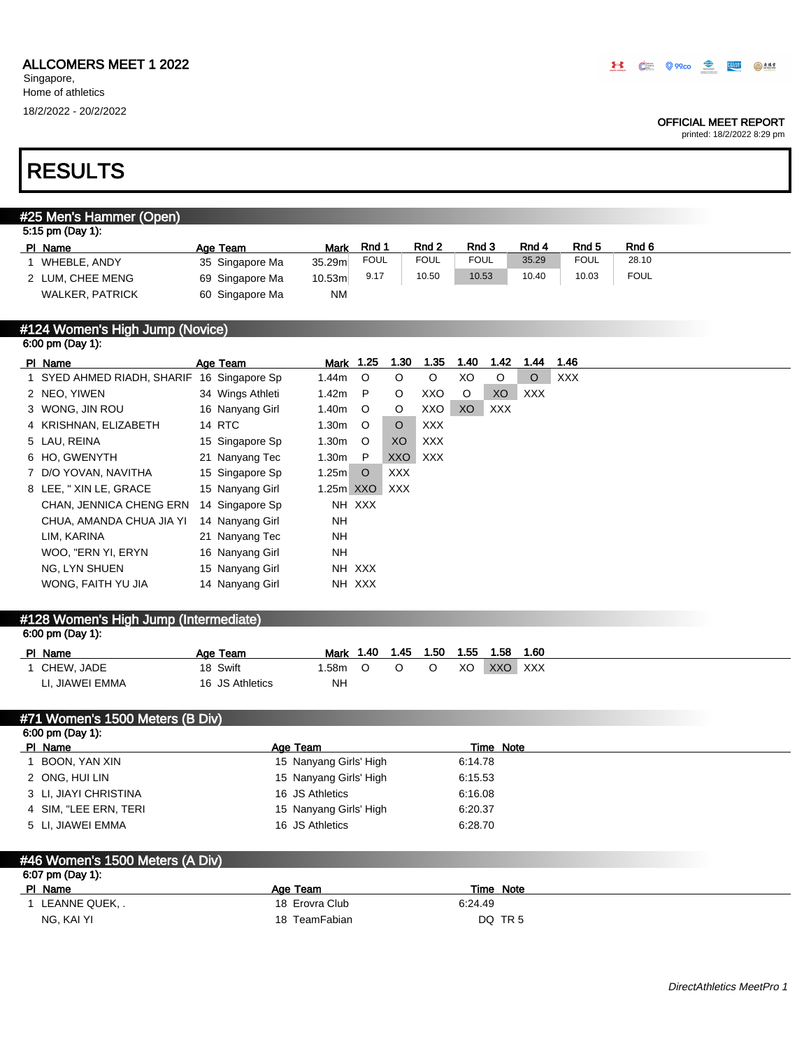# ALLCOMERS MEET 1 2022

Singapore,
Home of athletics
18/2/2022 - 20/2/2022

OFFICIAL MEET REPORT
printed: 18/2/2022 8:29 pm

# RESULTS

## #25 Men's Hammer (Open)

5:15 pm (Day 1):

| Pl | Name | Age | Team | Mark | Rnd 1 | Rnd 2 | Rnd 3 | Rnd 4 | Rnd 5 | Rnd 6 |
|---|---|---|---|---|---|---|---|---|---|---|
| 1 | WHEBLE, ANDY | 35 | Singapore Ma | 35.29m | FOUL | FOUL | FOUL | 35.29 | FOUL | 28.10 |
| 2 | LUM, CHEE MENG | 69 | Singapore Ma | 10.53m | 9.17 | 10.50 | 10.53 | 10.40 | 10.03 | FOUL |
| | WALKER, PATRICK | 60 | Singapore Ma | NM | | | | | | |

## #124 Women's High Jump (Novice)

6:00 pm (Day 1):

| Pl | Name | Age | Team | Mark | 1.25 | 1.30 | 1.35 | 1.40 | 1.42 | 1.44 | 1.46 |
|---|---|---|---|---|---|---|---|---|---|---|---|
| 1 | SYED AHMED RIADH, SHARIF | 16 | Singapore Sp | 1.44m | O | O | O | XO | O | O | XXX |
| 2 | NEO, YIWEN | 34 | Wings Athleti | 1.42m | P | O | XXO | O | XO | XXX | |
| 3 | WONG, JIN ROU | 16 | Nanyang Girl | 1.40m | O | O | XXO | XO | XXX | | |
| 4 | KRISHNAN, ELIZABETH | 14 | RTC | 1.30m | O | O | XXX | | | | |
| 5 | LAU, REINA | 15 | Singapore Sp | 1.30m | O | XO | XXX | | | | |
| 6 | HO, GWENYTH | 21 | Nanyang Tec | 1.30m | P | XXO | XXX | | | | |
| 7 | D/O YOVAN, NAVITHA | 15 | Singapore Sp | 1.25m | O | XXX | | | | | |
| 8 | LEE, " XIN LE, GRACE | 15 | Nanyang Girl | 1.25m | XXO | XXX | | | | | |
| | CHAN, JENNICA CHENG ERN | 14 | Singapore Sp | NH | XXX | | | | | | |
| | CHUA, AMANDA CHUA JIA YI | 14 | Nanyang Girl | NH | | | | | | | |
| | LIM, KARINA | 21 | Nanyang Tec | NH | | | | | | | |
| | WOO, "ERN YI, ERYN | 16 | Nanyang Girl | NH | | | | | | | |
| | NG, LYN SHUEN | 15 | Nanyang Girl | NH | XXX | | | | | | |
| | WONG, FAITH YU JIA | 14 | Nanyang Girl | NH | XXX | | | | | | |

## #128 Women's High Jump (Intermediate)

6:00 pm (Day 1):

| Pl | Name | Age | Team | Mark | 1.40 | 1.45 | 1.50 | 1.55 | 1.58 | 1.60 |
|---|---|---|---|---|---|---|---|---|---|---|
| 1 | CHEW, JADE | 18 | Swift | 1.58m | O | O | O | XO | XXO | XXX |
| | LI, JIAWEI EMMA | 16 | JS Athletics | NH | | | | | | |

## #71 Women's 1500 Meters (B Div)

6:00 pm (Day 1):

| Pl | Name | Age | Team | Time | Note |
|---|---|---|---|---|---|
| 1 | BOON, YAN XIN | 15 | Nanyang Girls' High | 6:14.78 | |
| 2 | ONG, HUI LIN | 15 | Nanyang Girls' High | 6:15.53 | |
| 3 | LI, JIAYI CHRISTINA | 16 | JS Athletics | 6:16.08 | |
| 4 | SIM, "LEE ERN, TERI | 15 | Nanyang Girls' High | 6:20.37 | |
| 5 | LI, JIAWEI EMMA | 16 | JS Athletics | 6:28.70 | |

## #46 Women's 1500 Meters (A Div)

6:07 pm (Day 1):

| Pl | Name | Age | Team | Time | Note |
|---|---|---|---|---|---|
| 1 | LEANNE QUEK, . | 18 | Erovra Club | 6:24.49 | |
| | NG, KAI YI | 18 | TeamFabian | DQ | TR 5 |

*DirectAthletics MeetPro 1*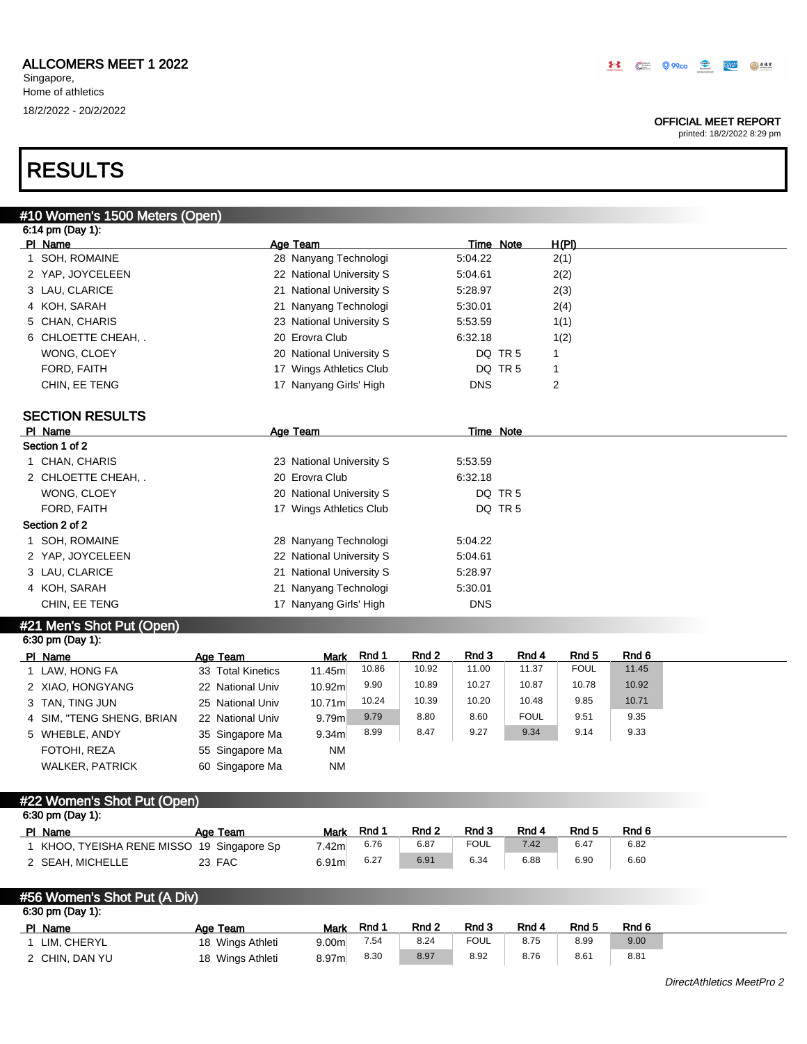ALLCOMERS MEET 1 2022

Singapore,
Home of athletics

18/2/2022 - 20/2/2022

OFFICIAL MEET REPORT
printed: 18/2/2022 8:29 pm

# RESULTS

## #10 Women's 1500 Meters (Open)

6:14 pm (Day 1):

| Pl | Name | Age | Team | Time | Note | H(Pl) |
|---|---|---|---|---|---|---|
| 1 | SOH, ROMAINE | 28 | Nanyang Technologi | 5:04.22 | | 2(1) |
| 2 | YAP, JOYCELEEN | 22 | National University S | 5:04.61 | | 2(2) |
| 3 | LAU, CLARICE | 21 | National University S | 5:28.97 | | 2(3) |
| 4 | KOH, SARAH | 21 | Nanyang Technologi | 5:30.01 | | 2(4) |
| 5 | CHAN, CHARIS | 23 | National University S | 5:53.59 | | 1(1) |
| 6 | CHLOETTE CHEAH, . | 20 | Erovra Club | 6:32.18 | | 1(2) |
| | WONG, CLOEY | 20 | National University S | DQ | TR 5 | 1 |
| | FORD, FAITH | 17 | Wings Athletics Club | DQ | TR 5 | 1 |
| | CHIN, EE TENG | 17 | Nanyang Girls' High | DNS | | 2 |

### SECTION RESULTS

| Pl | Name | Age | Team | Time | Note |
|---|---|---|---|---|---|
| **Section 1 of 2** | | | | | |
| 1 | CHAN, CHARIS | 23 | National University S | 5:53.59 | |
| 2 | CHLOETTE CHEAH, . | 20 | Erovra Club | 6:32.18 | |
| | WONG, CLOEY | 20 | National University S | DQ | TR 5 |
| | FORD, FAITH | 17 | Wings Athletics Club | DQ | TR 5 |
| **Section 2 of 2** | | | | | |
| 1 | SOH, ROMAINE | 28 | Nanyang Technologi | 5:04.22 | |
| 2 | YAP, JOYCELEEN | 22 | National University S | 5:04.61 | |
| 3 | LAU, CLARICE | 21 | National University S | 5:28.97 | |
| 4 | KOH, SARAH | 21 | Nanyang Technologi | 5:30.01 | |
| | CHIN, EE TENG | 17 | Nanyang Girls' High | DNS | |

## #21 Men's Shot Put (Open)

6:30 pm (Day 1):

| Pl | Name | Age | Team | Mark | Rnd 1 | Rnd 2 | Rnd 3 | Rnd 4 | Rnd 5 | Rnd 6 |
|---|---|---|---|---|---|---|---|---|---|---|
| 1 | LAW, HONG FA | 33 | Total Kinetics | 11.45m | 10.86 | 10.92 | 11.00 | 11.37 | FOUL | 11.45 |
| 2 | XIAO, HONGYANG | 22 | National Univ | 10.92m | 9.90 | 10.89 | 10.27 | 10.87 | 10.78 | 10.92 |
| 3 | TAN, TING JUN | 25 | National Univ | 10.71m | 10.24 | 10.39 | 10.20 | 10.48 | 9.85 | 10.71 |
| 4 | SIM, "TENG SHENG, BRIAN | 22 | National Univ | 9.79m | 9.79 | 8.80 | 8.60 | FOUL | 9.51 | 9.35 |
| 5 | WHEBLE, ANDY | 35 | Singapore Ma | 9.34m | 8.99 | 8.47 | 9.27 | 9.34 | 9.14 | 9.33 |
| | FOTOHI, REZA | 55 | Singapore Ma | NM | | | | | | |
| | WALKER, PATRICK | 60 | Singapore Ma | NM | | | | | | |

## #22 Women's Shot Put (Open)

6:30 pm (Day 1):

| Pl | Name | Age | Team | Mark | Rnd 1 | Rnd 2 | Rnd 3 | Rnd 4 | Rnd 5 | Rnd 6 |
|---|---|---|---|---|---|---|---|---|---|---|
| 1 | KHOO, TYEISHA RENE MISSO | 19 | Singapore Sp | 7.42m | 6.76 | 6.87 | FOUL | 7.42 | 6.47 | 6.82 |
| 2 | SEAH, MICHELLE | 23 | FAC | 6.91m | 6.27 | 6.91 | 6.34 | 6.88 | 6.90 | 6.60 |

## #56 Women's Shot Put (A Div)

6:30 pm (Day 1):

| Pl | Name | Age | Team | Mark | Rnd 1 | Rnd 2 | Rnd 3 | Rnd 4 | Rnd 5 | Rnd 6 |
|---|---|---|---|---|---|---|---|---|---|---|
| 1 | LIM, CHERYL | 18 | Wings Athleti | 9.00m | 7.54 | 8.24 | FOUL | 8.75 | 8.99 | 9.00 |
| 2 | CHIN, DAN YU | 18 | Wings Athleti | 8.97m | 8.30 | 8.97 | 8.92 | 8.76 | 8.61 | 8.81 |

*DirectAthletics MeetPro 2*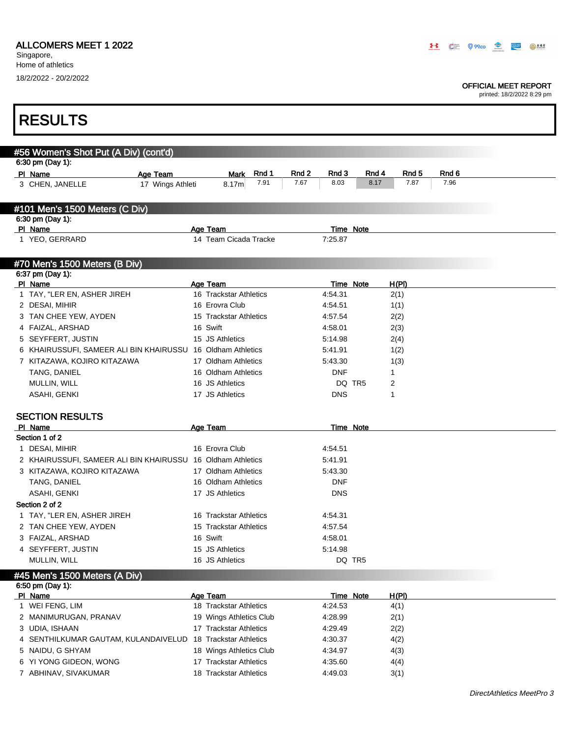ALLCOMERS MEET 1 2022
Singapore,
Home of athletics
18/2/2022 - 20/2/2022

OFFICIAL MEET REPORT
printed: 18/2/2022 8:29 pm

# RESULTS

## #56 Women's Shot Put (A Div) (cont'd)

6:30 pm (Day 1):

| Pl | Name | Age | Team | Mark | Rnd 1 | Rnd 2 | Rnd 3 | Rnd 4 | Rnd 5 | Rnd 6 |
|---|---|---|---|---|---|---|---|---|---|---|
| 3 | CHEN, JANELLE | 17 | Wings Athleti | 8.17m | 7.91 | 7.67 | 8.03 | 8.17 | 7.87 | 7.96 |

## #101 Men's 1500 Meters (C Div)

6:30 pm (Day 1):

| Pl | Name | Age | Team | Time | Note |
|---|---|---|---|---|---|
| 1 | YEO, GERRARD | 14 | Team Cicada Tracke | 7:25.87 | |

## #70 Men's 1500 Meters (B Div)

6:37 pm (Day 1):

| Pl | Name | Age | Team | Time | Note | H(Pl) |
|---|---|---|---|---|---|---|
| 1 | TAY, "LER EN, ASHER JIREH | 16 | Trackstar Athletics | 4:54.31 | | 2(1) |
| 2 | DESAI, MIHIR | 16 | Erovra Club | 4:54.51 | | 1(1) |
| 3 | TAN CHEE YEW, AYDEN | 15 | Trackstar Athletics | 4:57.54 | | 2(2) |
| 4 | FAIZAL, ARSHAD | 16 | Swift | 4:58.01 | | 2(3) |
| 5 | SEYFFERT, JUSTIN | 15 | JS Athletics | 5:14.98 | | 2(4) |
| 6 | KHAIRUSSUFI, SAMEER ALI BIN KHAIRUSSU | 16 | Oldham Athletics | 5:41.91 | | 1(2) |
| 7 | KITAZAWA, KOJIRO KITAZAWA | 17 | Oldham Athletics | 5:43.30 | | 1(3) |
| | TANG, DANIEL | 16 | Oldham Athletics | DNF | | 1 |
| | MULLIN, WILL | 16 | JS Athletics | DQ | TR5 | 2 |
| | ASAHI, GENKI | 17 | JS Athletics | DNS | | 1 |

### SECTION RESULTS

| Pl | Name | Age | Team | Time | Note |
|---|---|---|---|---|---|
| **Section 1 of 2** | | | | | |
| 1 | DESAI, MIHIR | 16 | Erovra Club | 4:54.51 | |
| 2 | KHAIRUSSUFI, SAMEER ALI BIN KHAIRUSSU | 16 | Oldham Athletics | 5:41.91 | |
| 3 | KITAZAWA, KOJIRO KITAZAWA | 17 | Oldham Athletics | 5:43.30 | |
| | TANG, DANIEL | 16 | Oldham Athletics | DNF | |
| | ASAHI, GENKI | 17 | JS Athletics | DNS | |
| **Section 2 of 2** | | | | | |
| 1 | TAY, "LER EN, ASHER JIREH | 16 | Trackstar Athletics | 4:54.31 | |
| 2 | TAN CHEE YEW, AYDEN | 15 | Trackstar Athletics | 4:57.54 | |
| 3 | FAIZAL, ARSHAD | 16 | Swift | 4:58.01 | |
| 4 | SEYFFERT, JUSTIN | 15 | JS Athletics | 5:14.98 | |
| | MULLIN, WILL | 16 | JS Athletics | DQ | TR5 |

## #45 Men's 1500 Meters (A Div)

6:50 pm (Day 1):

| Pl | Name | Age | Team | Time | Note | H(Pl) |
|---|---|---|---|---|---|---|
| 1 | WEI FENG, LIM | 18 | Trackstar Athletics | 4:24.53 | | 4(1) |
| 2 | MANIMURUGAN, PRANAV | 19 | Wings Athletics Club | 4:28.99 | | 2(1) |
| 3 | UDIA, ISHAAN | 17 | Trackstar Athletics | 4:29.49 | | 2(2) |
| 4 | SENTHILKUMAR GAUTAM, KULANDAIVELUD | 18 | Trackstar Athletics | 4:30.37 | | 4(2) |
| 5 | NAIDU, G SHYAM | 18 | Wings Athletics Club | 4:34.97 | | 4(3) |
| 6 | YI YONG GIDEON, WONG | 17 | Trackstar Athletics | 4:35.60 | | 4(4) |
| 7 | ABHINAV, SIVAKUMAR | 18 | Trackstar Athletics | 4:49.03 | | 3(1) |

*DirectAthletics MeetPro 3*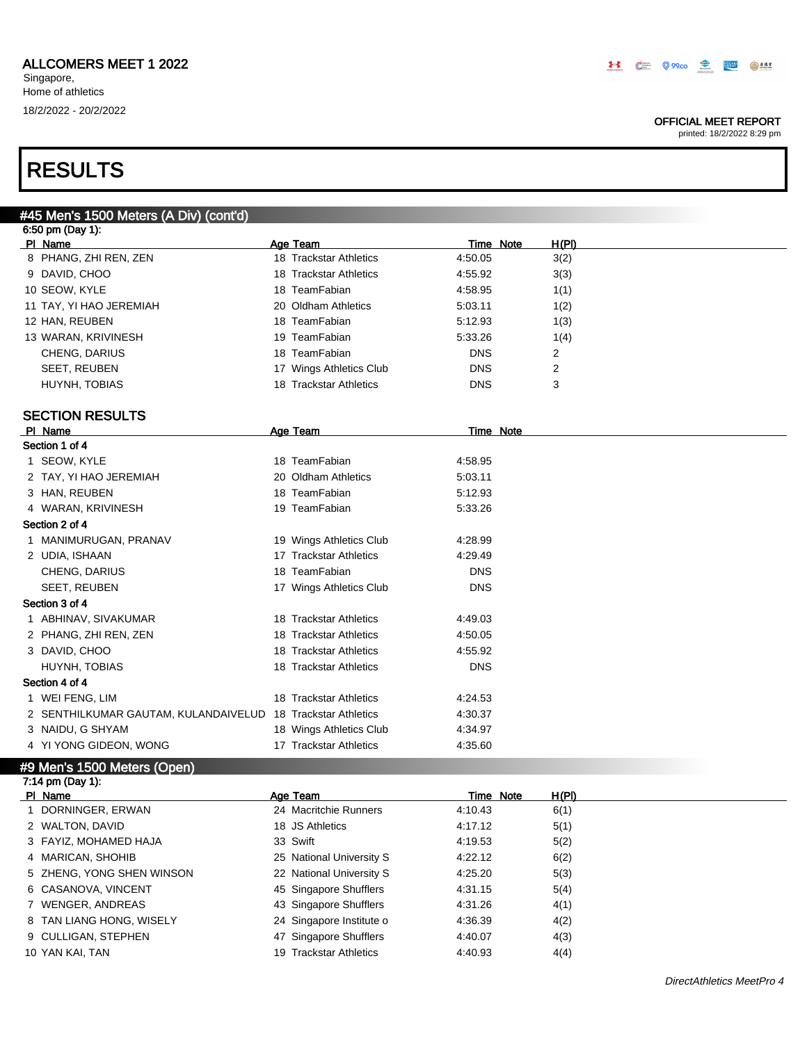**ALLCOMERS MEET 1 2022**
Singapore,
Home of athletics
18/2/2022 - 20/2/2022

**OFFICIAL MEET REPORT**
printed: 18/2/2022 8:29 pm

# RESULTS

## #45 Men's 1500 Meters (A Div) (cont'd)

6:50 pm (Day 1):

| Pl | Name | Age | Team | Time | Note | H(Pl) |
|---|---|---|---|---|---|---|
| 8 | PHANG, ZHI REN, ZEN | 18 | Trackstar Athletics | 4:50.05 | | 3(2) |
| 9 | DAVID, CHOO | 18 | Trackstar Athletics | 4:55.92 | | 3(3) |
| 10 | SEOW, KYLE | 18 | TeamFabian | 4:58.95 | | 1(1) |
| 11 | TAY, YI HAO JEREMIAH | 20 | Oldham Athletics | 5:03.11 | | 1(2) |
| 12 | HAN, REUBEN | 18 | TeamFabian | 5:12.93 | | 1(3) |
| 13 | WARAN, KRIVINESH | 19 | TeamFabian | 5:33.26 | | 1(4) |
| | CHENG, DARIUS | 18 | TeamFabian | DNS | | 2 |
| | SEET, REUBEN | 17 | Wings Athletics Club | DNS | | 2 |
| | HUYNH, TOBIAS | 18 | Trackstar Athletics | DNS | | 3 |

### SECTION RESULTS

| Pl | Name | Age | Team | Time | Note |
|---|---|---|---|---|---|
| **Section 1 of 4** | | | | | |
| 1 | SEOW, KYLE | 18 | TeamFabian | 4:58.95 | |
| 2 | TAY, YI HAO JEREMIAH | 20 | Oldham Athletics | 5:03.11 | |
| 3 | HAN, REUBEN | 18 | TeamFabian | 5:12.93 | |
| 4 | WARAN, KRIVINESH | 19 | TeamFabian | 5:33.26 | |
| **Section 2 of 4** | | | | | |
| 1 | MANIMURUGAN, PRANAV | 19 | Wings Athletics Club | 4:28.99 | |
| 2 | UDIA, ISHAAN | 17 | Trackstar Athletics | 4:29.49 | |
| | CHENG, DARIUS | 18 | TeamFabian | DNS | |
| | SEET, REUBEN | 17 | Wings Athletics Club | DNS | |
| **Section 3 of 4** | | | | | |
| 1 | ABHINAV, SIVAKUMAR | 18 | Trackstar Athletics | 4:49.03 | |
| 2 | PHANG, ZHI REN, ZEN | 18 | Trackstar Athletics | 4:50.05 | |
| 3 | DAVID, CHOO | 18 | Trackstar Athletics | 4:55.92 | |
| | HUYNH, TOBIAS | 18 | Trackstar Athletics | DNS | |
| **Section 4 of 4** | | | | | |
| 1 | WEI FENG, LIM | 18 | Trackstar Athletics | 4:24.53 | |
| 2 | SENTHILKUMAR GAUTAM, KULANDAIVELUD | 18 | Trackstar Athletics | 4:30.37 | |
| 3 | NAIDU, G SHYAM | 18 | Wings Athletics Club | 4:34.97 | |
| 4 | YI YONG GIDEON, WONG | 17 | Trackstar Athletics | 4:35.60 | |

## #9 Men's 1500 Meters (Open)

7:14 pm (Day 1):

| Pl | Name | Age | Team | Time | Note | H(Pl) |
|---|---|---|---|---|---|---|
| 1 | DORNINGER, ERWAN | 24 | Macritchie Runners | 4:10.43 | | 6(1) |
| 2 | WALTON, DAVID | 18 | JS Athletics | 4:17.12 | | 5(1) |
| 3 | FAYIZ, MOHAMED HAJA | 33 | Swift | 4:19.53 | | 5(2) |
| 4 | MARICAN, SHOHIB | 25 | National University S | 4:22.12 | | 6(2) |
| 5 | ZHENG, YONG SHEN WINSON | 22 | National University S | 4:25.20 | | 5(3) |
| 6 | CASANOVA, VINCENT | 45 | Singapore Shufflers | 4:31.15 | | 5(4) |
| 7 | WENGER, ANDREAS | 43 | Singapore Shufflers | 4:31.26 | | 4(1) |
| 8 | TAN LIANG HONG, WISELY | 24 | Singapore Institute o | 4:36.39 | | 4(2) |
| 9 | CULLIGAN, STEPHEN | 47 | Singapore Shufflers | 4:40.07 | | 4(3) |
| 10 | YAN KAI, TAN | 19 | Trackstar Athletics | 4:40.93 | | 4(4) |

*DirectAthletics MeetPro 4*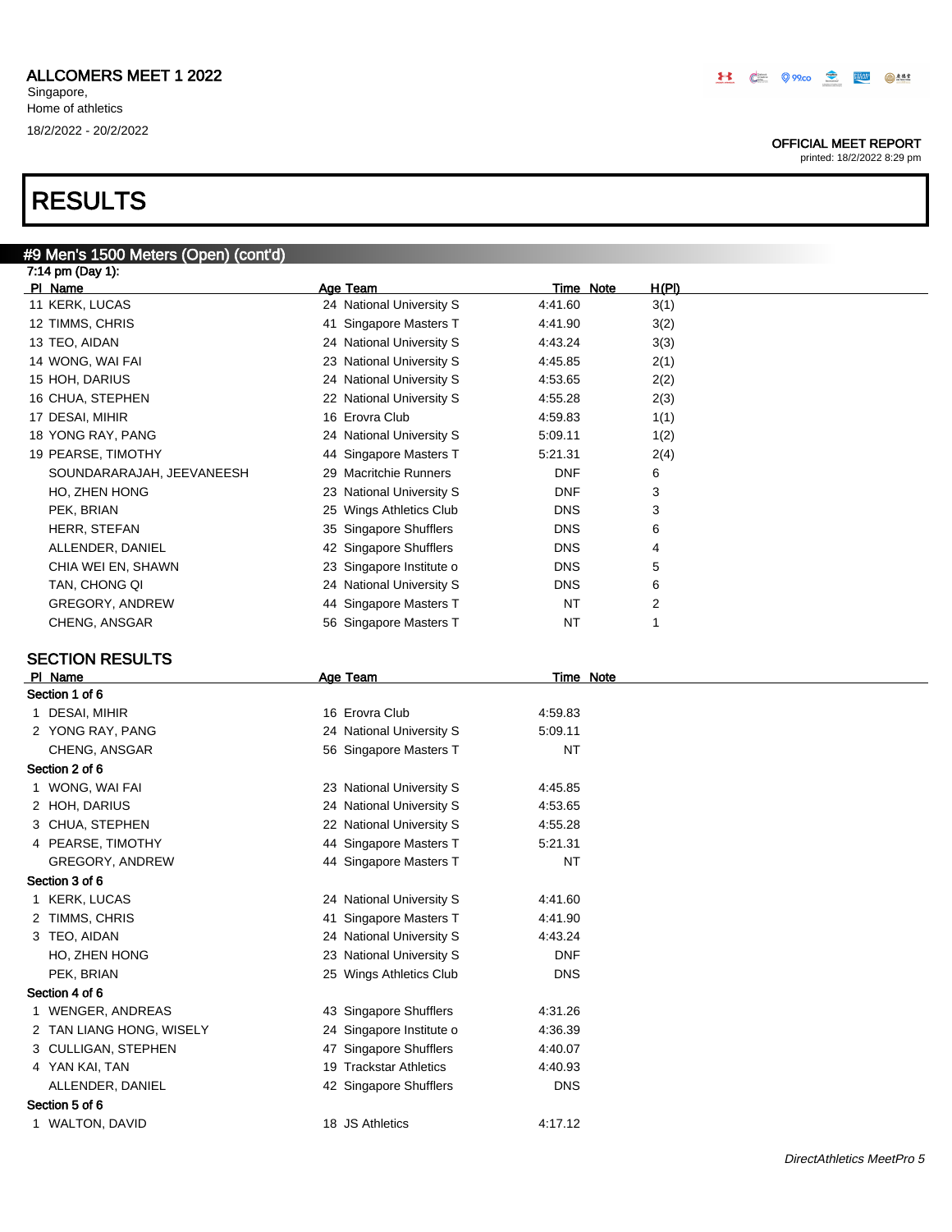# RESULTS

## #9 Men's 1500 Meters (Open) (cont'd)

7:14 pm (Day 1):

| Pl | Name | Age | Team | Time | Note | H(Pl) |
|---|---|---|---|---|---|---|
| 11 | KERK, LUCAS | 24 | National University S | 4:41.60 | | 3(1) |
| 12 | TIMMS, CHRIS | 41 | Singapore Masters T | 4:41.90 | | 3(2) |
| 13 | TEO, AIDAN | 24 | National University S | 4:43.24 | | 3(3) |
| 14 | WONG, WAI FAI | 23 | National University S | 4:45.85 | | 2(1) |
| 15 | HOH, DARIUS | 24 | National University S | 4:53.65 | | 2(2) |
| 16 | CHUA, STEPHEN | 22 | National University S | 4:55.28 | | 2(3) |
| 17 | DESAI, MIHIR | 16 | Erovra Club | 4:59.83 | | 1(1) |
| 18 | YONG RAY, PANG | 24 | National University S | 5:09.11 | | 1(2) |
| 19 | PEARSE, TIMOTHY | 44 | Singapore Masters T | 5:21.31 | | 2(4) |
| | SOUNDARARAJAH, JEEVANEESH | 29 | Macritchie Runners | DNF | | 6 |
| | HO, ZHEN HONG | 23 | National University S | DNF | | 3 |
| | PEK, BRIAN | 25 | Wings Athletics Club | DNS | | 3 |
| | HERR, STEFAN | 35 | Singapore Shufflers | DNS | | 6 |
| | ALLENDER, DANIEL | 42 | Singapore Shufflers | DNS | | 4 |
| | CHIA WEI EN, SHAWN | 23 | Singapore Institute o | DNS | | 5 |
| | TAN, CHONG QI | 24 | National University S | DNS | | 6 |
| | GREGORY, ANDREW | 44 | Singapore Masters T | NT | | 2 |
| | CHENG, ANSGAR | 56 | Singapore Masters T | NT | | 1 |

### SECTION RESULTS

| Pl | Name | Age | Team | Time | Note |
|---|---|---|---|---|---|
| **Section 1 of 6** | | | | | |
| 1 | DESAI, MIHIR | 16 | Erovra Club | 4:59.83 | |
| 2 | YONG RAY, PANG | 24 | National University S | 5:09.11 | |
| | CHENG, ANSGAR | 56 | Singapore Masters T | NT | |
| **Section 2 of 6** | | | | | |
| 1 | WONG, WAI FAI | 23 | National University S | 4:45.85 | |
| 2 | HOH, DARIUS | 24 | National University S | 4:53.65 | |
| 3 | CHUA, STEPHEN | 22 | National University S | 4:55.28 | |
| 4 | PEARSE, TIMOTHY | 44 | Singapore Masters T | 5:21.31 | |
| | GREGORY, ANDREW | 44 | Singapore Masters T | NT | |
| **Section 3 of 6** | | | | | |
| 1 | KERK, LUCAS | 24 | National University S | 4:41.60 | |
| 2 | TIMMS, CHRIS | 41 | Singapore Masters T | 4:41.90 | |
| 3 | TEO, AIDAN | 24 | National University S | 4:43.24 | |
| | HO, ZHEN HONG | 23 | National University S | DNF | |
| | PEK, BRIAN | 25 | Wings Athletics Club | DNS | |
| **Section 4 of 6** | | | | | |
| 1 | WENGER, ANDREAS | 43 | Singapore Shufflers | 4:31.26 | |
| 2 | TAN LIANG HONG, WISELY | 24 | Singapore Institute o | 4:36.39 | |
| 3 | CULLIGAN, STEPHEN | 47 | Singapore Shufflers | 4:40.07 | |
| 4 | YAN KAI, TAN | 19 | Trackstar Athletics | 4:40.93 | |
| | ALLENDER, DANIEL | 42 | Singapore Shufflers | DNS | |
| **Section 5 of 6** | | | | | |
| 1 | WALTON, DAVID | 18 | JS Athletics | 4:17.12 | |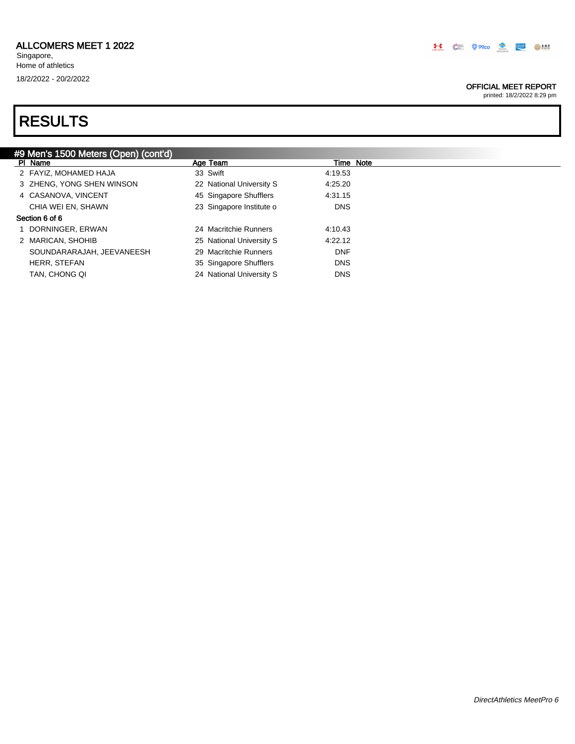# RESULTS

## #9 Men's 1500 Meters (Open) (cont'd)

| Pl | Name | Age | Team | Time | Note |
|---|---|---|---|---|---|
| 2 | FAYIZ, MOHAMED HAJA | 33 | Swift | 4:19.53 | |
| 3 | ZHENG, YONG SHEN WINSON | 22 | National University S | 4:25.20 | |
| 4 | CASANOVA, VINCENT | 45 | Singapore Shufflers | 4:31.15 | |
| | CHIA WEI EN, SHAWN | 23 | Singapore Institute o | DNS | |
| **Section 6 of 6** | | | | | |
| 1 | DORNINGER, ERWAN | 24 | Macritchie Runners | 4:10.43 | |
| 2 | MARICAN, SHOHIB | 25 | National University S | 4:22.12 | |
| | SOUNDARARAJAH, JEEVANEESH | 29 | Macritchie Runners | DNF | |
| | HERR, STEFAN | 35 | Singapore Shufflers | DNS | |
| | TAN, CHONG QI | 24 | National University S | DNS | |